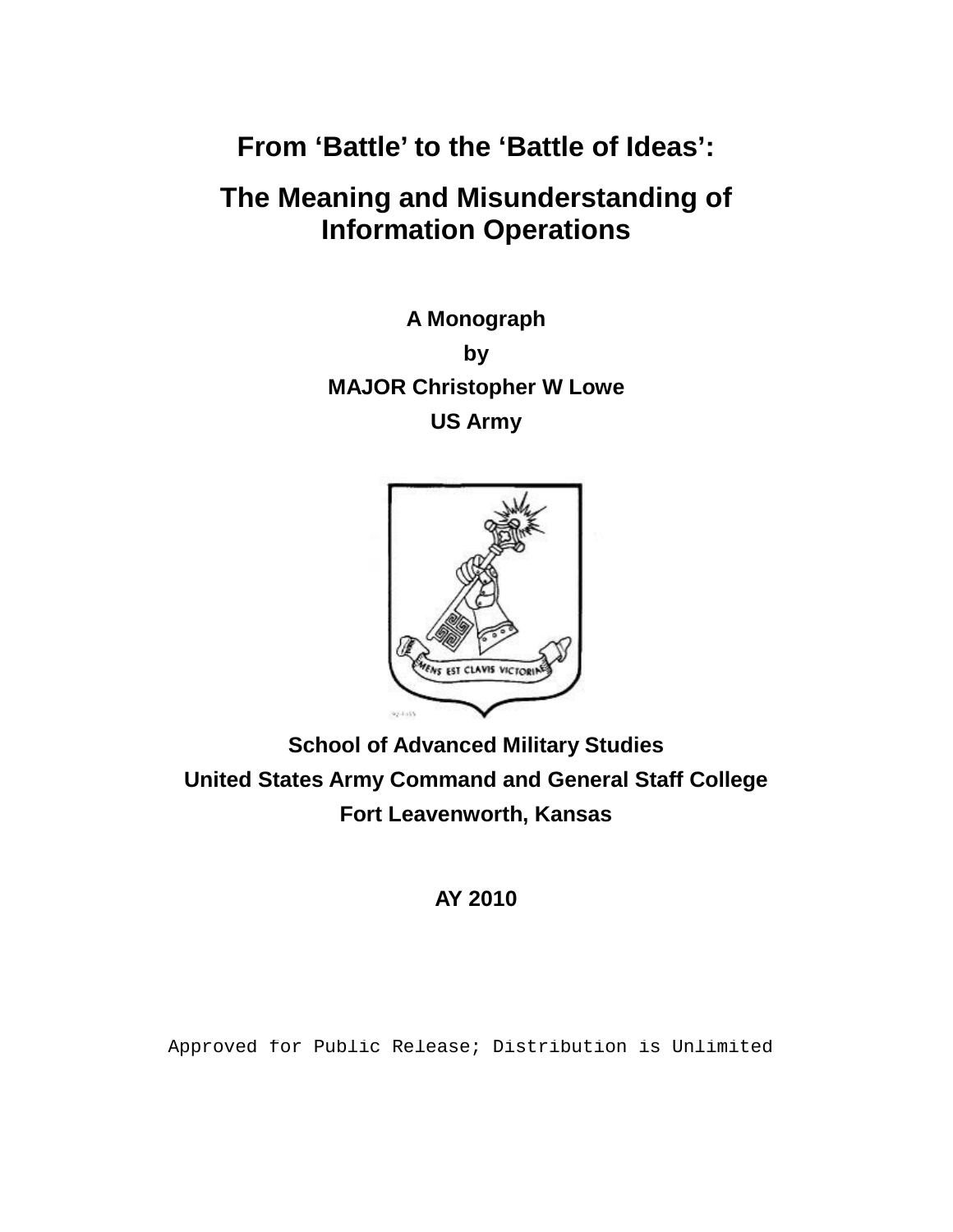# From 'Battle' to the 'Battle of Ideas':

# The Meaning and Misunderstanding of Information Operations

**A Monograph**

**by**

**MAJOR Christopher W Lowe**

**US Army**

**School of Advanced Military Studies**

**United States Army Command and General Staff College**

**Fort Leavenworth, Kansas**

**AY 2010**

Approved for Public Release; Distribution is Unlimited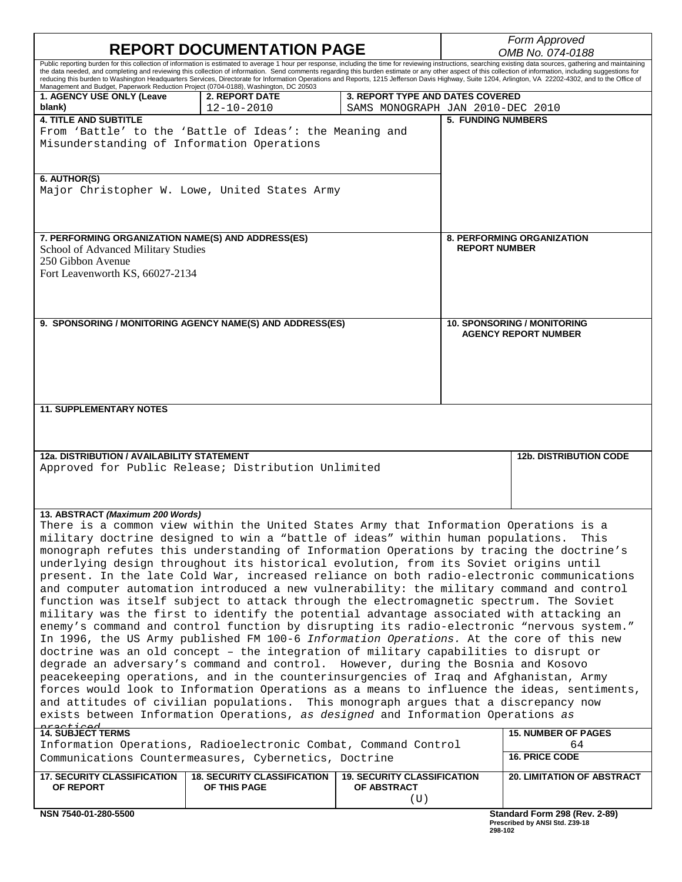# REPORT DOCUMENTATION PAGE

*Form Approved*
*OMB No. 074-0188*

Public reporting burden for this collection of information is estimated to average 1 hour per response, including the time for reviewing instructions, searching existing data sources, gathering and maintaining the data needed, and completing and reviewing this collection of information. Send comments regarding this burden estimate or any other aspect of this collection of information, including suggestions for reducing this burden to Washington Headquarters Services, Directorate for Information Operations and Reports, 1215 Jefferson Davis Highway, Suite 1204, Arlington, VA 22202-4302, and to the Office of Management and Budget, Paperwork Reduction Project (0704-0188), Washington, DC 20503

| 1. AGENCY USE ONLY (Leave blank) | 2. REPORT DATE | 3. REPORT TYPE AND DATES COVERED |
|---|---|---|
| | 12-10-2010 | SAMS MONOGRAPH JAN 2010-DEC 2010 |

**4. TITLE AND SUBTITLE**
From 'Battle' to the 'Battle of Ideas': the Meaning and Misunderstanding of Information Operations

**5. FUNDING NUMBERS**

**6. AUTHOR(S)**
Major Christopher W. Lowe, United States Army

**7. PERFORMING ORGANIZATION NAME(S) AND ADDRESS(ES)**
School of Advanced Military Studies
250 Gibbon Avenue
Fort Leavenworth KS, 66027-2134

**8. PERFORMING ORGANIZATION REPORT NUMBER**

**9. SPONSORING / MONITORING AGENCY NAME(S) AND ADDRESS(ES)**

**10. SPONSORING / MONITORING AGENCY REPORT NUMBER**

**11. SUPPLEMENTARY NOTES**

**12a. DISTRIBUTION / AVAILABILITY STATEMENT**
Approved for Public Release; Distribution Unlimited

**12b. DISTRIBUTION CODE**

**13. ABSTRACT *(Maximum 200 Words)***
There is a common view within the United States Army that Information Operations is a military doctrine designed to win a "battle of ideas" within human populations. This monograph refutes this understanding of Information Operations by tracing the doctrine's underlying design throughout its historical evolution, from its Soviet origins until present. In the late Cold War, increased reliance on both radio-electronic communications and computer automation introduced a new vulnerability: the military command and control function was itself subject to attack through the electromagnetic spectrum. The Soviet military was the first to identify the potential advantage associated with attacking an enemy's command and control function by disrupting its radio-electronic "nervous system." In 1996, the US Army published FM 100-6 *Information Operations.* At the core of this new doctrine was an old concept – the integration of military capabilities to disrupt or degrade an adversary's command and control. However, during the Bosnia and Kosovo peacekeeping operations, and in the counterinsurgencies of Iraq and Afghanistan, Army forces would look to Information Operations as a means to influence the ideas, sentiments, and attitudes of civilian populations. This monograph argues that a discrepancy now exists between Information Operations, *as designed* and Information Operations *as practiced*.

**14. SUBJECT TERMS**
Information Operations, Radioelectronic Combat, Command Control Communications Countermeasures, Cybernetics, Doctrine

**15. NUMBER OF PAGES**
64

**16. PRICE CODE**

| 17. SECURITY CLASSIFICATION OF REPORT | 18. SECURITY CLASSIFICATION OF THIS PAGE | 19. SECURITY CLASSIFICATION OF ABSTRACT | 20. LIMITATION OF ABSTRACT |
|---|---|---|---|
| | | (U) | |

NSN 7540-01-280-5500

**Standard Form 298 (Rev. 2-89)**
Prescribed by ANSI Std. Z39-18
298-102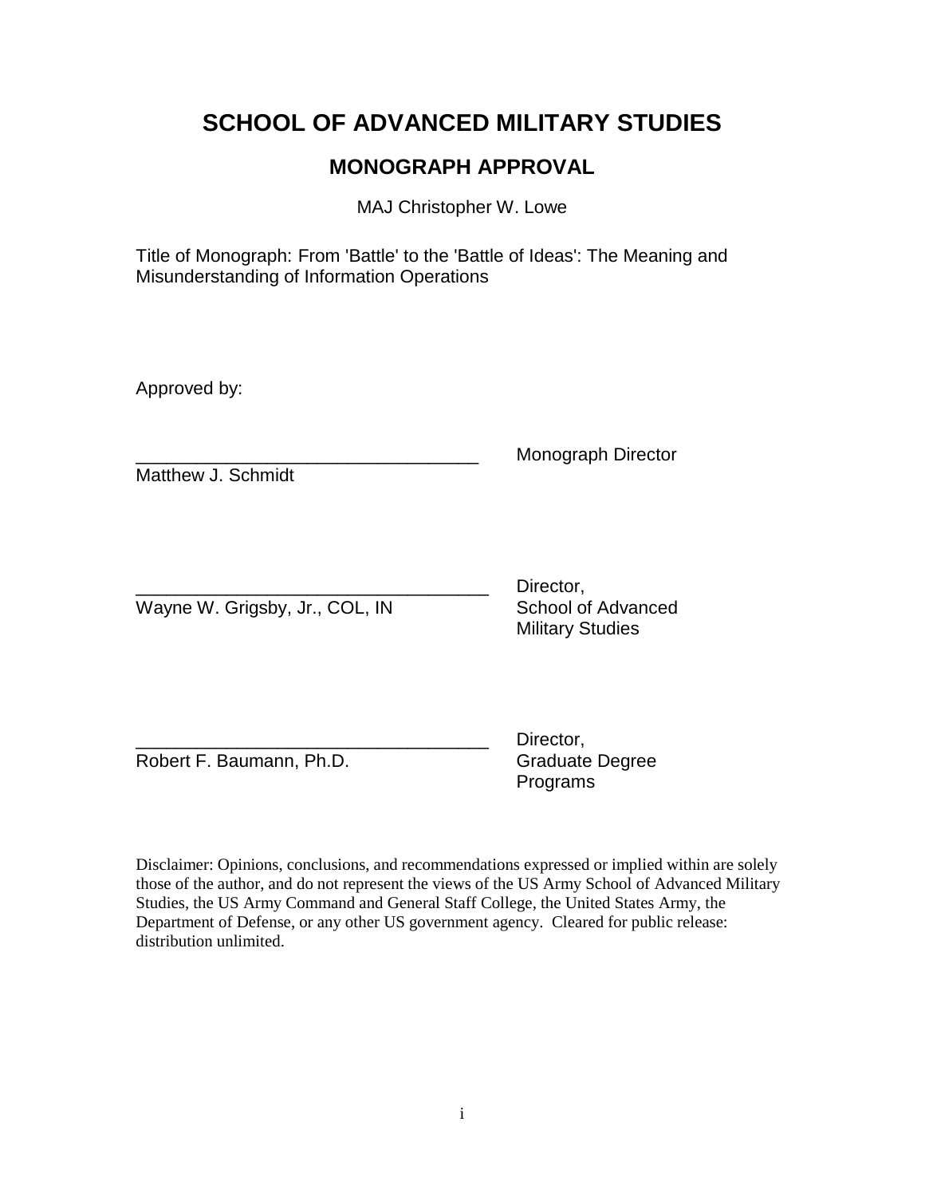# SCHOOL OF ADVANCED MILITARY STUDIES

## MONOGRAPH APPROVAL

MAJ Christopher W. Lowe

Title of Monograph: From 'Battle' to the 'Battle of Ideas': The Meaning and Misunderstanding of Information Operations

Approved by:

__________________________________ Monograph Director
Matthew J. Schmidt

__________________________________ Director, School of Advanced Military Studies
Wayne W. Grigsby, Jr., COL, IN

__________________________________ Director, Graduate Degree Programs
Robert F. Baumann, Ph.D.

Disclaimer: Opinions, conclusions, and recommendations expressed or implied within are solely those of the author, and do not represent the views of the US Army School of Advanced Military Studies, the US Army Command and General Staff College, the United States Army, the Department of Defense, or any other US government agency. Cleared for public release: distribution unlimited.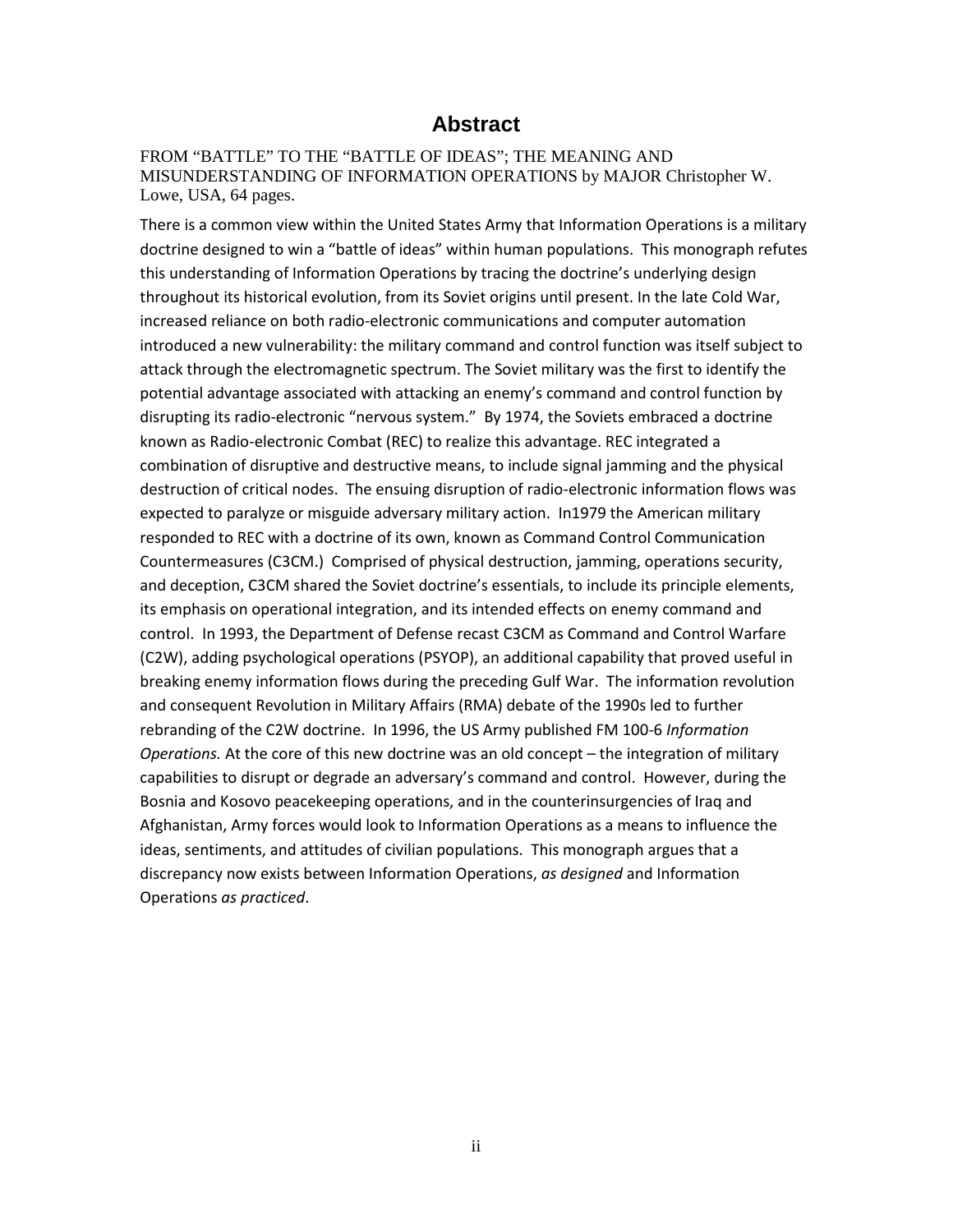# Abstract

FROM "BATTLE" TO THE "BATTLE OF IDEAS"; THE MEANING AND MISUNDERSTANDING OF INFORMATION OPERATIONS by MAJOR Christopher W. Lowe, USA, 64 pages.

There is a common view within the United States Army that Information Operations is a military doctrine designed to win a "battle of ideas" within human populations. This monograph refutes this understanding of Information Operations by tracing the doctrine's underlying design throughout its historical evolution, from its Soviet origins until present. In the late Cold War, increased reliance on both radio-electronic communications and computer automation introduced a new vulnerability: the military command and control function was itself subject to attack through the electromagnetic spectrum. The Soviet military was the first to identify the potential advantage associated with attacking an enemy's command and control function by disrupting its radio-electronic "nervous system." By 1974, the Soviets embraced a doctrine known as Radio-electronic Combat (REC) to realize this advantage. REC integrated a combination of disruptive and destructive means, to include signal jamming and the physical destruction of critical nodes. The ensuing disruption of radio-electronic information flows was expected to paralyze or misguide adversary military action. In1979 the American military responded to REC with a doctrine of its own, known as Command Control Communication Countermeasures (C3CM.) Comprised of physical destruction, jamming, operations security, and deception, C3CM shared the Soviet doctrine's essentials, to include its principle elements, its emphasis on operational integration, and its intended effects on enemy command and control. In 1993, the Department of Defense recast C3CM as Command and Control Warfare (C2W), adding psychological operations (PSYOP), an additional capability that proved useful in breaking enemy information flows during the preceding Gulf War. The information revolution and consequent Revolution in Military Affairs (RMA) debate of the 1990s led to further rebranding of the C2W doctrine. In 1996, the US Army published FM 100-6 *Information Operations.* At the core of this new doctrine was an old concept – the integration of military capabilities to disrupt or degrade an adversary's command and control. However, during the Bosnia and Kosovo peacekeeping operations, and in the counterinsurgencies of Iraq and Afghanistan, Army forces would look to Information Operations as a means to influence the ideas, sentiments, and attitudes of civilian populations. This monograph argues that a discrepancy now exists between Information Operations, *as designed* and Information Operations *as practiced*.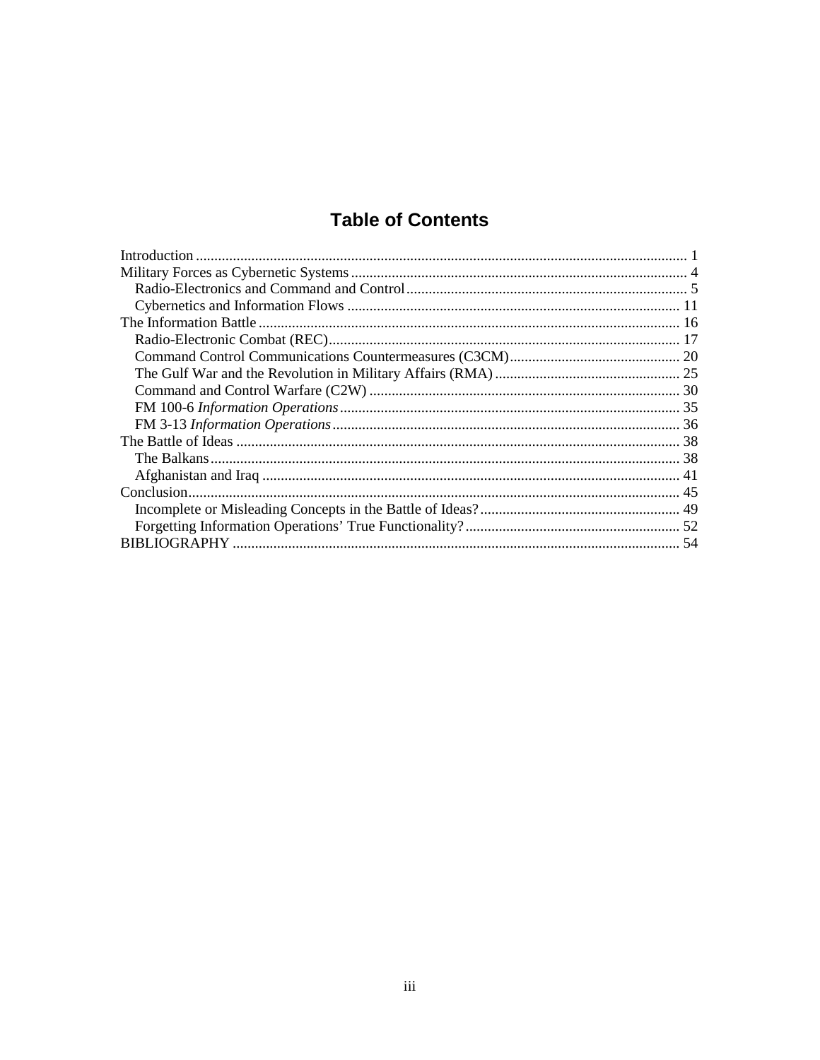# Table of Contents

Introduction .......... 1
Military Forces as Cybernetic Systems .......... 4
  Radio-Electronics and Command and Control .......... 5
  Cybernetics and Information Flows .......... 11
The Information Battle .......... 16
  Radio-Electronic Combat (REC) .......... 17
  Command Control Communications Countermeasures (C3CM) .......... 20
  The Gulf War and the Revolution in Military Affairs (RMA) .......... 25
  Command and Control Warfare (C2W) .......... 30
  FM 100-6 *Information Operations* .......... 35
  FM 3-13 *Information Operations* .......... 36
The Battle of Ideas .......... 38
  The Balkans .......... 38
  Afghanistan and Iraq .......... 41
Conclusion .......... 45
  Incomplete or Misleading Concepts in the Battle of Ideas? .......... 49
  Forgetting Information Operations' True Functionality? .......... 52
BIBLIOGRAPHY .......... 54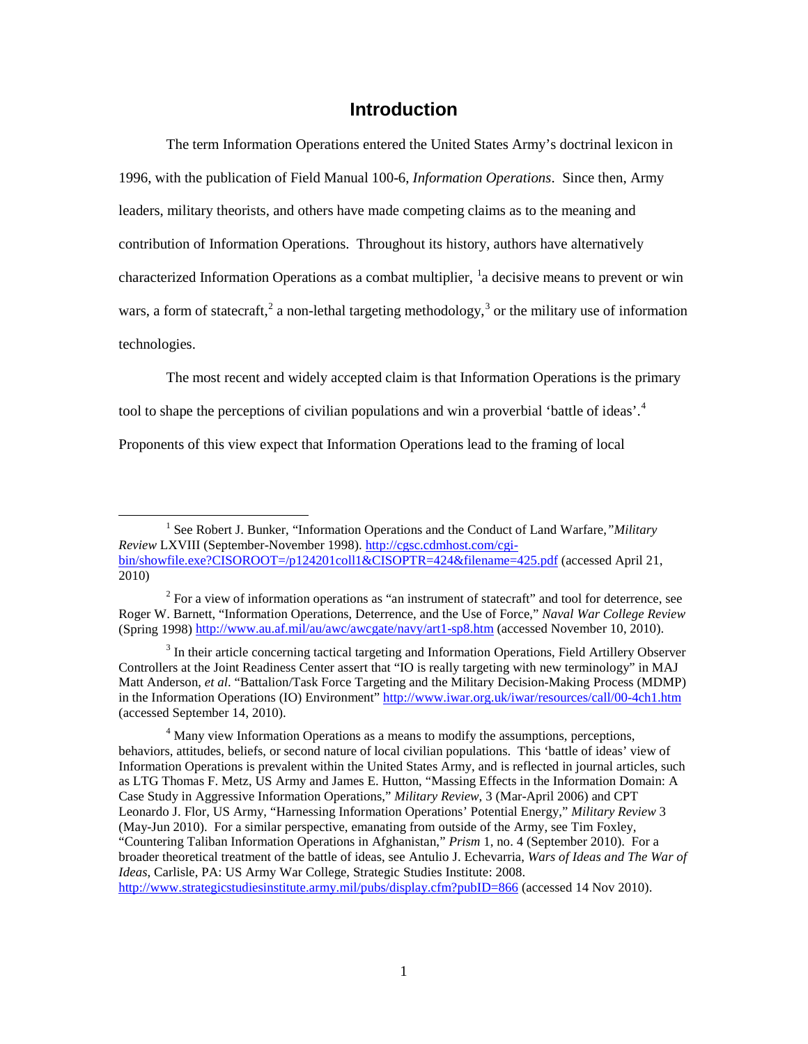## Introduction

The term Information Operations entered the United States Army's doctrinal lexicon in 1996, with the publication of Field Manual 100-6, *Information Operations*. Since then, Army leaders, military theorists, and others have made competing claims as to the meaning and contribution of Information Operations. Throughout its history, authors have alternatively characterized Information Operations as a combat multiplier, [1]a decisive means to prevent or win wars, a form of statecraft,[2] a non-lethal targeting methodology,[3] or the military use of information technologies.

The most recent and widely accepted claim is that Information Operations is the primary tool to shape the perceptions of civilian populations and win a proverbial 'battle of ideas'.[4] Proponents of this view expect that Information Operations lead to the framing of local

---

[1] See Robert J. Bunker, "Information Operations and the Conduct of Land Warfare,"*Military Review* LXVIII (September-November 1998). http://cgsc.cdmhost.com/cgi-bin/showfile.exe?CISOROOT=/p124201coll1&CISOPTR=424&filename=425.pdf (accessed April 21, 2010)

[2] For a view of information operations as "an instrument of statecraft" and tool for deterrence, see Roger W. Barnett, "Information Operations, Deterrence, and the Use of Force," *Naval War College Review* (Spring 1998) http://www.au.af.mil/au/awc/awcgate/navy/art1-sp8.htm (accessed November 10, 2010).

[3] In their article concerning tactical targeting and Information Operations, Field Artillery Observer Controllers at the Joint Readiness Center assert that "IO is really targeting with new terminology" in MAJ Matt Anderson, *et al*. "Battalion/Task Force Targeting and the Military Decision-Making Process (MDMP) in the Information Operations (IO) Environment" http://www.iwar.org.uk/iwar/resources/call/00-4ch1.htm (accessed September 14, 2010).

[4] Many view Information Operations as a means to modify the assumptions, perceptions, behaviors, attitudes, beliefs, or second nature of local civilian populations. This 'battle of ideas' view of Information Operations is prevalent within the United States Army, and is reflected in journal articles, such as LTG Thomas F. Metz, US Army and James E. Hutton, "Massing Effects in the Information Domain: A Case Study in Aggressive Information Operations," *Military Review,* 3 (Mar-April 2006) and CPT Leonardo J. Flor, US Army, "Harnessing Information Operations' Potential Energy," *Military Review* 3 (May-Jun 2010). For a similar perspective, emanating from outside of the Army, see Tim Foxley, "Countering Taliban Information Operations in Afghanistan," *Prism* 1, no. 4 (September 2010). For a broader theoretical treatment of the battle of ideas, see Antulio J. Echevarria, *Wars of Ideas and The War of Ideas*, Carlisle, PA: US Army War College, Strategic Studies Institute: 2008. http://www.strategicstudiesinstitute.army.mil/pubs/display.cfm?pubID=866 (accessed 14 Nov 2010).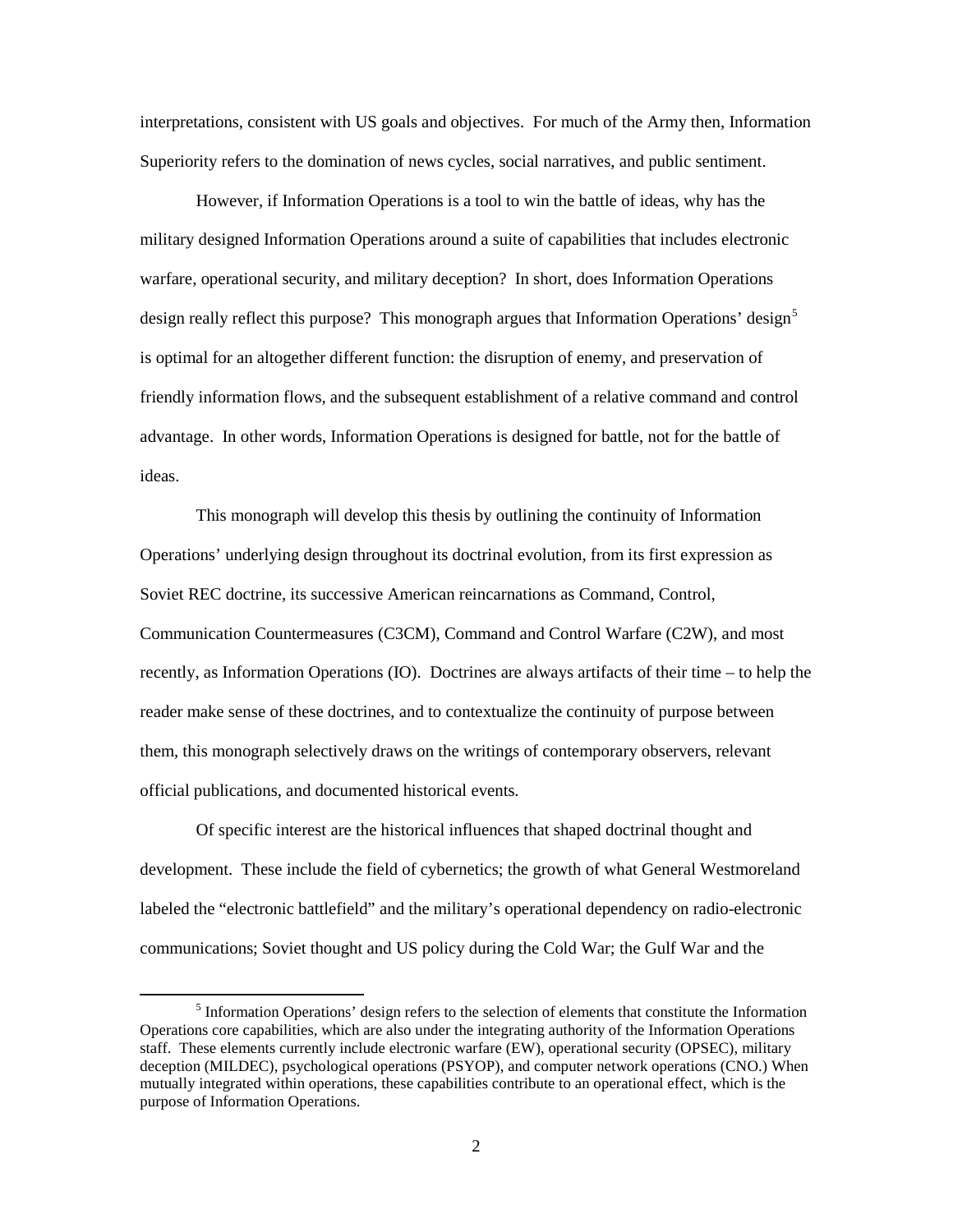interpretations, consistent with US goals and objectives. For much of the Army then, Information Superiority refers to the domination of news cycles, social narratives, and public sentiment.

However, if Information Operations is a tool to win the battle of ideas, why has the military designed Information Operations around a suite of capabilities that includes electronic warfare, operational security, and military deception? In short, does Information Operations design really reflect this purpose? This monograph argues that Information Operations' design[5] is optimal for an altogether different function: the disruption of enemy, and preservation of friendly information flows, and the subsequent establishment of a relative command and control advantage. In other words, Information Operations is designed for battle, not for the battle of ideas.

This monograph will develop this thesis by outlining the continuity of Information Operations' underlying design throughout its doctrinal evolution, from its first expression as Soviet REC doctrine, its successive American reincarnations as Command, Control, Communication Countermeasures (C3CM), Command and Control Warfare (C2W), and most recently, as Information Operations (IO). Doctrines are always artifacts of their time – to help the reader make sense of these doctrines, and to contextualize the continuity of purpose between them, this monograph selectively draws on the writings of contemporary observers, relevant official publications, and documented historical events.

Of specific interest are the historical influences that shaped doctrinal thought and development. These include the field of cybernetics; the growth of what General Westmoreland labeled the "electronic battlefield" and the military's operational dependency on radio-electronic communications; Soviet thought and US policy during the Cold War; the Gulf War and the

[5] Information Operations' design refers to the selection of elements that constitute the Information Operations core capabilities, which are also under the integrating authority of the Information Operations staff. These elements currently include electronic warfare (EW), operational security (OPSEC), military deception (MILDEC), psychological operations (PSYOP), and computer network operations (CNO.) When mutually integrated within operations, these capabilities contribute to an operational effect, which is the purpose of Information Operations.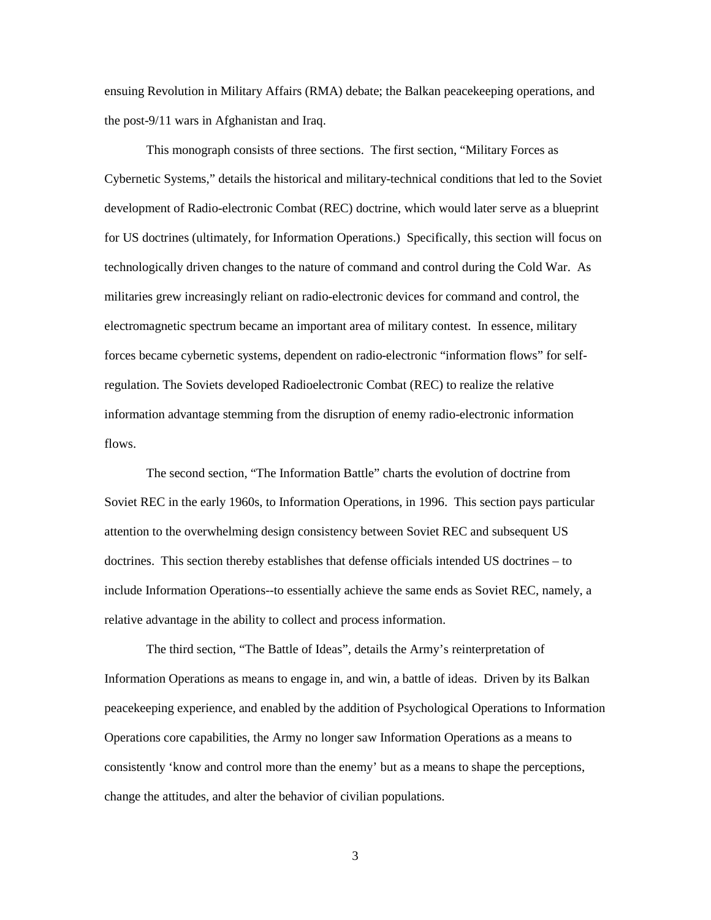ensuing Revolution in Military Affairs (RMA) debate; the Balkan peacekeeping operations, and the post-9/11 wars in Afghanistan and Iraq.

This monograph consists of three sections. The first section, "Military Forces as Cybernetic Systems," details the historical and military-technical conditions that led to the Soviet development of Radio-electronic Combat (REC) doctrine, which would later serve as a blueprint for US doctrines (ultimately, for Information Operations.) Specifically, this section will focus on technologically driven changes to the nature of command and control during the Cold War. As militaries grew increasingly reliant on radio-electronic devices for command and control, the electromagnetic spectrum became an important area of military contest. In essence, military forces became cybernetic systems, dependent on radio-electronic "information flows" for self-regulation. The Soviets developed Radioelectronic Combat (REC) to realize the relative information advantage stemming from the disruption of enemy radio-electronic information flows.

The second section, "The Information Battle" charts the evolution of doctrine from Soviet REC in the early 1960s, to Information Operations, in 1996. This section pays particular attention to the overwhelming design consistency between Soviet REC and subsequent US doctrines. This section thereby establishes that defense officials intended US doctrines – to include Information Operations--to essentially achieve the same ends as Soviet REC, namely, a relative advantage in the ability to collect and process information.

The third section, "The Battle of Ideas", details the Army's reinterpretation of Information Operations as means to engage in, and win, a battle of ideas. Driven by its Balkan peacekeeping experience, and enabled by the addition of Psychological Operations to Information Operations core capabilities, the Army no longer saw Information Operations as a means to consistently 'know and control more than the enemy' but as a means to shape the perceptions, change the attitudes, and alter the behavior of civilian populations.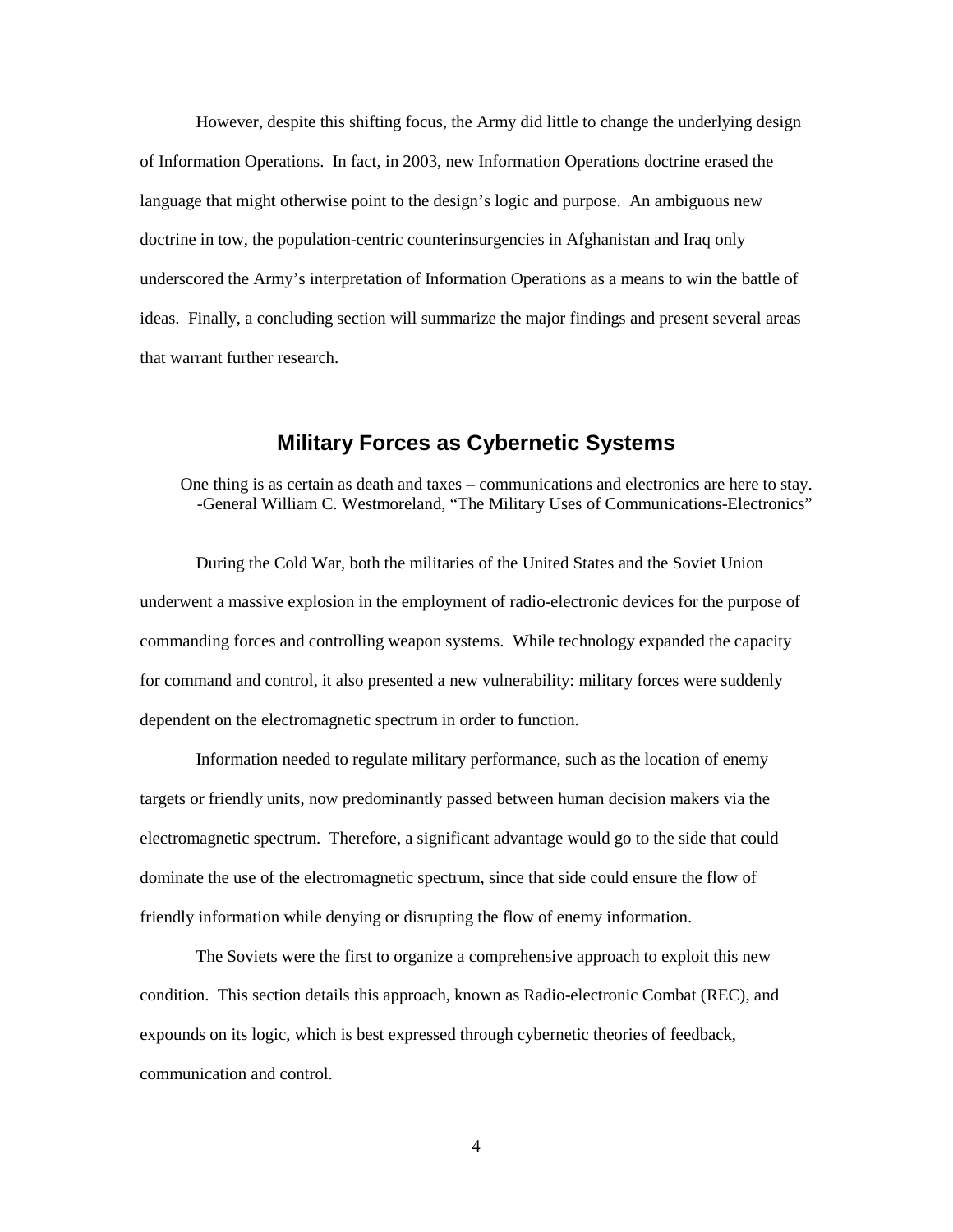However, despite this shifting focus, the Army did little to change the underlying design of Information Operations. In fact, in 2003, new Information Operations doctrine erased the language that might otherwise point to the design's logic and purpose. An ambiguous new doctrine in tow, the population-centric counterinsurgencies in Afghanistan and Iraq only underscored the Army's interpretation of Information Operations as a means to win the battle of ideas. Finally, a concluding section will summarize the major findings and present several areas that warrant further research.

## Military Forces as Cybernetic Systems

> One thing is as certain as death and taxes – communications and electronics are here to stay.
> -General William C. Westmoreland, "The Military Uses of Communications-Electronics"

During the Cold War, both the militaries of the United States and the Soviet Union underwent a massive explosion in the employment of radio-electronic devices for the purpose of commanding forces and controlling weapon systems. While technology expanded the capacity for command and control, it also presented a new vulnerability: military forces were suddenly dependent on the electromagnetic spectrum in order to function.

Information needed to regulate military performance, such as the location of enemy targets or friendly units, now predominantly passed between human decision makers via the electromagnetic spectrum. Therefore, a significant advantage would go to the side that could dominate the use of the electromagnetic spectrum, since that side could ensure the flow of friendly information while denying or disrupting the flow of enemy information.

The Soviets were the first to organize a comprehensive approach to exploit this new condition. This section details this approach, known as Radio-electronic Combat (REC), and expounds on its logic, which is best expressed through cybernetic theories of feedback, communication and control.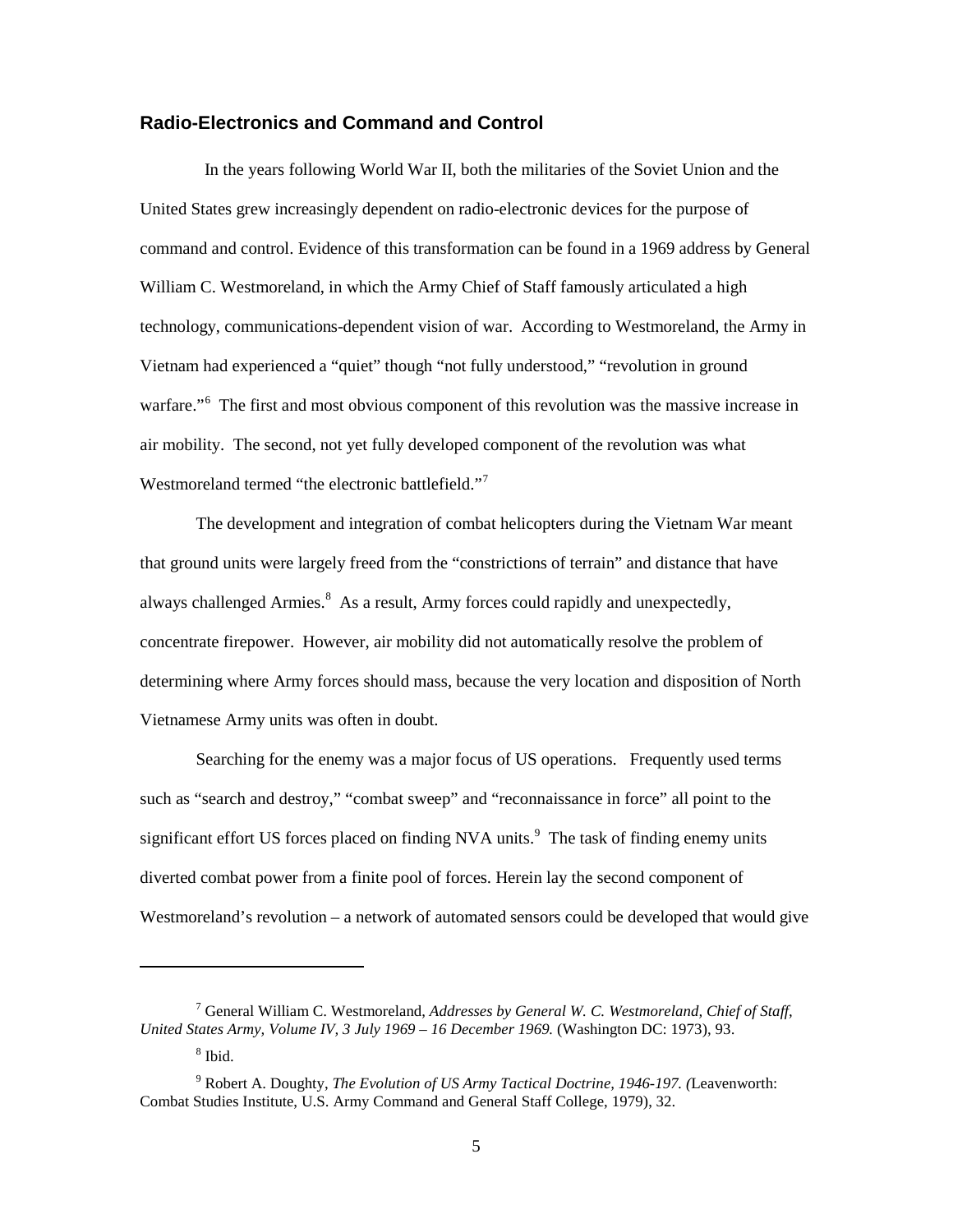## Radio-Electronics and Command and Control

In the years following World War II, both the militaries of the Soviet Union and the United States grew increasingly dependent on radio-electronic devices for the purpose of command and control. Evidence of this transformation can be found in a 1969 address by General William C. Westmoreland, in which the Army Chief of Staff famously articulated a high technology, communications-dependent vision of war. According to Westmoreland, the Army in Vietnam had experienced a "quiet" though "not fully understood," "revolution in ground warfare."[6] The first and most obvious component of this revolution was the massive increase in air mobility. The second, not yet fully developed component of the revolution was what Westmoreland termed "the electronic battlefield."[7]

The development and integration of combat helicopters during the Vietnam War meant that ground units were largely freed from the "constrictions of terrain" and distance that have always challenged Armies.[8] As a result, Army forces could rapidly and unexpectedly, concentrate firepower. However, air mobility did not automatically resolve the problem of determining where Army forces should mass, because the very location and disposition of North Vietnamese Army units was often in doubt.

Searching for the enemy was a major focus of US operations. Frequently used terms such as "search and destroy," "combat sweep" and "reconnaissance in force" all point to the significant effort US forces placed on finding NVA units.[9] The task of finding enemy units diverted combat power from a finite pool of forces. Herein lay the second component of Westmoreland's revolution – a network of automated sensors could be developed that would give

---

[7] General William C. Westmoreland, *Addresses by General W. C. Westmoreland, Chief of Staff, United States Army, Volume IV, 3 July 1969 – 16 December 1969.* (Washington DC: 1973), 93.

[8] Ibid.

[9] Robert A. Doughty, *The Evolution of US Army Tactical Doctrine, 1946-197. (*Leavenworth: Combat Studies Institute, U.S. Army Command and General Staff College, 1979), 32.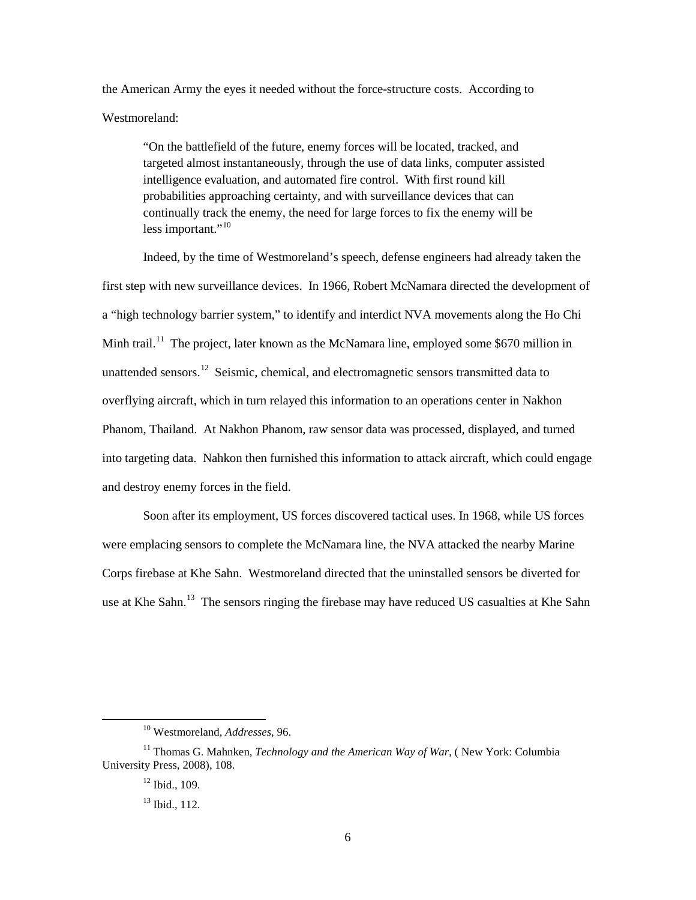the American Army the eyes it needed without the force-structure costs. According to Westmoreland:

> "On the battlefield of the future, enemy forces will be located, tracked, and targeted almost instantaneously, through the use of data links, computer assisted intelligence evaluation, and automated fire control. With first round kill probabilities approaching certainty, and with surveillance devices that can continually track the enemy, the need for large forces to fix the enemy will be less important."[10]

Indeed, by the time of Westmoreland's speech, defense engineers had already taken the first step with new surveillance devices. In 1966, Robert McNamara directed the development of a "high technology barrier system," to identify and interdict NVA movements along the Ho Chi Minh trail.[11] The project, later known as the McNamara line, employed some $670 million in unattended sensors.[12] Seismic, chemical, and electromagnetic sensors transmitted data to overflying aircraft, which in turn relayed this information to an operations center in Nakhon Phanom, Thailand. At Nakhon Phanom, raw sensor data was processed, displayed, and turned into targeting data. Nahkon then furnished this information to attack aircraft, which could engage and destroy enemy forces in the field.

Soon after its employment, US forces discovered tactical uses. In 1968, while US forces were emplacing sensors to complete the McNamara line, the NVA attacked the nearby Marine Corps firebase at Khe Sahn. Westmoreland directed that the uninstalled sensors be diverted for use at Khe Sahn.[13] The sensors ringing the firebase may have reduced US casualties at Khe Sahn

---

[10] Westmoreland, *Addresses*, 96.

[11] Thomas G. Mahnken, *Technology and the American Way of War*, ( New York: Columbia University Press, 2008), 108.

[12] Ibid., 109.

[13] Ibid., 112.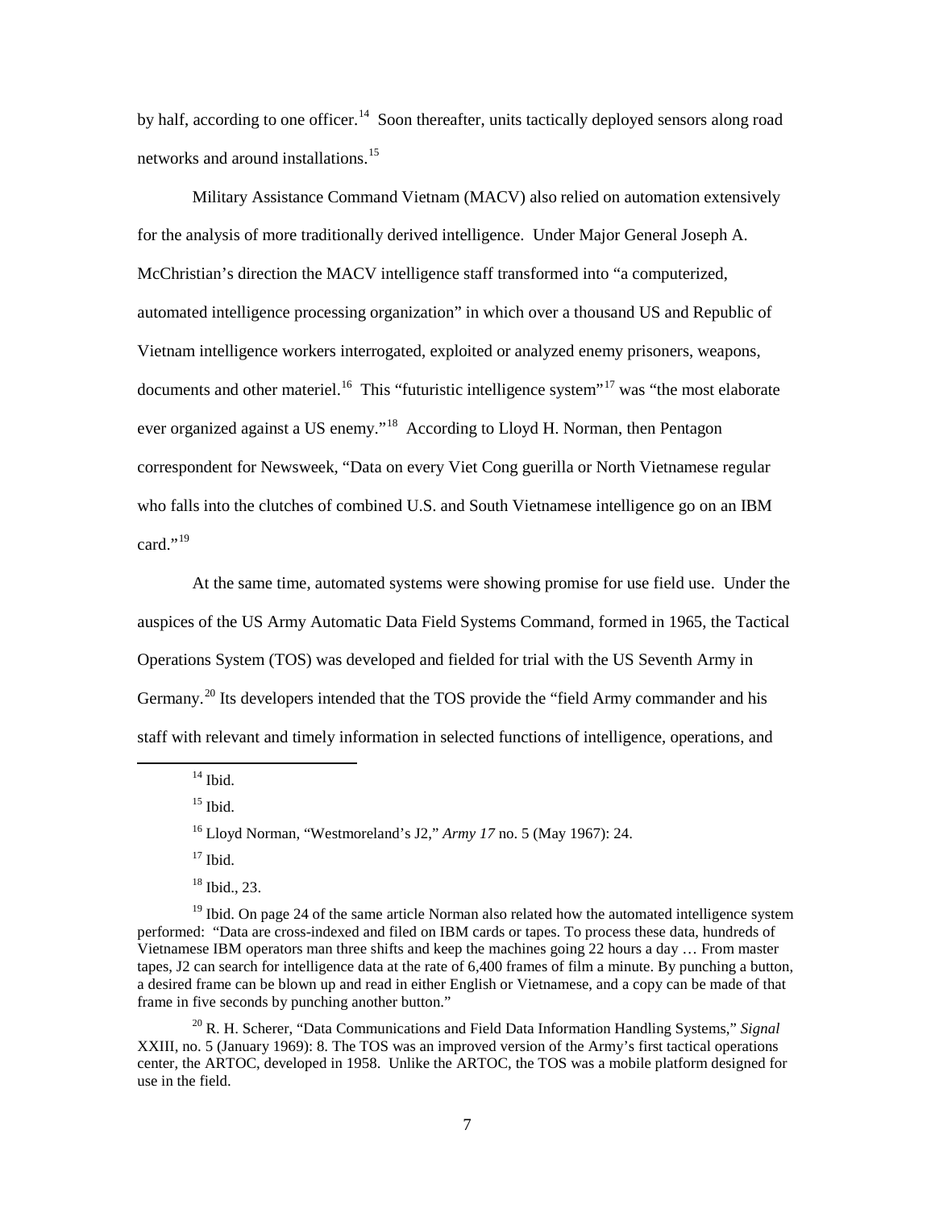by half, according to one officer.[14] Soon thereafter, units tactically deployed sensors along road networks and around installations.[15]

Military Assistance Command Vietnam (MACV) also relied on automation extensively for the analysis of more traditionally derived intelligence. Under Major General Joseph A. McChristian's direction the MACV intelligence staff transformed into "a computerized, automated intelligence processing organization" in which over a thousand US and Republic of Vietnam intelligence workers interrogated, exploited or analyzed enemy prisoners, weapons, documents and other materiel.[16] This "futuristic intelligence system"[17] was "the most elaborate ever organized against a US enemy."[18] According to Lloyd H. Norman, then Pentagon correspondent for Newsweek, "Data on every Viet Cong guerilla or North Vietnamese regular who falls into the clutches of combined U.S. and South Vietnamese intelligence go on an IBM card."[19]

At the same time, automated systems were showing promise for use field use. Under the auspices of the US Army Automatic Data Field Systems Command, formed in 1965, the Tactical Operations System (TOS) was developed and fielded for trial with the US Seventh Army in Germany.[20] Its developers intended that the TOS provide the "field Army commander and his staff with relevant and timely information in selected functions of intelligence, operations, and

---

[14] Ibid.

[15] Ibid.

[16] Lloyd Norman, "Westmoreland's J2," *Army 17* no. 5 (May 1967): 24.

[17] Ibid.

[18] Ibid., 23.

[19] Ibid. On page 24 of the same article Norman also related how the automated intelligence system performed: "Data are cross-indexed and filed on IBM cards or tapes. To process these data, hundreds of Vietnamese IBM operators man three shifts and keep the machines going 22 hours a day … From master tapes, J2 can search for intelligence data at the rate of 6,400 frames of film a minute. By punching a button, a desired frame can be blown up and read in either English or Vietnamese, and a copy can be made of that frame in five seconds by punching another button."

[20] R. H. Scherer, "Data Communications and Field Data Information Handling Systems," *Signal* XXIII, no. 5 (January 1969): 8. The TOS was an improved version of the Army's first tactical operations center, the ARTOC, developed in 1958. Unlike the ARTOC, the TOS was a mobile platform designed for use in the field.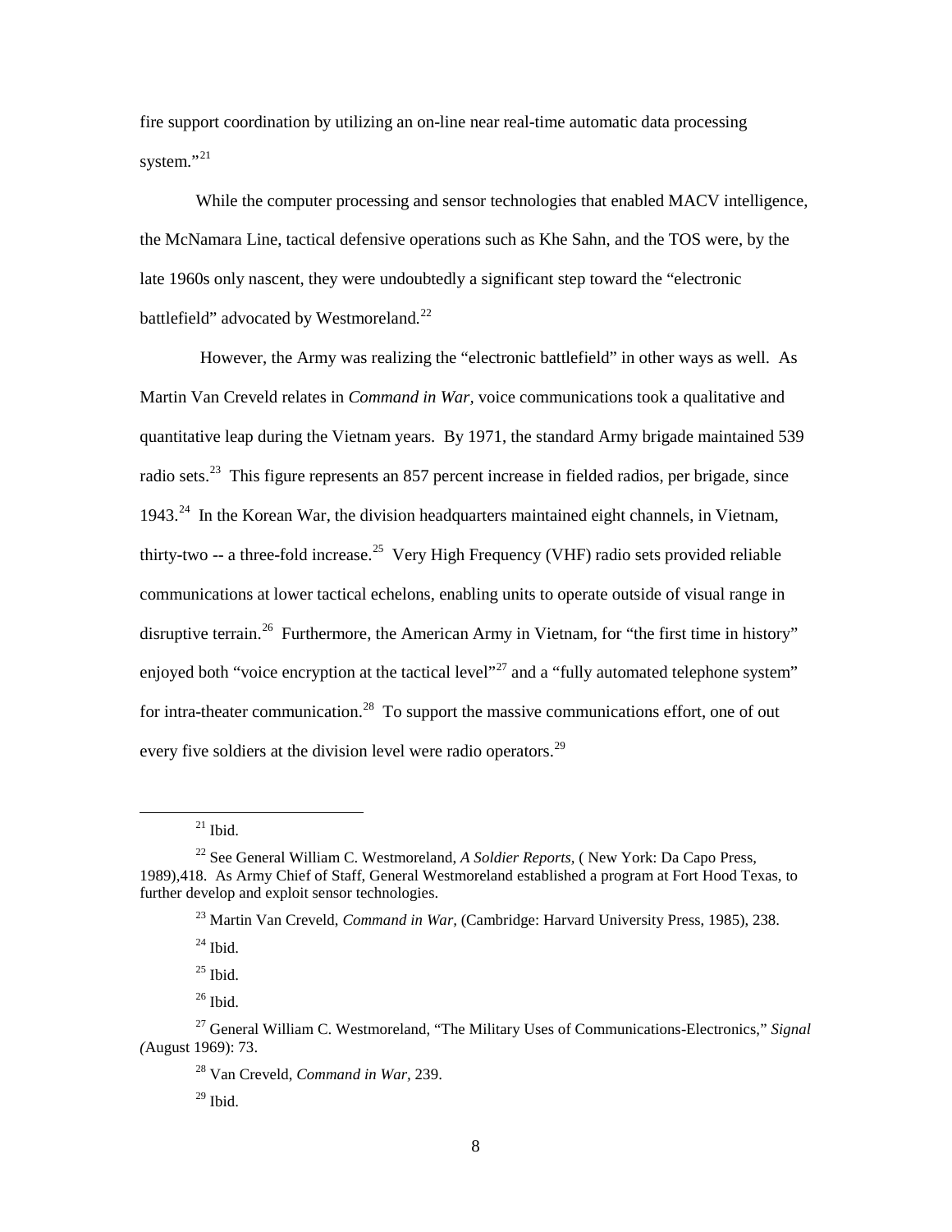fire support coordination by utilizing an on-line near real-time automatic data processing system."[21]

While the computer processing and sensor technologies that enabled MACV intelligence, the McNamara Line, tactical defensive operations such as Khe Sahn, and the TOS were, by the late 1960s only nascent, they were undoubtedly a significant step toward the "electronic battlefield" advocated by Westmoreland.[22]

However, the Army was realizing the "electronic battlefield" in other ways as well. As Martin Van Creveld relates in *Command in War,* voice communications took a qualitative and quantitative leap during the Vietnam years. By 1971, the standard Army brigade maintained 539 radio sets.[23] This figure represents an 857 percent increase in fielded radios, per brigade, since 1943.[24] In the Korean War, the division headquarters maintained eight channels, in Vietnam, thirty-two -- a three-fold increase.[25] Very High Frequency (VHF) radio sets provided reliable communications at lower tactical echelons, enabling units to operate outside of visual range in disruptive terrain.[26] Furthermore, the American Army in Vietnam, for "the first time in history" enjoyed both "voice encryption at the tactical level"[27] and a "fully automated telephone system" for intra-theater communication.[28] To support the massive communications effort, one of out every five soldiers at the division level were radio operators.[29]

---

[21] Ibid.

[22] See General William C. Westmoreland, *A Soldier Reports*, ( New York: Da Capo Press, 1989),418. As Army Chief of Staff, General Westmoreland established a program at Fort Hood Texas, to further develop and exploit sensor technologies.

[23] Martin Van Creveld, *Command in War,* (Cambridge: Harvard University Press, 1985), 238.

[24] Ibid.

[25] Ibid.

[26] Ibid.

[27] General William C. Westmoreland, "The Military Uses of Communications-Electronics," *Signal (*August 1969): 73.

[28] Van Creveld, *Command in War,* 239.

[29] Ibid.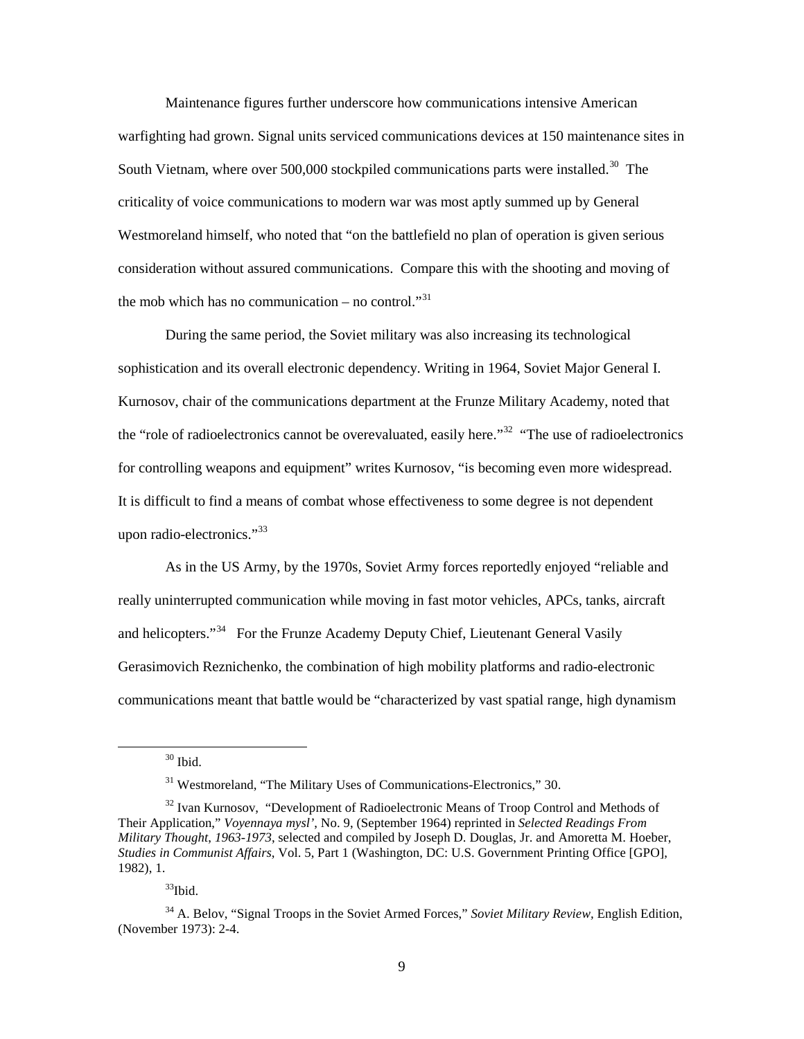Maintenance figures further underscore how communications intensive American warfighting had grown. Signal units serviced communications devices at 150 maintenance sites in South Vietnam, where over 500,000 stockpiled communications parts were installed.[30] The criticality of voice communications to modern war was most aptly summed up by General Westmoreland himself, who noted that "on the battlefield no plan of operation is given serious consideration without assured communications. Compare this with the shooting and moving of the mob which has no communication – no control."[31]

During the same period, the Soviet military was also increasing its technological sophistication and its overall electronic dependency. Writing in 1964, Soviet Major General I. Kurnosov, chair of the communications department at the Frunze Military Academy, noted that the "role of radioelectronics cannot be overevaluated, easily here."[32] "The use of radioelectronics for controlling weapons and equipment" writes Kurnosov, "is becoming even more widespread. It is difficult to find a means of combat whose effectiveness to some degree is not dependent upon radio-electronics."[33]

As in the US Army, by the 1970s, Soviet Army forces reportedly enjoyed "reliable and really uninterrupted communication while moving in fast motor vehicles, APCs, tanks, aircraft and helicopters."[34] For the Frunze Academy Deputy Chief, Lieutenant General Vasily Gerasimovich Reznichenko, the combination of high mobility platforms and radio-electronic communications meant that battle would be "characterized by vast spatial range, high dynamism

---

[30] Ibid.

[31] Westmoreland, "The Military Uses of Communications-Electronics," 30.

[32] Ivan Kurnosov, "Development of Radioelectronic Means of Troop Control and Methods of Their Application," *Voyennaya mysl'*, No. 9, (September 1964) reprinted in *Selected Readings From Military Thought, 1963-1973*, selected and compiled by Joseph D. Douglas, Jr. and Amoretta M. Hoeber, *Studies in Communist Affairs*, Vol. 5, Part 1 (Washington, DC: U.S. Government Printing Office [GPO], 1982), 1.

[33] Ibid.

[34] A. Belov, "Signal Troops in the Soviet Armed Forces," *Soviet Military Review*, English Edition, (November 1973): 2-4.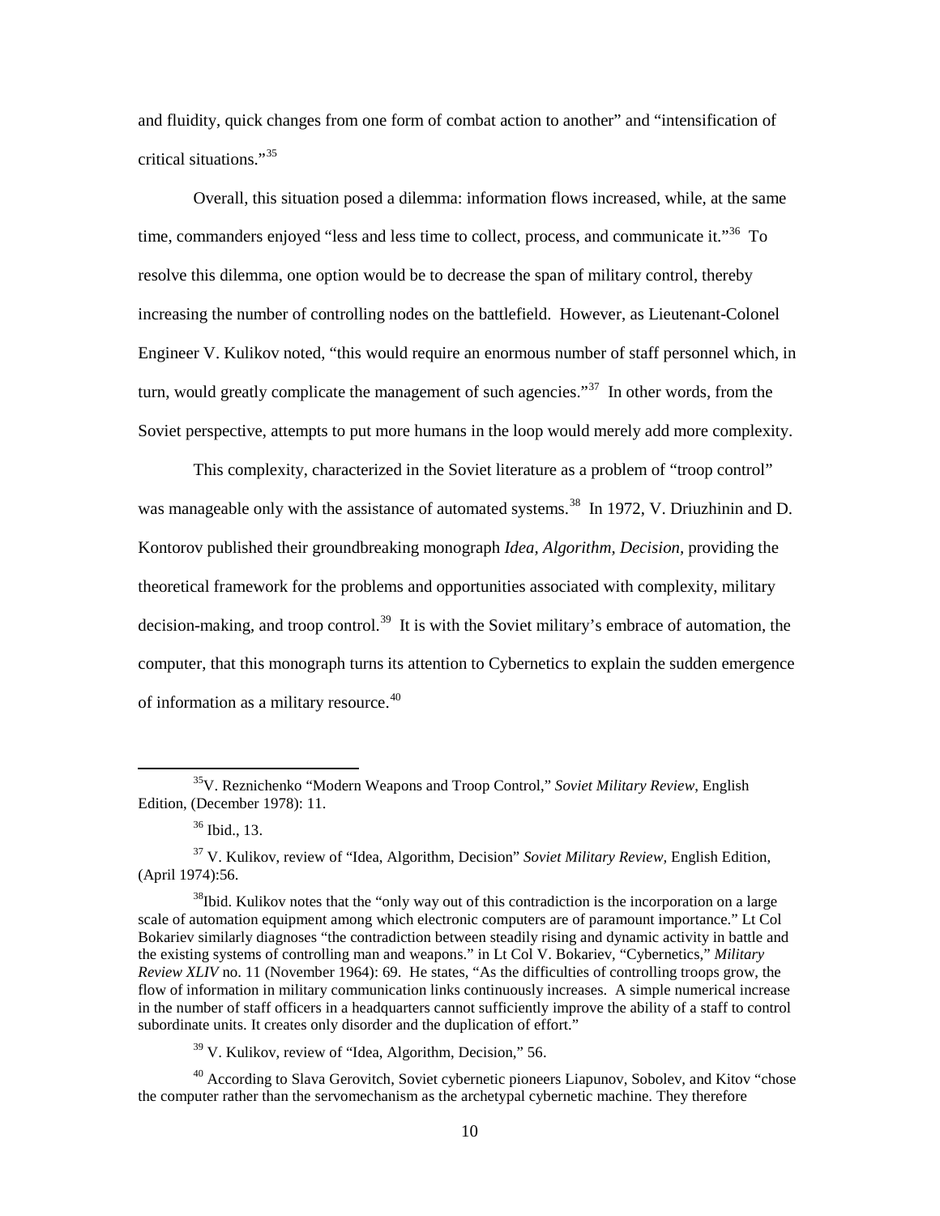and fluidity, quick changes from one form of combat action to another" and "intensification of critical situations."[35]

Overall, this situation posed a dilemma: information flows increased, while, at the same time, commanders enjoyed "less and less time to collect, process, and communicate it."[36] To resolve this dilemma, one option would be to decrease the span of military control, thereby increasing the number of controlling nodes on the battlefield. However, as Lieutenant-Colonel Engineer V. Kulikov noted, "this would require an enormous number of staff personnel which, in turn, would greatly complicate the management of such agencies."[37] In other words, from the Soviet perspective, attempts to put more humans in the loop would merely add more complexity.

This complexity, characterized in the Soviet literature as a problem of "troop control" was manageable only with the assistance of automated systems.[38] In 1972, V. Driuzhinin and D. Kontorov published their groundbreaking monograph *Idea, Algorithm, Decision,* providing the theoretical framework for the problems and opportunities associated with complexity, military decision-making, and troop control.[39] It is with the Soviet military's embrace of automation, the computer, that this monograph turns its attention to Cybernetics to explain the sudden emergence of information as a military resource.[40]

---

[35] V. Reznichenko "Modern Weapons and Troop Control," *Soviet Military Review*, English Edition, (December 1978): 11.

[36] Ibid., 13.

[37] V. Kulikov, review of "Idea, Algorithm, Decision" *Soviet Military Review*, English Edition, (April 1974):56.

[38] Ibid. Kulikov notes that the "only way out of this contradiction is the incorporation on a large scale of automation equipment among which electronic computers are of paramount importance." Lt Col Bokariev similarly diagnoses "the contradiction between steadily rising and dynamic activity in battle and the existing systems of controlling man and weapons." in Lt Col V. Bokariev, "Cybernetics," *Military Review XLIV* no. 11 (November 1964): 69. He states, "As the difficulties of controlling troops grow, the flow of information in military communication links continuously increases. A simple numerical increase in the number of staff officers in a headquarters cannot sufficiently improve the ability of a staff to control subordinate units. It creates only disorder and the duplication of effort."

[39] V. Kulikov, review of "Idea, Algorithm, Decision," 56.

[40] According to Slava Gerovitch, Soviet cybernetic pioneers Liapunov, Sobolev, and Kitov "chose the computer rather than the servomechanism as the archetypal cybernetic machine. They therefore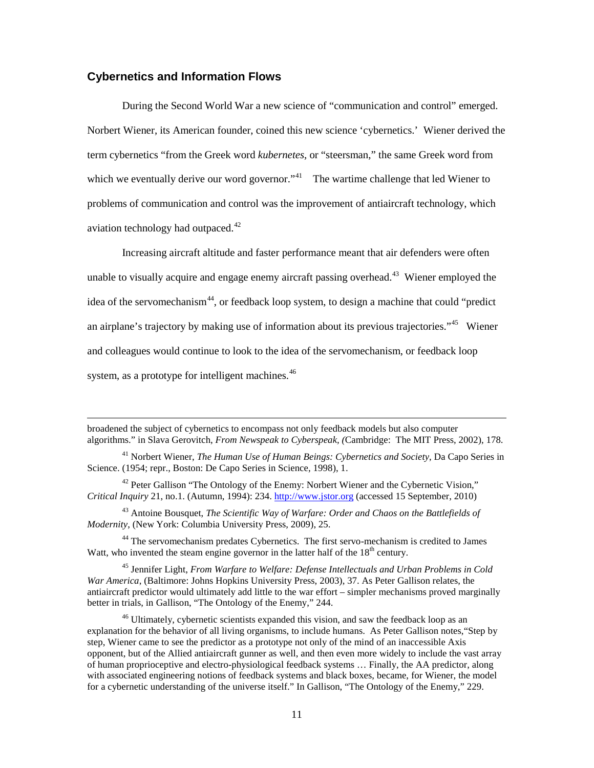## Cybernetics and Information Flows

During the Second World War a new science of "communication and control" emerged. Norbert Wiener, its American founder, coined this new science 'cybernetics.' Wiener derived the term cybernetics "from the Greek word *kubernetes*, or "steersman," the same Greek word from which we eventually derive our word governor."[41] The wartime challenge that led Wiener to problems of communication and control was the improvement of antiaircraft technology, which aviation technology had outpaced.[42]

Increasing aircraft altitude and faster performance meant that air defenders were often unable to visually acquire and engage enemy aircraft passing overhead.[43] Wiener employed the idea of the servomechanism[44], or feedback loop system, to design a machine that could "predict an airplane's trajectory by making use of information about its previous trajectories."[45] Wiener and colleagues would continue to look to the idea of the servomechanism, or feedback loop system, as a prototype for intelligent machines.[46]

---

broadened the subject of cybernetics to encompass not only feedback models but also computer algorithms." in Slava Gerovitch, *From Newspeak to Cyberspeak*, (Cambridge: The MIT Press, 2002), 178.

[41] Norbert Wiener, *The Human Use of Human Beings: Cybernetics and Society*, Da Capo Series in Science. (1954; repr., Boston: De Capo Series in Science, 1998), 1.

[42] Peter Gallison "The Ontology of the Enemy: Norbert Wiener and the Cybernetic Vision," *Critical Inquiry* 21, no.1. (Autumn, 1994): 234. http://www.jstor.org (accessed 15 September, 2010)

[43] Antoine Bousquet, *The Scientific Way of Warfare: Order and Chaos on the Battlefields of Modernity*, (New York: Columbia University Press, 2009), 25.

[44] The servomechanism predates Cybernetics. The first servo-mechanism is credited to James Watt, who invented the steam engine governor in the latter half of the 18th century.

[45] Jennifer Light, *From Warfare to Welfare: Defense Intellectuals and Urban Problems in Cold War America*, (Baltimore: Johns Hopkins University Press, 2003), 37. As Peter Gallison relates, the antiaircraft predictor would ultimately add little to the war effort – simpler mechanisms proved marginally better in trials, in Gallison, "The Ontology of the Enemy," 244.

[46] Ultimately, cybernetic scientists expanded this vision, and saw the feedback loop as an explanation for the behavior of all living organisms, to include humans. As Peter Gallison notes,"Step by step, Wiener came to see the predictor as a prototype not only of the mind of an inaccessible Axis opponent, but of the Allied antiaircraft gunner as well, and then even more widely to include the vast array of human proprioceptive and electro-physiological feedback systems … Finally, the AA predictor, along with associated engineering notions of feedback systems and black boxes, became, for Wiener, the model for a cybernetic understanding of the universe itself." In Gallison, "The Ontology of the Enemy," 229.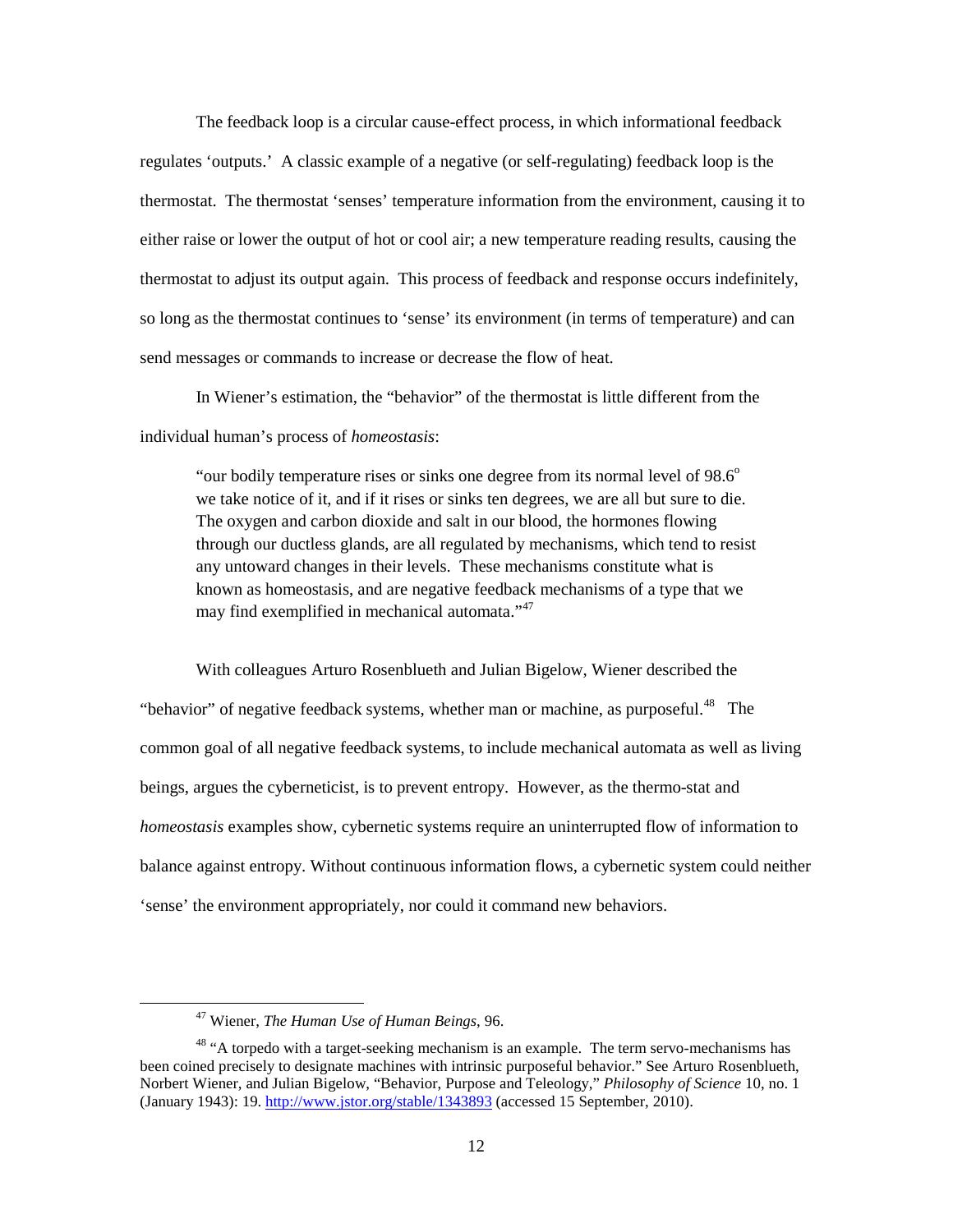The feedback loop is a circular cause-effect process, in which informational feedback regulates 'outputs.' A classic example of a negative (or self-regulating) feedback loop is the thermostat. The thermostat 'senses' temperature information from the environment, causing it to either raise or lower the output of hot or cool air; a new temperature reading results, causing the thermostat to adjust its output again. This process of feedback and response occurs indefinitely, so long as the thermostat continues to 'sense' its environment (in terms of temperature) and can send messages or commands to increase or decrease the flow of heat.

In Wiener's estimation, the "behavior" of the thermostat is little different from the individual human's process of *homeostasis*:

> "our bodily temperature rises or sinks one degree from its normal level of 98.6° we take notice of it, and if it rises or sinks ten degrees, we are all but sure to die. The oxygen and carbon dioxide and salt in our blood, the hormones flowing through our ductless glands, are all regulated by mechanisms, which tend to resist any untoward changes in their levels. These mechanisms constitute what is known as homeostasis, and are negative feedback mechanisms of a type that we may find exemplified in mechanical automata."[47]

With colleagues Arturo Rosenblueth and Julian Bigelow, Wiener described the "behavior" of negative feedback systems, whether man or machine, as purposeful.[48] The common goal of all negative feedback systems, to include mechanical automata as well as living beings, argues the cyberneticist, is to prevent entropy. However, as the thermo-stat and *homeostasis* examples show, cybernetic systems require an uninterrupted flow of information to balance against entropy. Without continuous information flows, a cybernetic system could neither 'sense' the environment appropriately, nor could it command new behaviors.

---

[47] Wiener, *The Human Use of Human Beings*, 96.

[48] "A torpedo with a target-seeking mechanism is an example. The term servo-mechanisms has been coined precisely to designate machines with intrinsic purposeful behavior." See Arturo Rosenblueth, Norbert Wiener, and Julian Bigelow, "Behavior, Purpose and Teleology," *Philosophy of Science* 10, no. 1 (January 1943): 19. http://www.jstor.org/stable/1343893 (accessed 15 September, 2010).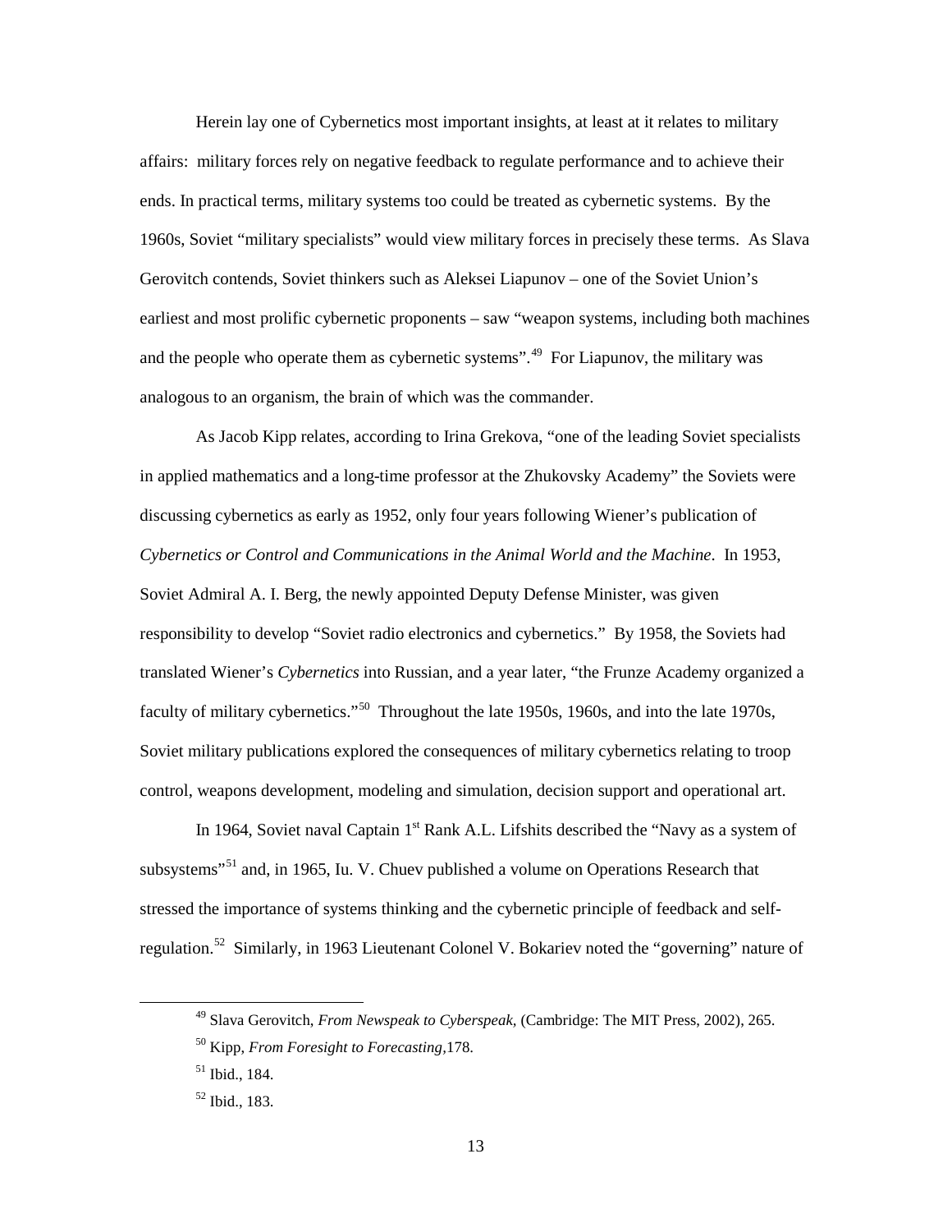Herein lay one of Cybernetics most important insights, at least at it relates to military affairs: military forces rely on negative feedback to regulate performance and to achieve their ends. In practical terms, military systems too could be treated as cybernetic systems. By the 1960s, Soviet "military specialists" would view military forces in precisely these terms. As Slava Gerovitch contends, Soviet thinkers such as Aleksei Liapunov – one of the Soviet Union's earliest and most prolific cybernetic proponents – saw "weapon systems, including both machines and the people who operate them as cybernetic systems".[49] For Liapunov, the military was analogous to an organism, the brain of which was the commander.

As Jacob Kipp relates, according to Irina Grekova, "one of the leading Soviet specialists in applied mathematics and a long-time professor at the Zhukovsky Academy" the Soviets were discussing cybernetics as early as 1952, only four years following Wiener's publication of *Cybernetics or Control and Communications in the Animal World and the Machine*. In 1953, Soviet Admiral A. I. Berg, the newly appointed Deputy Defense Minister, was given responsibility to develop "Soviet radio electronics and cybernetics." By 1958, the Soviets had translated Wiener's *Cybernetics* into Russian, and a year later, "the Frunze Academy organized a faculty of military cybernetics."[50] Throughout the late 1950s, 1960s, and into the late 1970s, Soviet military publications explored the consequences of military cybernetics relating to troop control, weapons development, modeling and simulation, decision support and operational art.

In 1964, Soviet naval Captain 1st Rank A.L. Lifshits described the "Navy as a system of subsystems"[51] and, in 1965, Iu. V. Chuev published a volume on Operations Research that stressed the importance of systems thinking and the cybernetic principle of feedback and self-regulation.[52] Similarly, in 1963 Lieutenant Colonel V. Bokariev noted the "governing" nature of

---

[49] Slava Gerovitch, *From Newspeak to Cyberspeak,* (Cambridge: The MIT Press, 2002), 265.

[50] Kipp, *From Foresight to Forecasting,*178.

[51] Ibid., 184.

[52] Ibid., 183.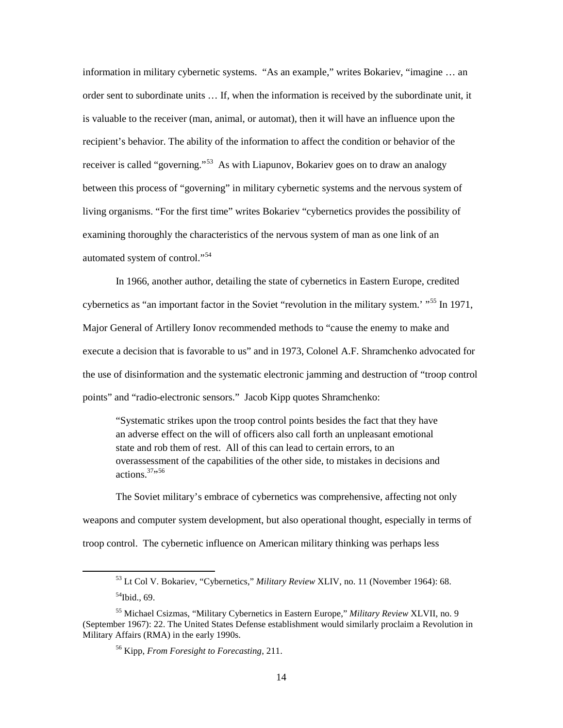information in military cybernetic systems. "As an example," writes Bokariev, "imagine … an order sent to subordinate units … If, when the information is received by the subordinate unit, it is valuable to the receiver (man, animal, or automat), then it will have an influence upon the recipient's behavior. The ability of the information to affect the condition or behavior of the receiver is called "governing."[53] As with Liapunov, Bokariev goes on to draw an analogy between this process of "governing" in military cybernetic systems and the nervous system of living organisms. "For the first time" writes Bokariev "cybernetics provides the possibility of examining thoroughly the characteristics of the nervous system of man as one link of an automated system of control."[54]

In 1966, another author, detailing the state of cybernetics in Eastern Europe, credited cybernetics as "an important factor in the Soviet "revolution in the military system.' "[55] In 1971, Major General of Artillery Ionov recommended methods to "cause the enemy to make and execute a decision that is favorable to us" and in 1973, Colonel A.F. Shramchenko advocated for the use of disinformation and the systematic electronic jamming and destruction of "troop control points" and "radio-electronic sensors." Jacob Kipp quotes Shramchenko:

> "Systematic strikes upon the troop control points besides the fact that they have an adverse effect on the will of officers also call forth an unpleasant emotional state and rob them of rest. All of this can lead to certain errors, to an overassessment of the capabilities of the other side, to mistakes in decisions and actions.[37]"[56]

The Soviet military's embrace of cybernetics was comprehensive, affecting not only weapons and computer system development, but also operational thought, especially in terms of troop control. The cybernetic influence on American military thinking was perhaps less

---

[53] Lt Col V. Bokariev, "Cybernetics," *Military Review* XLIV, no. 11 (November 1964): 68.

[54] Ibid., 69.

[55] Michael Csizmas, "Military Cybernetics in Eastern Europe," *Military Review* XLVII, no. 9 (September 1967): 22. The United States Defense establishment would similarly proclaim a Revolution in Military Affairs (RMA) in the early 1990s.

[56] Kipp, *From Foresight to Forecasting*, 211.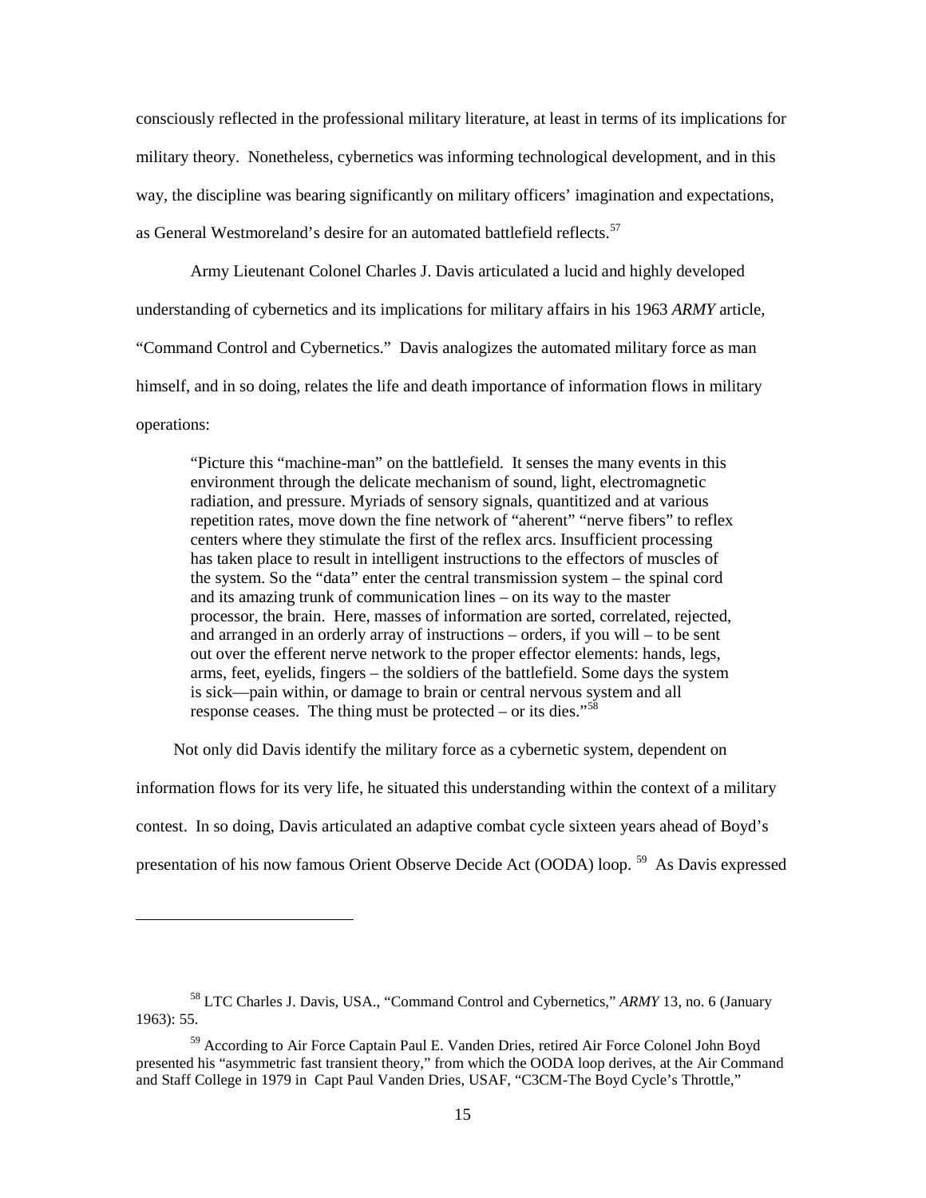consciously reflected in the professional military literature, at least in terms of its implications for military theory. Nonetheless, cybernetics was informing technological development, and in this way, the discipline was bearing significantly on military officers' imagination and expectations, as General Westmoreland's desire for an automated battlefield reflects.[57]

Army Lieutenant Colonel Charles J. Davis articulated a lucid and highly developed understanding of cybernetics and its implications for military affairs in his 1963 *ARMY* article, "Command Control and Cybernetics." Davis analogizes the automated military force as man himself, and in so doing, relates the life and death importance of information flows in military operations:

> "Picture this "machine-man" on the battlefield. It senses the many events in this environment through the delicate mechanism of sound, light, electromagnetic radiation, and pressure. Myriads of sensory signals, quantitized and at various repetition rates, move down the fine network of "aherent" "nerve fibers" to reflex centers where they stimulate the first of the reflex arcs. Insufficient processing has taken place to result in intelligent instructions to the effectors of muscles of the system. So the "data" enter the central transmission system – the spinal cord and its amazing trunk of communication lines – on its way to the master processor, the brain. Here, masses of information are sorted, correlated, rejected, and arranged in an orderly array of instructions – orders, if you will – to be sent out over the efferent nerve network to the proper effector elements: hands, legs, arms, feet, eyelids, fingers – the soldiers of the battlefield. Some days the system is sick—pain within, or damage to brain or central nervous system and all response ceases. The thing must be protected – or its dies."[58]

Not only did Davis identify the military force as a cybernetic system, dependent on information flows for its very life, he situated this understanding within the context of a military contest. In so doing, Davis articulated an adaptive combat cycle sixteen years ahead of Boyd's presentation of his now famous Orient Observe Decide Act (OODA) loop. [59] As Davis expressed

---

[58] LTC Charles J. Davis, USA., "Command Control and Cybernetics," *ARMY* 13, no. 6 (January 1963): 55.

[59] According to Air Force Captain Paul E. Vanden Dries, retired Air Force Colonel John Boyd presented his "asymmetric fast transient theory," from which the OODA loop derives, at the Air Command and Staff College in 1979 in Capt Paul Vanden Dries, USAF, "C3CM-The Boyd Cycle's Throttle,"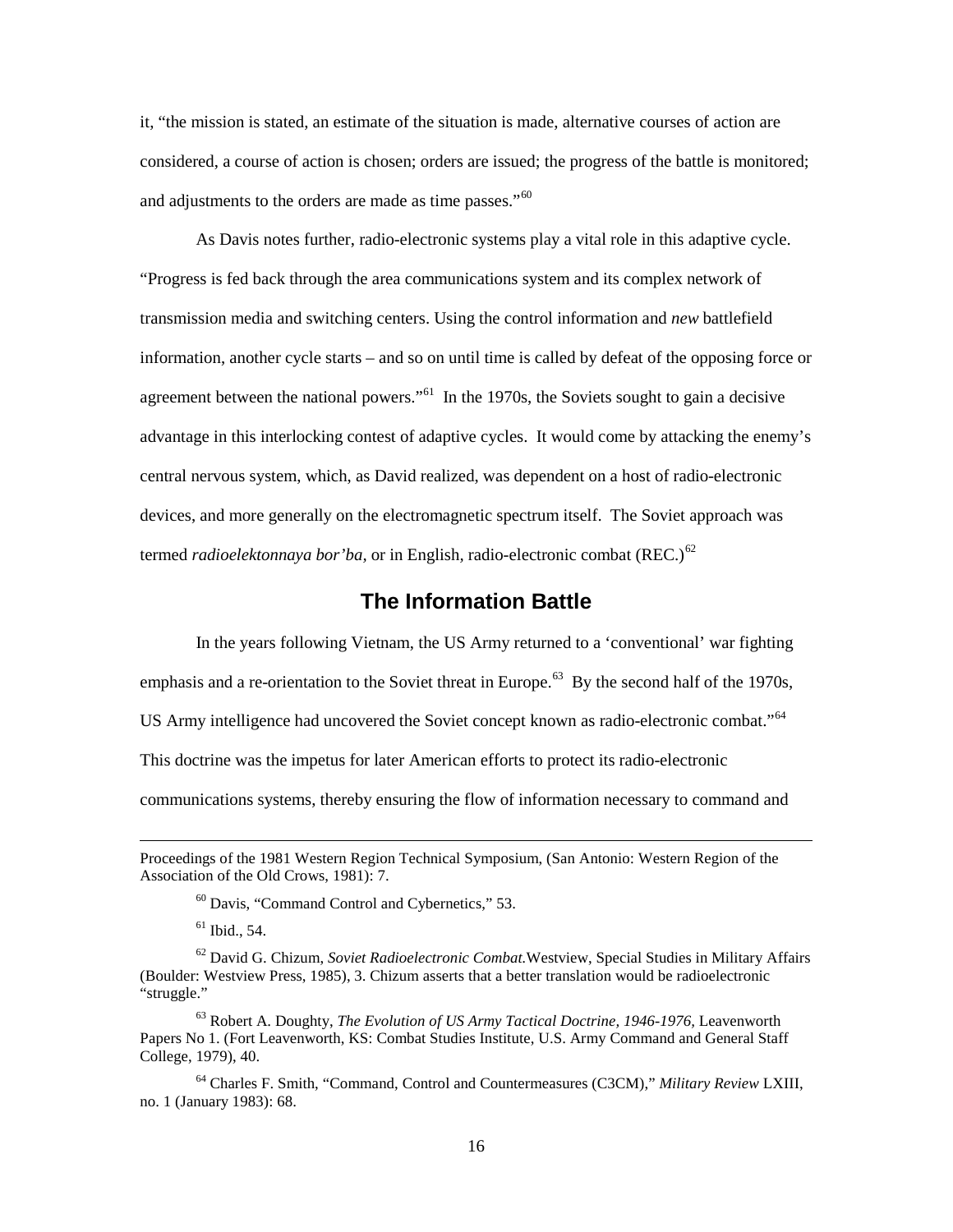it, "the mission is stated, an estimate of the situation is made, alternative courses of action are considered, a course of action is chosen; orders are issued; the progress of the battle is monitored; and adjustments to the orders are made as time passes."[60]

As Davis notes further, radio-electronic systems play a vital role in this adaptive cycle. "Progress is fed back through the area communications system and its complex network of transmission media and switching centers. Using the control information and *new* battlefield information, another cycle starts – and so on until time is called by defeat of the opposing force or agreement between the national powers."[61] In the 1970s, the Soviets sought to gain a decisive advantage in this interlocking contest of adaptive cycles. It would come by attacking the enemy's central nervous system, which, as David realized, was dependent on a host of radio-electronic devices, and more generally on the electromagnetic spectrum itself. The Soviet approach was termed *radioelektonnaya bor'ba*, or in English, radio-electronic combat (REC.)[62]

## The Information Battle

In the years following Vietnam, the US Army returned to a 'conventional' war fighting emphasis and a re-orientation to the Soviet threat in Europe.[63] By the second half of the 1970s, US Army intelligence had uncovered the Soviet concept known as radio-electronic combat."[64] This doctrine was the impetus for later American efforts to protect its radio-electronic communications systems, thereby ensuring the flow of information necessary to command and

---

Proceedings of the 1981 Western Region Technical Symposium, (San Antonio: Western Region of the Association of the Old Crows, 1981): 7.

[60] Davis, "Command Control and Cybernetics," 53.

[61] Ibid., 54.

[62] David G. Chizum, *Soviet Radioelectronic Combat.*Westview, Special Studies in Military Affairs (Boulder: Westview Press, 1985), 3. Chizum asserts that a better translation would be radioelectronic "struggle."

[63] Robert A. Doughty, *The Evolution of US Army Tactical Doctrine, 1946-1976*, Leavenworth Papers No 1. (Fort Leavenworth, KS: Combat Studies Institute, U.S. Army Command and General Staff College, 1979), 40.

[64] Charles F. Smith, "Command, Control and Countermeasures (C3CM)," *Military Review* LXIII, no. 1 (January 1983): 68.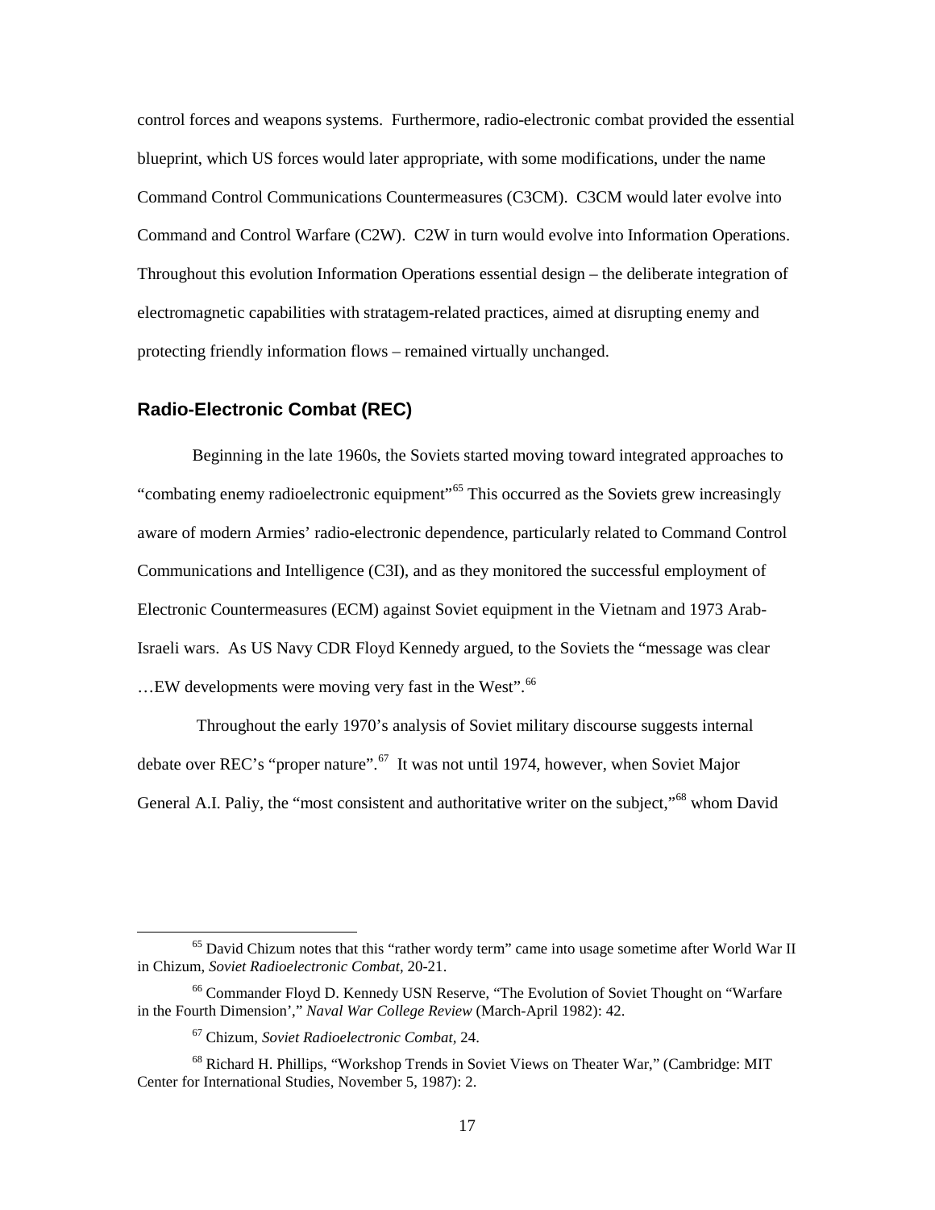control forces and weapons systems. Furthermore, radio-electronic combat provided the essential blueprint, which US forces would later appropriate, with some modifications, under the name Command Control Communications Countermeasures (C3CM). C3CM would later evolve into Command and Control Warfare (C2W). C2W in turn would evolve into Information Operations. Throughout this evolution Information Operations essential design – the deliberate integration of electromagnetic capabilities with stratagem-related practices, aimed at disrupting enemy and protecting friendly information flows – remained virtually unchanged.

## Radio-Electronic Combat (REC)

Beginning in the late 1960s, the Soviets started moving toward integrated approaches to "combating enemy radioelectronic equipment"[65] This occurred as the Soviets grew increasingly aware of modern Armies' radio-electronic dependence, particularly related to Command Control Communications and Intelligence (C3I), and as they monitored the successful employment of Electronic Countermeasures (ECM) against Soviet equipment in the Vietnam and 1973 Arab-Israeli wars. As US Navy CDR Floyd Kennedy argued, to the Soviets the "message was clear …EW developments were moving very fast in the West".[66]

Throughout the early 1970's analysis of Soviet military discourse suggests internal debate over REC's "proper nature".[67] It was not until 1974, however, when Soviet Major General A.I. Paliy, the "most consistent and authoritative writer on the subject,"[68] whom David

---

[65] David Chizum notes that this "rather wordy term" came into usage sometime after World War II in Chizum, *Soviet Radioelectronic Combat,* 20-21.

[66] Commander Floyd D. Kennedy USN Reserve, "The Evolution of Soviet Thought on "Warfare in the Fourth Dimension'," *Naval War College Review* (March-April 1982): 42.

[67] Chizum, *Soviet Radioelectronic Combat,* 24.

[68] Richard H. Phillips, "Workshop Trends in Soviet Views on Theater War," (Cambridge: MIT Center for International Studies, November 5, 1987): 2.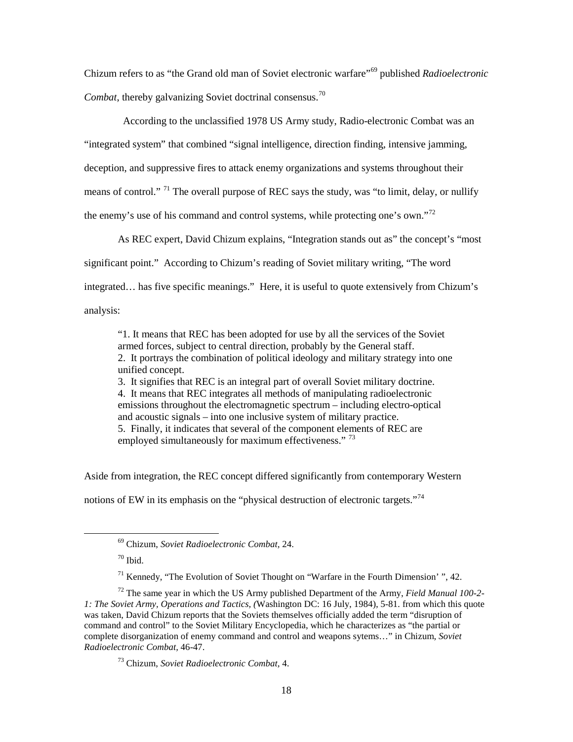Chizum refers to as "the Grand old man of Soviet electronic warfare"[69] published *Radioelectronic Combat*, thereby galvanizing Soviet doctrinal consensus.[70]

According to the unclassified 1978 US Army study, Radio-electronic Combat was an "integrated system" that combined "signal intelligence, direction finding, intensive jamming, deception, and suppressive fires to attack enemy organizations and systems throughout their means of control." [71] The overall purpose of REC says the study, was "to limit, delay, or nullify the enemy's use of his command and control systems, while protecting one's own."[72]

As REC expert, David Chizum explains, "Integration stands out as" the concept's "most significant point." According to Chizum's reading of Soviet military writing, "The word integrated… has five specific meanings." Here, it is useful to quote extensively from Chizum's analysis:

> "1. It means that REC has been adopted for use by all the services of the Soviet armed forces, subject to central direction, probably by the General staff.
> 2. It portrays the combination of political ideology and military strategy into one unified concept.
> 3. It signifies that REC is an integral part of overall Soviet military doctrine.
> 4. It means that REC integrates all methods of manipulating radioelectronic emissions throughout the electromagnetic spectrum – including electro-optical and acoustic signals – into one inclusive system of military practice.
> 5. Finally, it indicates that several of the component elements of REC are employed simultaneously for maximum effectiveness." [73]

Aside from integration, the REC concept differed significantly from contemporary Western notions of EW in its emphasis on the "physical destruction of electronic targets."[74]

---

[69] Chizum, *Soviet Radioelectronic Combat*, 24.

[70] Ibid.

[71] Kennedy, "The Evolution of Soviet Thought on "Warfare in the Fourth Dimension' ", 42.

[72] The same year in which the US Army published Department of the Army, *Field Manual 100-2-1: The Soviet Army, Operations and Tactics, (*Washington DC: 16 July, 1984), 5-81. from which this quote was taken, David Chizum reports that the Soviets themselves officially added the term "disruption of command and control" to the Soviet Military Encyclopedia, which he characterizes as "the partial or complete disorganization of enemy command and control and weapons sytems…" in Chizum, *Soviet Radioelectronic Combat,* 46-47.

[73] Chizum, *Soviet Radioelectronic Combat,* 4.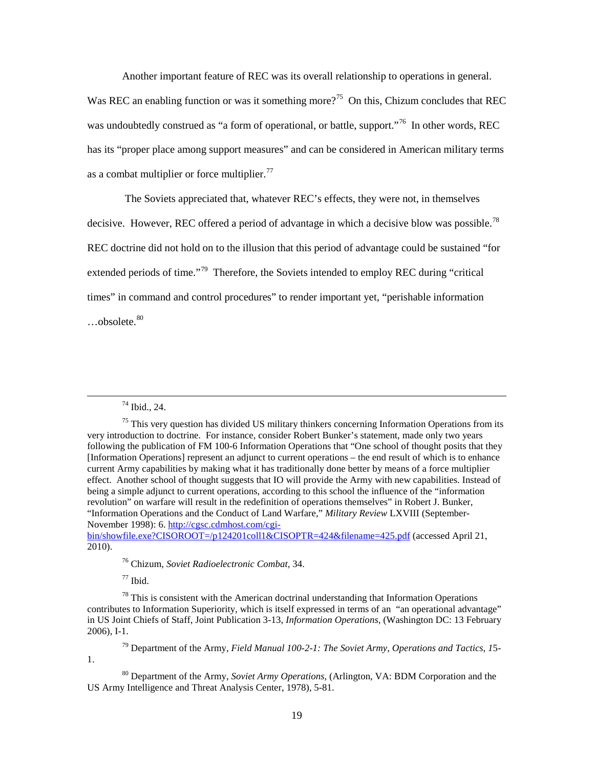Another important feature of REC was its overall relationship to operations in general. Was REC an enabling function or was it something more?[75] On this, Chizum concludes that REC was undoubtedly construed as "a form of operational, or battle, support."[76] In other words, REC has its "proper place among support measures" and can be considered in American military terms as a combat multiplier or force multiplier.[77]

The Soviets appreciated that, whatever REC's effects, they were not, in themselves decisive. However, REC offered a period of advantage in which a decisive blow was possible.[78] REC doctrine did not hold on to the illusion that this period of advantage could be sustained "for extended periods of time."[79] Therefore, the Soviets intended to employ REC during "critical times" in command and control procedures" to render important yet, "perishable information …obsolete.[80]

---

[74] Ibid., 24.

[75] This very question has divided US military thinkers concerning Information Operations from its very introduction to doctrine. For instance, consider Robert Bunker's statement, made only two years following the publication of FM 100-6 Information Operations that "One school of thought posits that they [Information Operations] represent an adjunct to current operations – the end result of which is to enhance current Army capabilities by making what it has traditionally done better by means of a force multiplier effect. Another school of thought suggests that IO will provide the Army with new capabilities. Instead of being a simple adjunct to current operations, according to this school the influence of the "information revolution" on warfare will result in the redefinition of operations themselves" in Robert J. Bunker, "Information Operations and the Conduct of Land Warfare," *Military Review* LXVIII (September-November 1998): 6. http://cgsc.cdmhost.com/cgi-bin/showfile.exe?CISOROOT=/p124201coll1&CISOPTR=424&filename=425.pdf (accessed April 21, 2010).

[76] Chizum, *Soviet Radioelectronic Combat*, 34.

[77] Ibid.

[78] This is consistent with the American doctrinal understanding that Information Operations contributes to Information Superiority, which is itself expressed in terms of an "an operational advantage" in US Joint Chiefs of Staff, Joint Publication 3-13, *Information Operations*, (Washington DC: 13 February 2006), I-1.

[79] Department of the Army, *Field Manual 100-2-1: The Soviet Army, Operations and Tactics, 1*5-1.

[80] Department of the Army, *Soviet Army Operations*, (Arlington, VA: BDM Corporation and the US Army Intelligence and Threat Analysis Center, 1978), 5-81.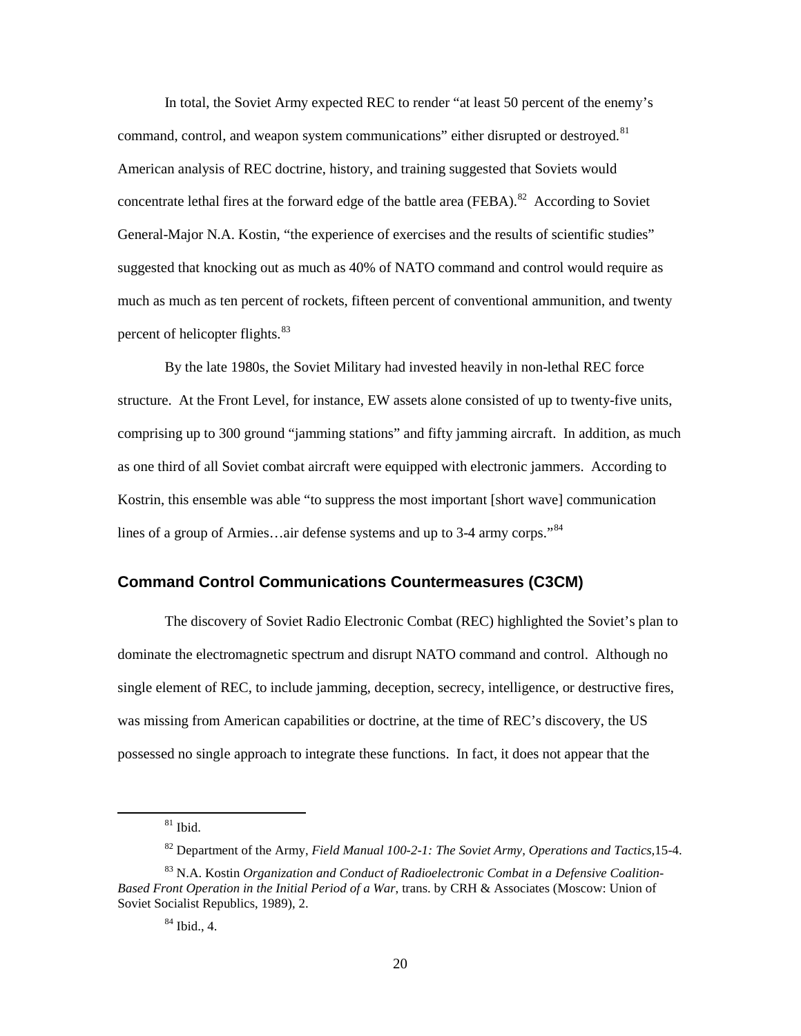In total, the Soviet Army expected REC to render "at least 50 percent of the enemy's command, control, and weapon system communications" either disrupted or destroyed.[81] American analysis of REC doctrine, history, and training suggested that Soviets would concentrate lethal fires at the forward edge of the battle area (FEBA).[82] According to Soviet General-Major N.A. Kostin, "the experience of exercises and the results of scientific studies" suggested that knocking out as much as 40% of NATO command and control would require as much as much as ten percent of rockets, fifteen percent of conventional ammunition, and twenty percent of helicopter flights.[83]

By the late 1980s, the Soviet Military had invested heavily in non-lethal REC force structure. At the Front Level, for instance, EW assets alone consisted of up to twenty-five units, comprising up to 300 ground "jamming stations" and fifty jamming aircraft. In addition, as much as one third of all Soviet combat aircraft were equipped with electronic jammers. According to Kostrin, this ensemble was able "to suppress the most important [short wave] communication lines of a group of Armies…air defense systems and up to 3-4 army corps."[84]

## Command Control Communications Countermeasures (C3CM)

The discovery of Soviet Radio Electronic Combat (REC) highlighted the Soviet's plan to dominate the electromagnetic spectrum and disrupt NATO command and control. Although no single element of REC, to include jamming, deception, secrecy, intelligence, or destructive fires, was missing from American capabilities or doctrine, at the time of REC's discovery, the US possessed no single approach to integrate these functions. In fact, it does not appear that the

---

[81] Ibid.

[82] Department of the Army, *Field Manual 100-2-1: The Soviet Army, Operations and Tactics,*15-4.

[83] N.A. Kostin *Organization and Conduct of Radioelectronic Combat in a Defensive Coalition-Based Front Operation in the Initial Period of a War,* trans. by CRH & Associates (Moscow: Union of Soviet Socialist Republics, 1989), 2.

[84] Ibid., 4.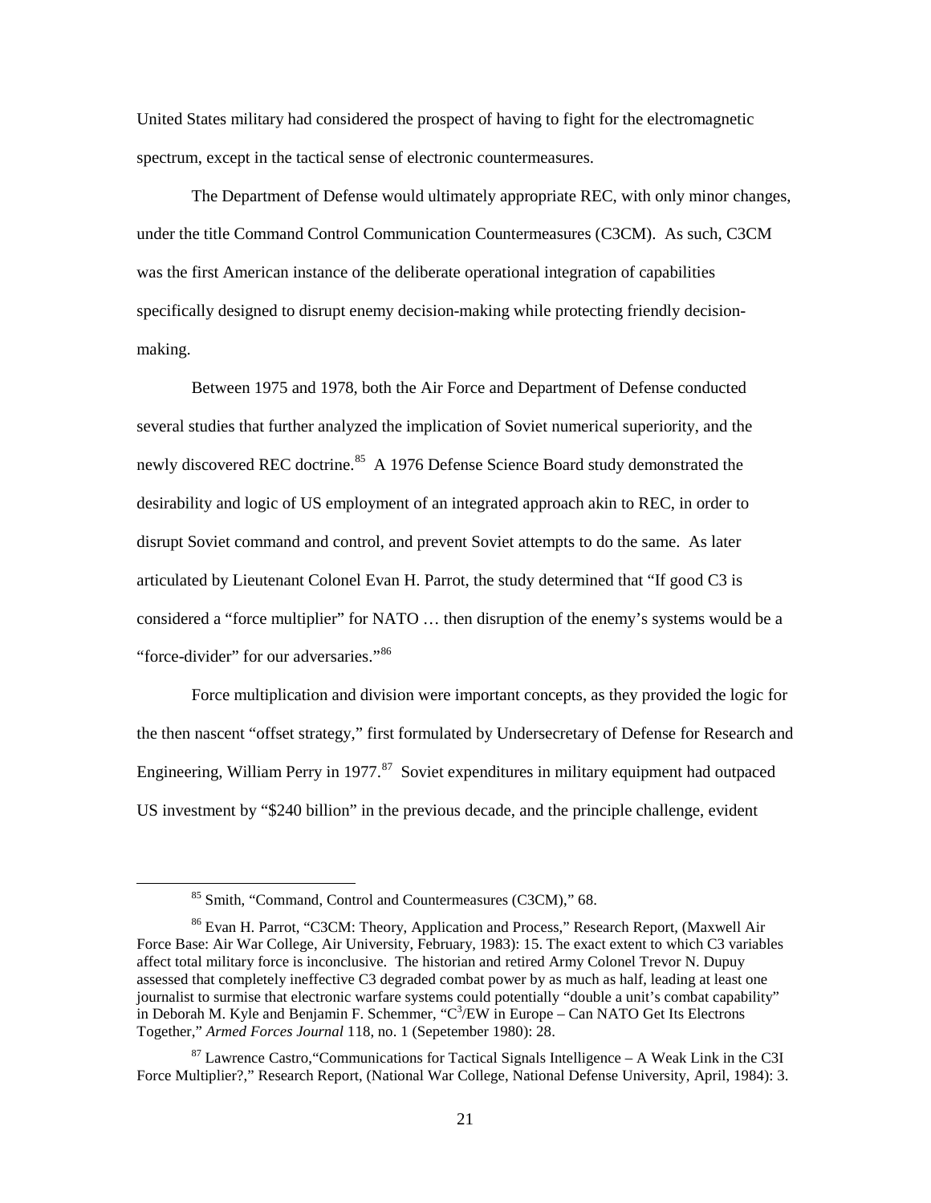United States military had considered the prospect of having to fight for the electromagnetic spectrum, except in the tactical sense of electronic countermeasures.

The Department of Defense would ultimately appropriate REC, with only minor changes, under the title Command Control Communication Countermeasures (C3CM). As such, C3CM was the first American instance of the deliberate operational integration of capabilities specifically designed to disrupt enemy decision-making while protecting friendly decision-making.

Between 1975 and 1978, both the Air Force and Department of Defense conducted several studies that further analyzed the implication of Soviet numerical superiority, and the newly discovered REC doctrine.[85] A 1976 Defense Science Board study demonstrated the desirability and logic of US employment of an integrated approach akin to REC, in order to disrupt Soviet command and control, and prevent Soviet attempts to do the same. As later articulated by Lieutenant Colonel Evan H. Parrot, the study determined that "If good C3 is considered a "force multiplier" for NATO … then disruption of the enemy's systems would be a "force-divider" for our adversaries."[86]

Force multiplication and division were important concepts, as they provided the logic for the then nascent "offset strategy," first formulated by Undersecretary of Defense for Research and Engineering, William Perry in 1977.[87] Soviet expenditures in military equipment had outpaced US investment by "$240 billion" in the previous decade, and the principle challenge, evident

---

[85] Smith, "Command, Control and Countermeasures (C3CM)," 68.

[86] Evan H. Parrot, "C3CM: Theory, Application and Process," Research Report, (Maxwell Air Force Base: Air War College, Air University, February, 1983): 15. The exact extent to which C3 variables affect total military force is inconclusive. The historian and retired Army Colonel Trevor N. Dupuy assessed that completely ineffective C3 degraded combat power by as much as half, leading at least one journalist to surmise that electronic warfare systems could potentially "double a unit's combat capability" in Deborah M. Kyle and Benjamin F. Schemmer, "$C^3$/EW in Europe – Can NATO Get Its Electrons Together," *Armed Forces Journal* 118, no. 1 (Sepetember 1980): 28.

[87] Lawrence Castro,"Communications for Tactical Signals Intelligence – A Weak Link in the C3I Force Multiplier?," Research Report, (National War College, National Defense University, April, 1984): 3.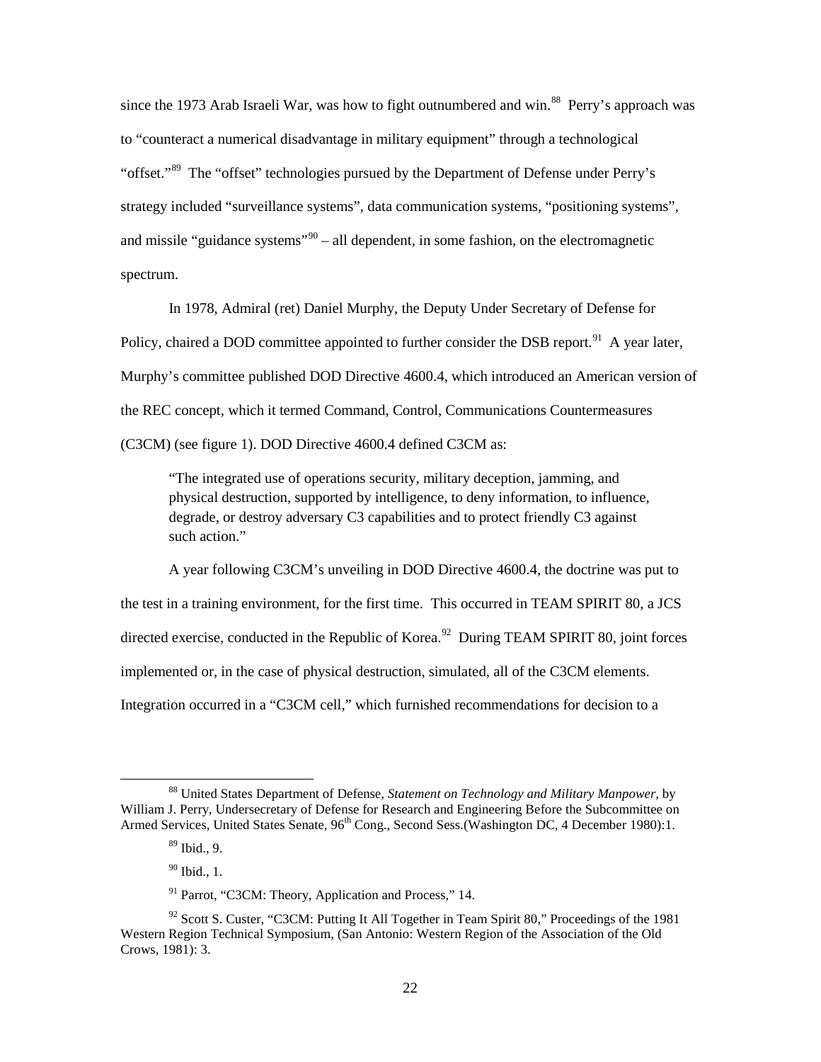since the 1973 Arab Israeli War, was how to fight outnumbered and win.[88] Perry's approach was to "counteract a numerical disadvantage in military equipment" through a technological "offset."[89] The "offset" technologies pursued by the Department of Defense under Perry's strategy included "surveillance systems", data communication systems, "positioning systems", and missile "guidance systems"[90] – all dependent, in some fashion, on the electromagnetic spectrum.

In 1978, Admiral (ret) Daniel Murphy, the Deputy Under Secretary of Defense for Policy, chaired a DOD committee appointed to further consider the DSB report.[91] A year later, Murphy's committee published DOD Directive 4600.4, which introduced an American version of the REC concept, which it termed Command, Control, Communications Countermeasures (C3CM) (see figure 1). DOD Directive 4600.4 defined C3CM as:

> "The integrated use of operations security, military deception, jamming, and physical destruction, supported by intelligence, to deny information, to influence, degrade, or destroy adversary C3 capabilities and to protect friendly C3 against such action."

A year following C3CM's unveiling in DOD Directive 4600.4, the doctrine was put to the test in a training environment, for the first time. This occurred in TEAM SPIRIT 80, a JCS directed exercise, conducted in the Republic of Korea.[92] During TEAM SPIRIT 80, joint forces implemented or, in the case of physical destruction, simulated, all of the C3CM elements. Integration occurred in a "C3CM cell," which furnished recommendations for decision to a

---

[88] United States Department of Defense, *Statement on Technology and Military Manpower,* by William J. Perry, Undersecretary of Defense for Research and Engineering Before the Subcommittee on Armed Services, United States Senate, 96th Cong., Second Sess.(Washington DC, 4 December 1980):1.

[89] Ibid., 9.

[90] Ibid., 1.

[91] Parrot, "C3CM: Theory, Application and Process," 14.

[92] Scott S. Custer, "C3CM: Putting It All Together in Team Spirit 80," Proceedings of the 1981 Western Region Technical Symposium, (San Antonio: Western Region of the Association of the Old Crows, 1981): 3.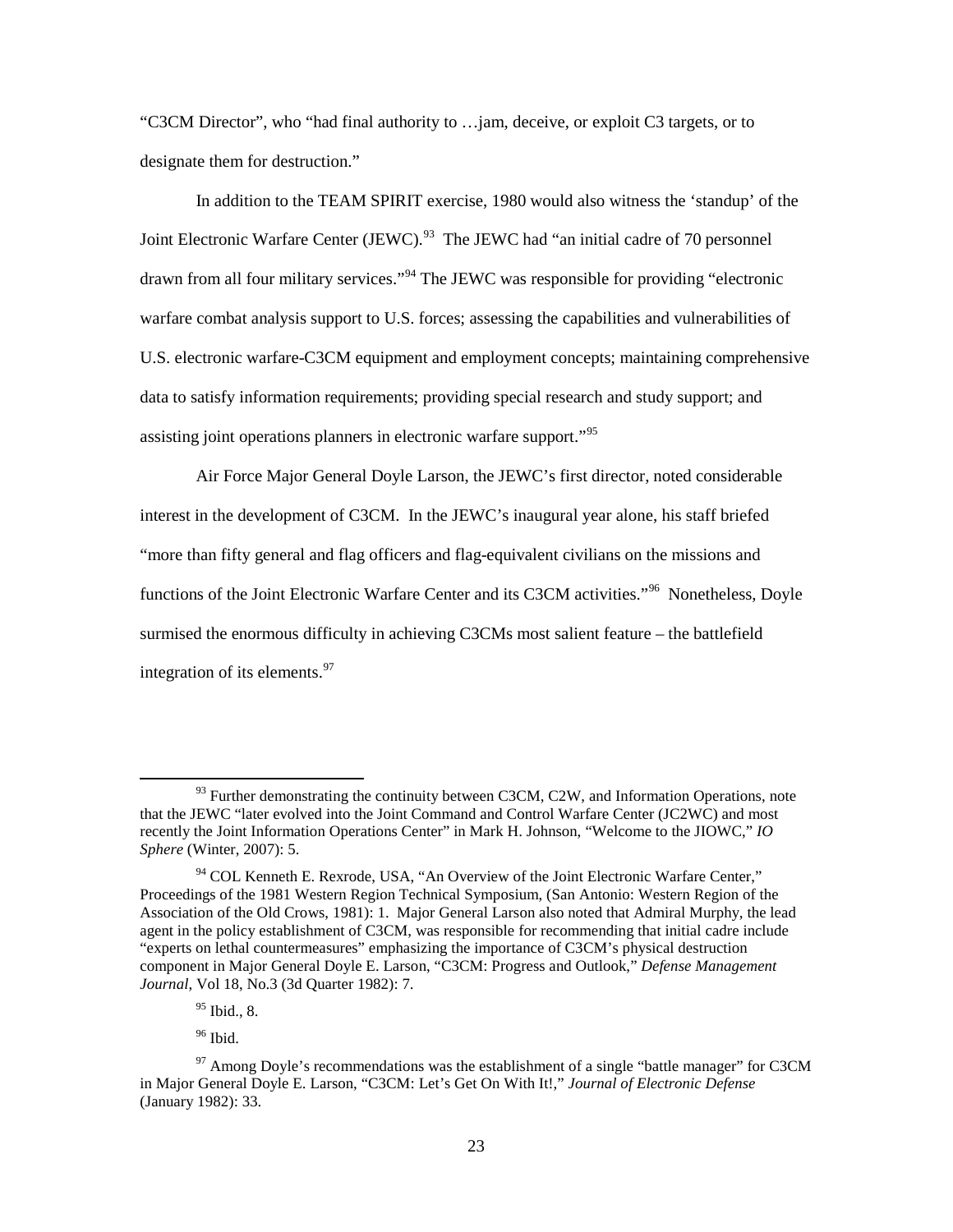"C3CM Director", who "had final authority to …jam, deceive, or exploit C3 targets, or to designate them for destruction."

In addition to the TEAM SPIRIT exercise, 1980 would also witness the 'standup' of the Joint Electronic Warfare Center (JEWC).[93] The JEWC had "an initial cadre of 70 personnel drawn from all four military services."[94] The JEWC was responsible for providing "electronic warfare combat analysis support to U.S. forces; assessing the capabilities and vulnerabilities of U.S. electronic warfare-C3CM equipment and employment concepts; maintaining comprehensive data to satisfy information requirements; providing special research and study support; and assisting joint operations planners in electronic warfare support."[95]

Air Force Major General Doyle Larson, the JEWC's first director, noted considerable interest in the development of C3CM. In the JEWC's inaugural year alone, his staff briefed "more than fifty general and flag officers and flag-equivalent civilians on the missions and functions of the Joint Electronic Warfare Center and its C3CM activities."[96] Nonetheless, Doyle surmised the enormous difficulty in achieving C3CMs most salient feature – the battlefield integration of its elements.[97]

---

[93] Further demonstrating the continuity between C3CM, C2W, and Information Operations, note that the JEWC "later evolved into the Joint Command and Control Warfare Center (JC2WC) and most recently the Joint Information Operations Center" in Mark H. Johnson, "Welcome to the JIOWC," *IO Sphere* (Winter, 2007): 5.

[94] COL Kenneth E. Rexrode, USA, "An Overview of the Joint Electronic Warfare Center," Proceedings of the 1981 Western Region Technical Symposium, (San Antonio: Western Region of the Association of the Old Crows, 1981): 1. Major General Larson also noted that Admiral Murphy, the lead agent in the policy establishment of C3CM, was responsible for recommending that initial cadre include "experts on lethal countermeasures" emphasizing the importance of C3CM's physical destruction component in Major General Doyle E. Larson, "C3CM: Progress and Outlook," *Defense Management Journal*, Vol 18, No.3 (3d Quarter 1982): 7.

[95] Ibid., 8.

[96] Ibid.

[97] Among Doyle's recommendations was the establishment of a single "battle manager" for C3CM in Major General Doyle E. Larson, "C3CM: Let's Get On With It!," *Journal of Electronic Defense* (January 1982): 33.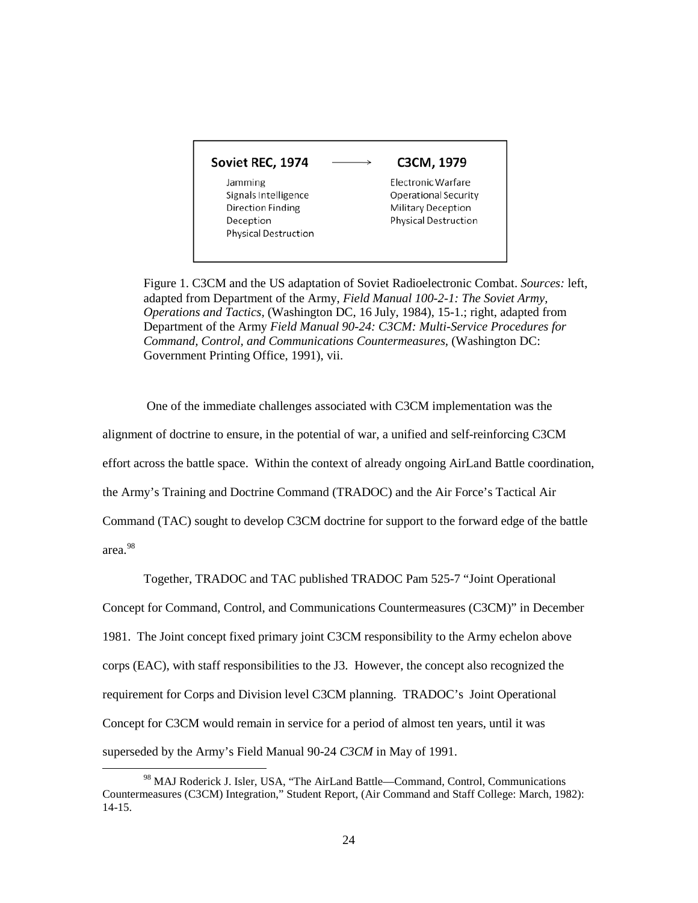| Soviet REC, 1974 | → | C3CM, 1979 |
|---|---|---|
| Jamming | | Electronic Warfare |
| Signals Intelligence | | Operational Security |
| Direction Finding | | Military Deception |
| Deception | | Physical Destruction |
| Physical Destruction | | |

Figure 1. C3CM and the US adaptation of Soviet Radioelectronic Combat. *Sources:* left, adapted from Department of the Army, *Field Manual 100-2-1: The Soviet Army, Operations and Tactics*, (Washington DC, 16 July, 1984), 15-1.; right, adapted from Department of the Army *Field Manual 90-24: C3CM: Multi-Service Procedures for Command, Control, and Communications Countermeasures*, (Washington DC: Government Printing Office, 1991), vii.

One of the immediate challenges associated with C3CM implementation was the alignment of doctrine to ensure, in the potential of war, a unified and self-reinforcing C3CM effort across the battle space. Within the context of already ongoing AirLand Battle coordination, the Army's Training and Doctrine Command (TRADOC) and the Air Force's Tactical Air Command (TAC) sought to develop C3CM doctrine for support to the forward edge of the battle area.[98]

Together, TRADOC and TAC published TRADOC Pam 525-7 "Joint Operational Concept for Command, Control, and Communications Countermeasures (C3CM)" in December 1981. The Joint concept fixed primary joint C3CM responsibility to the Army echelon above corps (EAC), with staff responsibilities to the J3. However, the concept also recognized the requirement for Corps and Division level C3CM planning. TRADOC's Joint Operational Concept for C3CM would remain in service for a period of almost ten years, until it was superseded by the Army's Field Manual 90-24 *C3CM* in May of 1991.

[98] MAJ Roderick J. Isler, USA, "The AirLand Battle—Command, Control, Communications Countermeasures (C3CM) Integration," Student Report, (Air Command and Staff College: March, 1982): 14-15.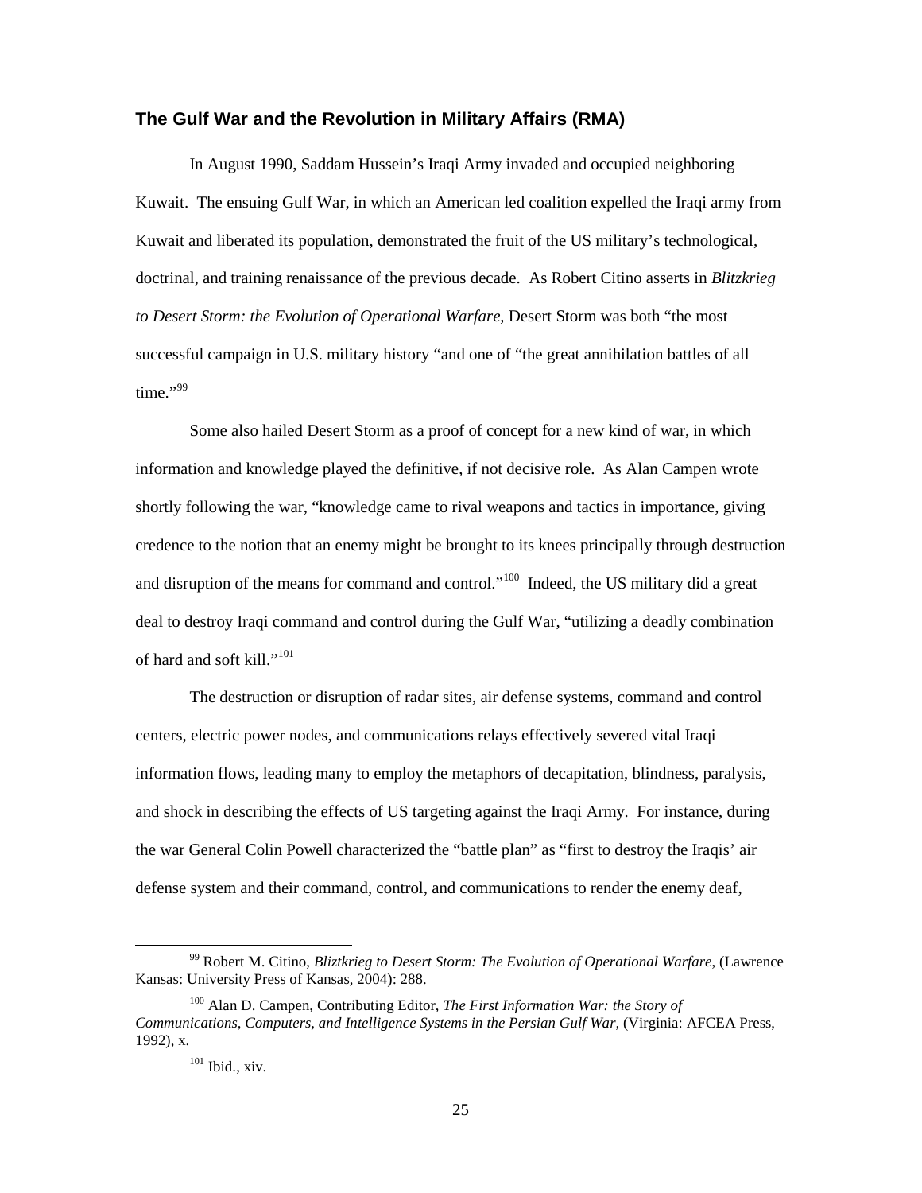### The Gulf War and the Revolution in Military Affairs (RMA)

In August 1990, Saddam Hussein's Iraqi Army invaded and occupied neighboring Kuwait. The ensuing Gulf War, in which an American led coalition expelled the Iraqi army from Kuwait and liberated its population, demonstrated the fruit of the US military's technological, doctrinal, and training renaissance of the previous decade. As Robert Citino asserts in *Blitzkrieg to Desert Storm: the Evolution of Operational Warfare*, Desert Storm was both "the most successful campaign in U.S. military history "and one of "the great annihilation battles of all time."[99]

Some also hailed Desert Storm as a proof of concept for a new kind of war, in which information and knowledge played the definitive, if not decisive role. As Alan Campen wrote shortly following the war, "knowledge came to rival weapons and tactics in importance, giving credence to the notion that an enemy might be brought to its knees principally through destruction and disruption of the means for command and control."[100] Indeed, the US military did a great deal to destroy Iraqi command and control during the Gulf War, "utilizing a deadly combination of hard and soft kill."[101]

The destruction or disruption of radar sites, air defense systems, command and control centers, electric power nodes, and communications relays effectively severed vital Iraqi information flows, leading many to employ the metaphors of decapitation, blindness, paralysis, and shock in describing the effects of US targeting against the Iraqi Army. For instance, during the war General Colin Powell characterized the "battle plan" as "first to destroy the Iraqis' air defense system and their command, control, and communications to render the enemy deaf,

---

[99] Robert M. Citino, *Bliztkrieg to Desert Storm: The Evolution of Operational Warfare*, (Lawrence Kansas: University Press of Kansas, 2004): 288.

[100] Alan D. Campen, Contributing Editor, *The First Information War: the Story of Communications, Computers, and Intelligence Systems in the Persian Gulf War,* (Virginia: AFCEA Press, 1992), x.

[101] Ibid., xiv.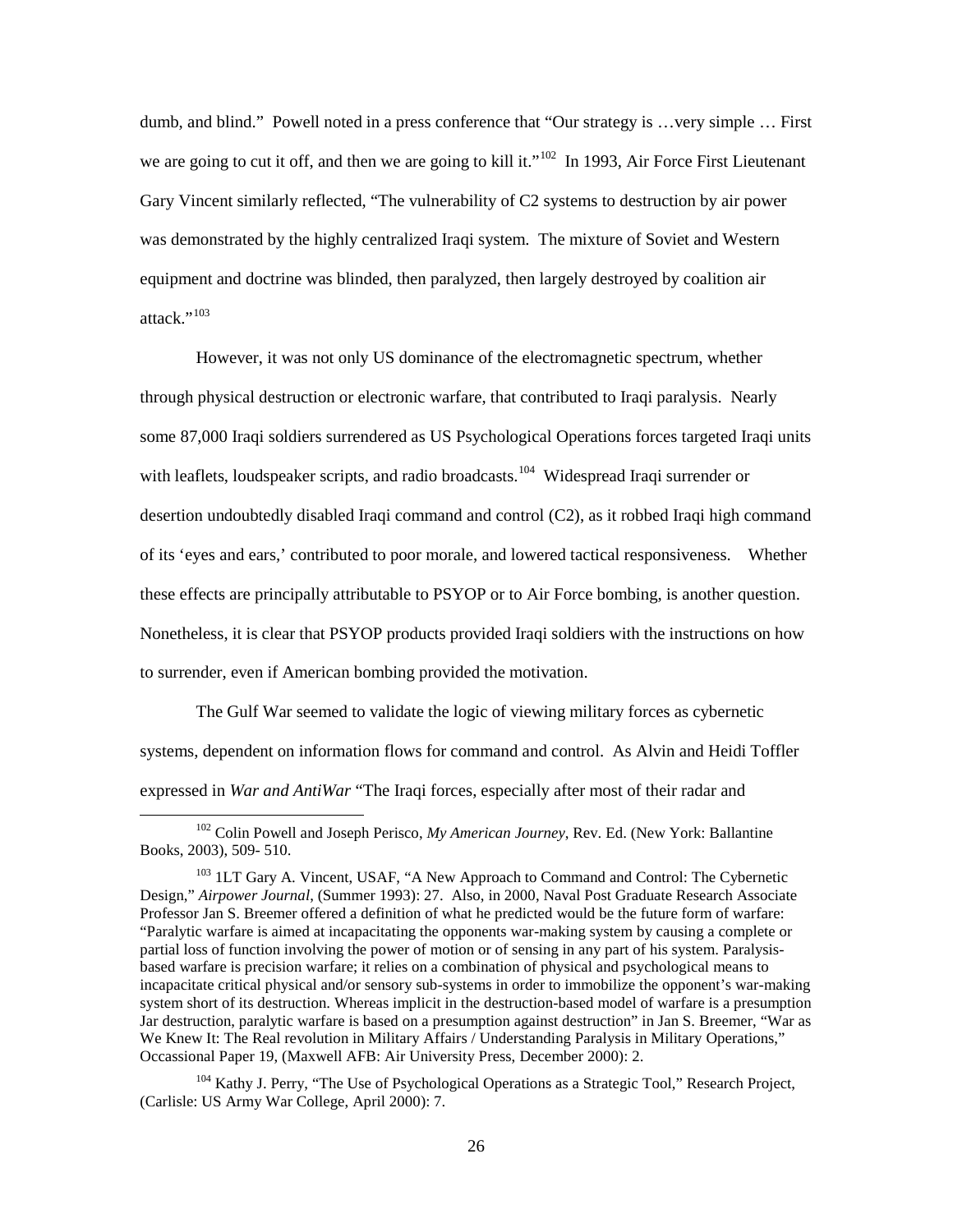dumb, and blind." Powell noted in a press conference that "Our strategy is …very simple … First we are going to cut it off, and then we are going to kill it."[102] In 1993, Air Force First Lieutenant Gary Vincent similarly reflected, "The vulnerability of C2 systems to destruction by air power was demonstrated by the highly centralized Iraqi system. The mixture of Soviet and Western equipment and doctrine was blinded, then paralyzed, then largely destroyed by coalition air attack."[103]

However, it was not only US dominance of the electromagnetic spectrum, whether through physical destruction or electronic warfare, that contributed to Iraqi paralysis. Nearly some 87,000 Iraqi soldiers surrendered as US Psychological Operations forces targeted Iraqi units with leaflets, loudspeaker scripts, and radio broadcasts.[104] Widespread Iraqi surrender or desertion undoubtedly disabled Iraqi command and control (C2), as it robbed Iraqi high command of its 'eyes and ears,' contributed to poor morale, and lowered tactical responsiveness. Whether these effects are principally attributable to PSYOP or to Air Force bombing, is another question. Nonetheless, it is clear that PSYOP products provided Iraqi soldiers with the instructions on how to surrender, even if American bombing provided the motivation.

The Gulf War seemed to validate the logic of viewing military forces as cybernetic systems, dependent on information flows for command and control. As Alvin and Heidi Toffler expressed in *War and AntiWar* "The Iraqi forces, especially after most of their radar and

---

[102] Colin Powell and Joseph Perisco, *My American Journey*, Rev. Ed. (New York: Ballantine Books, 2003), 509- 510.

[103] 1LT Gary A. Vincent, USAF, "A New Approach to Command and Control: The Cybernetic Design," *Airpower Journal*, (Summer 1993): 27. Also, in 2000, Naval Post Graduate Research Associate Professor Jan S. Breemer offered a definition of what he predicted would be the future form of warfare: "Paralytic warfare is aimed at incapacitating the opponents war-making system by causing a complete or partial loss of function involving the power of motion or of sensing in any part of his system. Paralysis-based warfare is precision warfare; it relies on a combination of physical and psychological means to incapacitate critical physical and/or sensory sub-systems in order to immobilize the opponent's war-making system short of its destruction. Whereas implicit in the destruction-based model of warfare is a presumption Jar destruction, paralytic warfare is based on a presumption against destruction" in Jan S. Breemer, "War as We Knew It: The Real revolution in Military Affairs / Understanding Paralysis in Military Operations," Occassional Paper 19, (Maxwell AFB: Air University Press, December 2000): 2.

[104] Kathy J. Perry, "The Use of Psychological Operations as a Strategic Tool," Research Project, (Carlisle: US Army War College, April 2000): 7.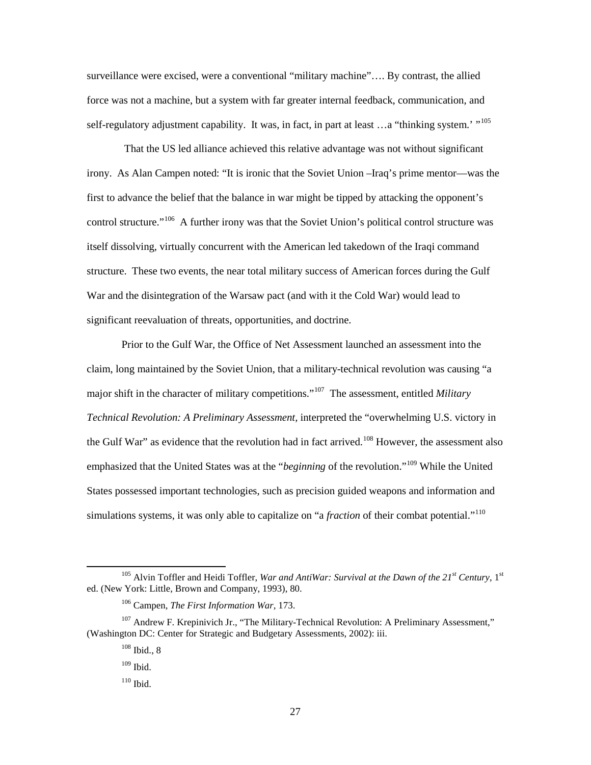surveillance were excised, were a conventional "military machine"…. By contrast, the allied force was not a machine, but a system with far greater internal feedback, communication, and self-regulatory adjustment capability. It was, in fact, in part at least …a "thinking system.' "[105]

That the US led alliance achieved this relative advantage was not without significant irony. As Alan Campen noted: "It is ironic that the Soviet Union –Iraq's prime mentor—was the first to advance the belief that the balance in war might be tipped by attacking the opponent's control structure."[106] A further irony was that the Soviet Union's political control structure was itself dissolving, virtually concurrent with the American led takedown of the Iraqi command structure. These two events, the near total military success of American forces during the Gulf War and the disintegration of the Warsaw pact (and with it the Cold War) would lead to significant reevaluation of threats, opportunities, and doctrine.

Prior to the Gulf War, the Office of Net Assessment launched an assessment into the claim, long maintained by the Soviet Union, that a military-technical revolution was causing "a major shift in the character of military competitions."[107] The assessment, entitled *Military Technical Revolution: A Preliminary Assessment,* interpreted the "overwhelming U.S. victory in the Gulf War" as evidence that the revolution had in fact arrived.[108] However, the assessment also emphasized that the United States was at the "*beginning* of the revolution."[109] While the United States possessed important technologies, such as precision guided weapons and information and simulations systems, it was only able to capitalize on "a *fraction* of their combat potential."[110]

---

[105] Alvin Toffler and Heidi Toffler, *War and AntiWar: Survival at the Dawn of the 21st Century*, 1st ed. (New York: Little, Brown and Company, 1993), 80.

[106] Campen, *The First Information War,* 173.

[107] Andrew F. Krepinivich Jr., "The Military-Technical Revolution: A Preliminary Assessment," (Washington DC: Center for Strategic and Budgetary Assessments, 2002): iii.

[108] Ibid., 8

[109] Ibid.

[110] Ibid.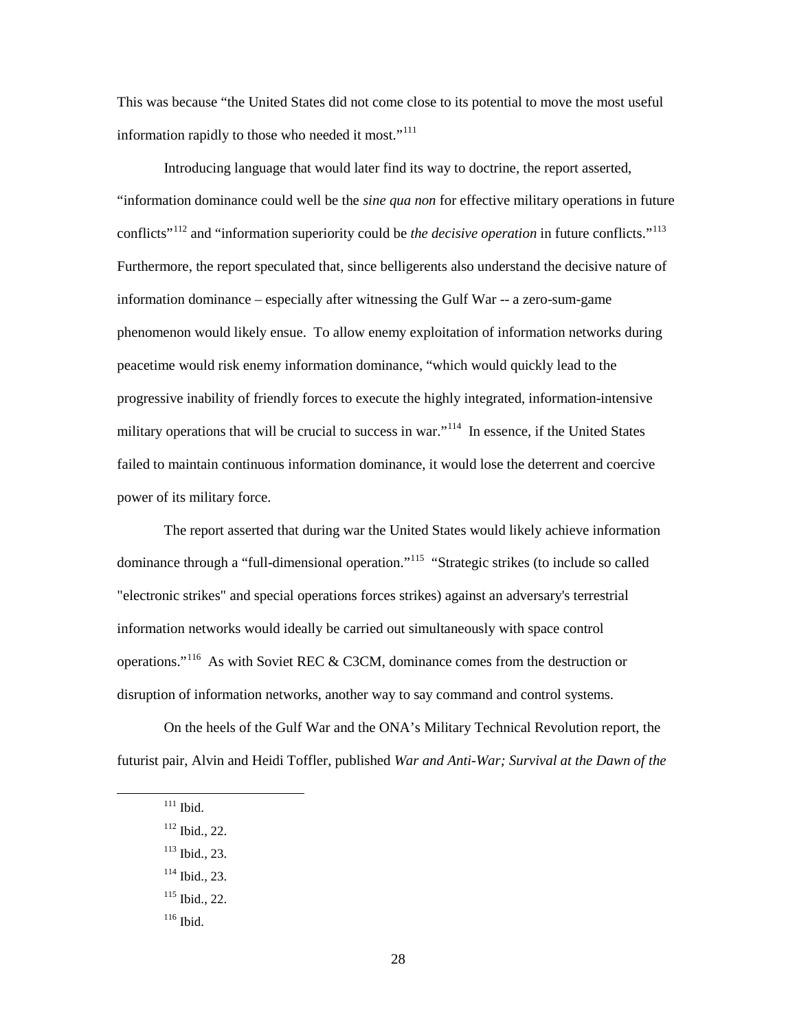This was because "the United States did not come close to its potential to move the most useful information rapidly to those who needed it most."[111]

Introducing language that would later find its way to doctrine, the report asserted, "information dominance could well be the *sine qua non* for effective military operations in future conflicts"[112] and "information superiority could be *the decisive operation* in future conflicts."[113] Furthermore, the report speculated that, since belligerents also understand the decisive nature of information dominance – especially after witnessing the Gulf War -- a zero-sum-game phenomenon would likely ensue. To allow enemy exploitation of information networks during peacetime would risk enemy information dominance, "which would quickly lead to the progressive inability of friendly forces to execute the highly integrated, information-intensive military operations that will be crucial to success in war."[114] In essence, if the United States failed to maintain continuous information dominance, it would lose the deterrent and coercive power of its military force.

The report asserted that during war the United States would likely achieve information dominance through a "full-dimensional operation."[115] "Strategic strikes (to include so called "electronic strikes" and special operations forces strikes) against an adversary's terrestrial information networks would ideally be carried out simultaneously with space control operations."[116] As with Soviet REC & C3CM, dominance comes from the destruction or disruption of information networks, another way to say command and control systems.

On the heels of the Gulf War and the ONA's Military Technical Revolution report, the futurist pair, Alvin and Heidi Toffler, published *War and Anti-War; Survival at the Dawn of the*

---

[111] Ibid.

[112] Ibid., 22.

[113] Ibid., 23.

[114] Ibid., 23.

[115] Ibid., 22.

[116] Ibid.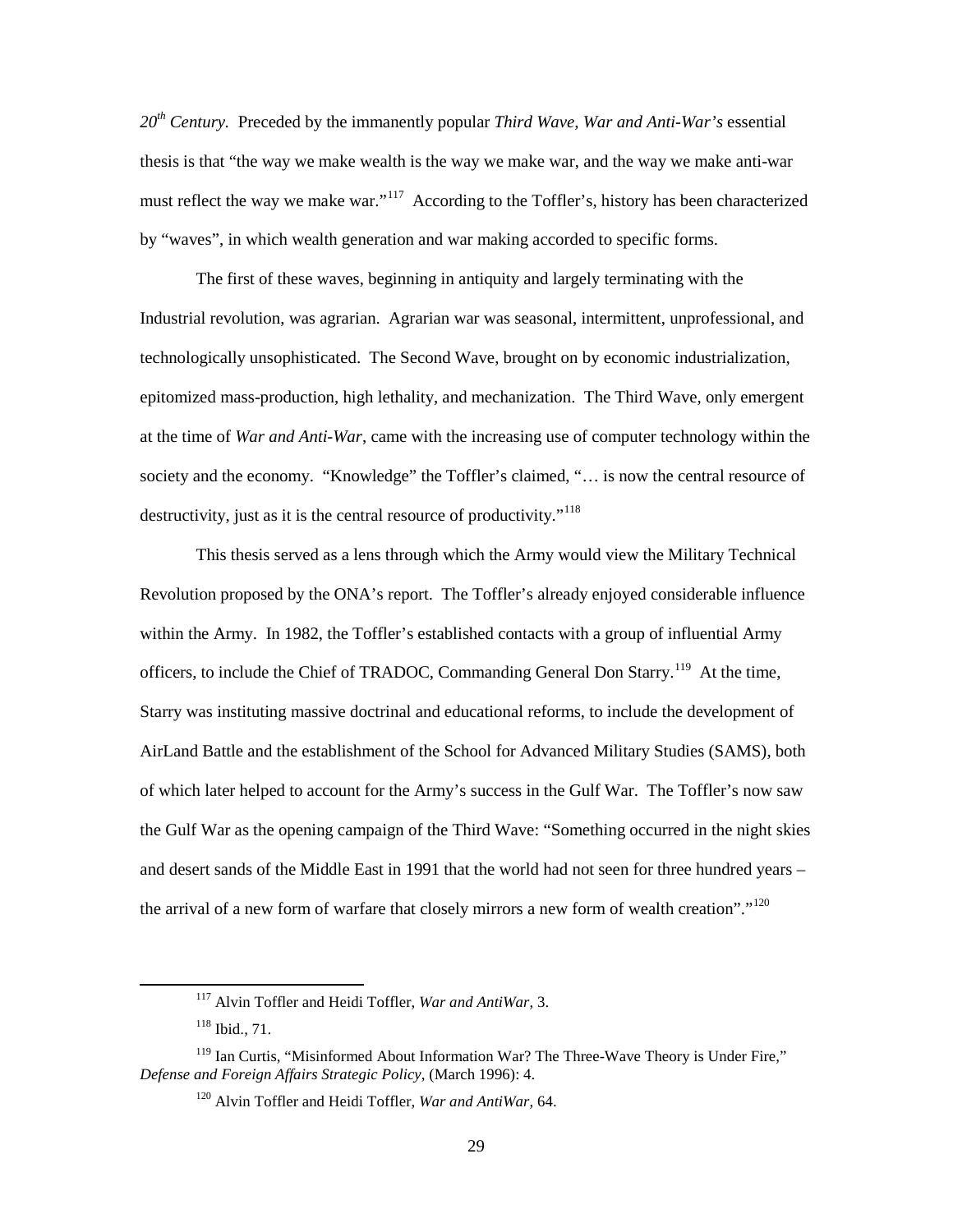*20th Century.* Preceded by the immanently popular *Third Wave*, *War and Anti-War's* essential thesis is that "the way we make wealth is the way we make war, and the way we make anti-war must reflect the way we make war."[117] According to the Toffler's, history has been characterized by "waves", in which wealth generation and war making accorded to specific forms.

The first of these waves, beginning in antiquity and largely terminating with the Industrial revolution, was agrarian. Agrarian war was seasonal, intermittent, unprofessional, and technologically unsophisticated. The Second Wave, brought on by economic industrialization, epitomized mass-production, high lethality, and mechanization. The Third Wave, only emergent at the time of *War and Anti-War*, came with the increasing use of computer technology within the society and the economy. "Knowledge" the Toffler's claimed, "… is now the central resource of destructivity, just as it is the central resource of productivity."[118]

This thesis served as a lens through which the Army would view the Military Technical Revolution proposed by the ONA's report. The Toffler's already enjoyed considerable influence within the Army. In 1982, the Toffler's established contacts with a group of influential Army officers, to include the Chief of TRADOC, Commanding General Don Starry.[119] At the time, Starry was instituting massive doctrinal and educational reforms, to include the development of AirLand Battle and the establishment of the School for Advanced Military Studies (SAMS), both of which later helped to account for the Army's success in the Gulf War. The Toffler's now saw the Gulf War as the opening campaign of the Third Wave: "Something occurred in the night skies and desert sands of the Middle East in 1991 that the world had not seen for three hundred years – the arrival of a new form of warfare that closely mirrors a new form of wealth creation"."[120]

---

[117] Alvin Toffler and Heidi Toffler, *War and AntiWar*, 3.

[118] Ibid., 71.

[119] Ian Curtis, "Misinformed About Information War? The Three-Wave Theory is Under Fire," *Defense and Foreign Affairs Strategic Policy*, (March 1996): 4.

[120] Alvin Toffler and Heidi Toffler, *War and AntiWar*, 64.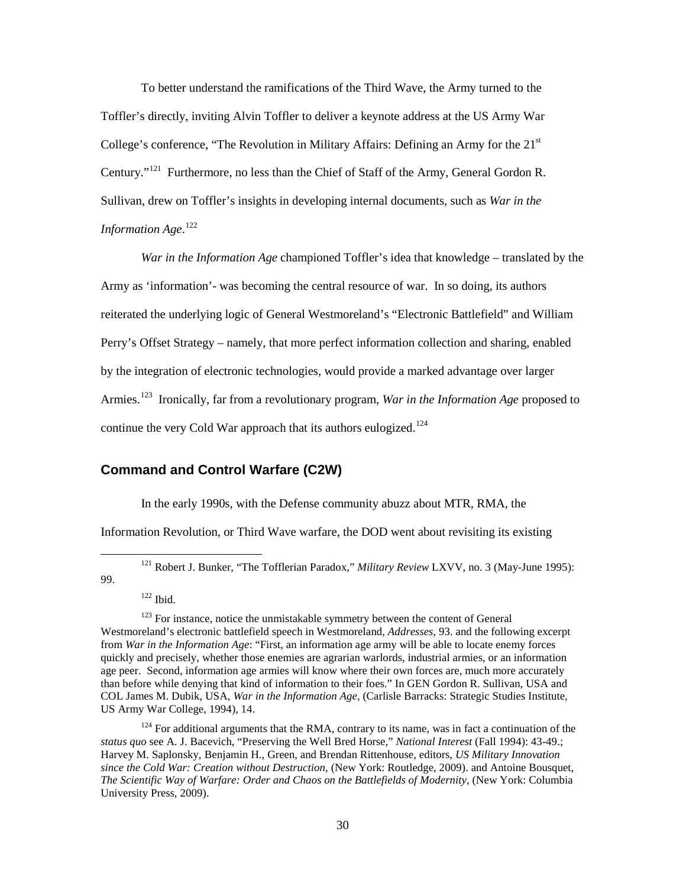To better understand the ramifications of the Third Wave, the Army turned to the Toffler's directly, inviting Alvin Toffler to deliver a keynote address at the US Army War College's conference, "The Revolution in Military Affairs: Defining an Army for the 21st Century."[121] Furthermore, no less than the Chief of Staff of the Army, General Gordon R. Sullivan, drew on Toffler's insights in developing internal documents, such as *War in the Information Age*.[122]

*War in the Information Age* championed Toffler's idea that knowledge – translated by the Army as 'information'- was becoming the central resource of war. In so doing, its authors reiterated the underlying logic of General Westmoreland's "Electronic Battlefield" and William Perry's Offset Strategy – namely, that more perfect information collection and sharing, enabled by the integration of electronic technologies, would provide a marked advantage over larger Armies.[123] Ironically, far from a revolutionary program, *War in the Information Age* proposed to continue the very Cold War approach that its authors eulogized.[124]

## Command and Control Warfare (C2W)

In the early 1990s, with the Defense community abuzz about MTR, RMA, the Information Revolution, or Third Wave warfare, the DOD went about revisiting its existing

---

[121] Robert J. Bunker, "The Tofflerian Paradox," *Military Review* LXVV, no. 3 (May-June 1995): 99.

[122] Ibid.

[123] For instance, notice the unmistakable symmetry between the content of General Westmoreland's electronic battlefield speech in Westmoreland, *Addresses*, 93. and the following excerpt from *War in the Information Age*: "First, an information age army will be able to locate enemy forces quickly and precisely, whether those enemies are agrarian warlords, industrial armies, or an information age peer. Second, information age armies will know where their own forces are, much more accurately than before while denying that kind of information to their foes." In GEN Gordon R. Sullivan, USA and COL James M. Dubik, USA, *War in the Information Age*, (Carlisle Barracks: Strategic Studies Institute, US Army War College, 1994), 14.

[124] For additional arguments that the RMA, contrary to its name, was in fact a continuation of the *status quo* see A. J. Bacevich, "Preserving the Well Bred Horse," *National Interest* (Fall 1994): 43-49.; Harvey M. Saplonsky, Benjamin H., Green, and Brendan Rittenhouse, editors, *US Military Innovation since the Cold War: Creation without Destruction*, (New York: Routledge, 2009). and Antoine Bousquet, *The Scientific Way of Warfare: Order and Chaos on the Battlefields of Modernity*, (New York: Columbia University Press, 2009).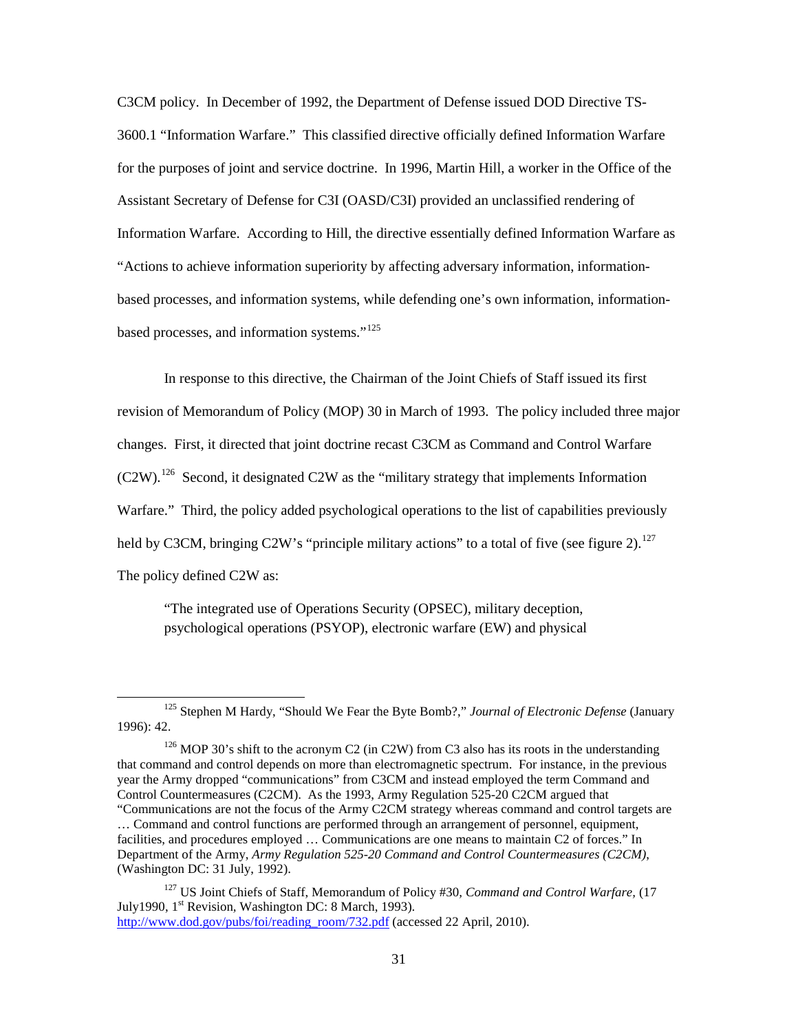C3CM policy. In December of 1992, the Department of Defense issued DOD Directive TS-3600.1 "Information Warfare." This classified directive officially defined Information Warfare for the purposes of joint and service doctrine. In 1996, Martin Hill, a worker in the Office of the Assistant Secretary of Defense for C3I (OASD/C3I) provided an unclassified rendering of Information Warfare. According to Hill, the directive essentially defined Information Warfare as "Actions to achieve information superiority by affecting adversary information, information-based processes, and information systems, while defending one's own information, information-based processes, and information systems."[125]

In response to this directive, the Chairman of the Joint Chiefs of Staff issued its first revision of Memorandum of Policy (MOP) 30 in March of 1993. The policy included three major changes. First, it directed that joint doctrine recast C3CM as Command and Control Warfare (C2W).[126] Second, it designated C2W as the "military strategy that implements Information Warfare." Third, the policy added psychological operations to the list of capabilities previously held by C3CM, bringing C2W's "principle military actions" to a total of five (see figure 2).[127] The policy defined C2W as:

> "The integrated use of Operations Security (OPSEC), military deception, psychological operations (PSYOP), electronic warfare (EW) and physical

---

[125] Stephen M Hardy, "Should We Fear the Byte Bomb?," *Journal of Electronic Defense* (January 1996): 42.

[126] MOP 30's shift to the acronym C2 (in C2W) from C3 also has its roots in the understanding that command and control depends on more than electromagnetic spectrum. For instance, in the previous year the Army dropped "communications" from C3CM and instead employed the term Command and Control Countermeasures (C2CM). As the 1993, Army Regulation 525-20 C2CM argued that "Communications are not the focus of the Army C2CM strategy whereas command and control targets are … Command and control functions are performed through an arrangement of personnel, equipment, facilities, and procedures employed … Communications are one means to maintain C2 of forces." In Department of the Army, *Army Regulation 525-20 Command and Control Countermeasures (C2CM)*, (Washington DC: 31 July, 1992).

[127] US Joint Chiefs of Staff, Memorandum of Policy #30, *Command and Control Warfare*, (17 July1990, 1st Revision, Washington DC: 8 March, 1993). http://www.dod.gov/pubs/foi/reading_room/732.pdf (accessed 22 April, 2010).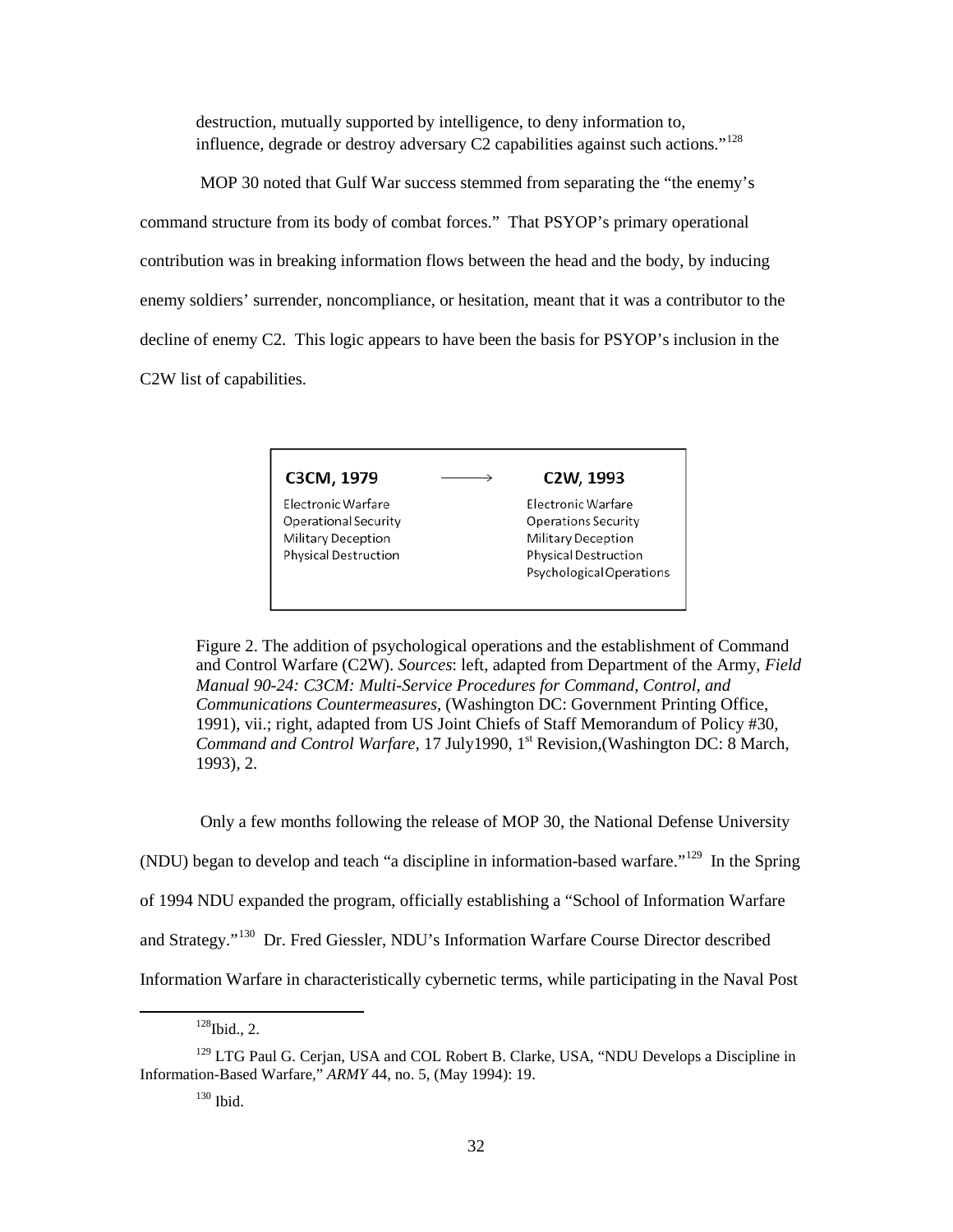destruction, mutually supported by intelligence, to deny information to, influence, degrade or destroy adversary C2 capabilities against such actions."[128]

MOP 30 noted that Gulf War success stemmed from separating the "the enemy's command structure from its body of combat forces." That PSYOP's primary operational contribution was in breaking information flows between the head and the body, by inducing enemy soldiers' surrender, noncompliance, or hesitation, meant that it was a contributor to the decline of enemy C2. This logic appears to have been the basis for PSYOP's inclusion in the C2W list of capabilities.

| C3CM, 1979 | ⟶ | C2W, 1993 |
|---|---|---|
| Electronic Warfare | | Electronic Warfare |
| Operational Security | | Operations Security |
| Military Deception | | Military Deception |
| Physical Destruction | | Physical Destruction |
| | | Psychological Operations |

Figure 2. The addition of psychological operations and the establishment of Command and Control Warfare (C2W). *Sources*: left, adapted from Department of the Army, *Field Manual 90-24: C3CM: Multi-Service Procedures for Command, Control, and Communications Countermeasures,* (Washington DC: Government Printing Office, 1991), vii.; right, adapted from US Joint Chiefs of Staff Memorandum of Policy #30*, Command and Control Warfare,* 17 July1990, 1st Revision,(Washington DC: 8 March, 1993), 2.

Only a few months following the release of MOP 30, the National Defense University (NDU) began to develop and teach "a discipline in information-based warfare."[129] In the Spring of 1994 NDU expanded the program, officially establishing a "School of Information Warfare and Strategy."[130] Dr. Fred Giessler, NDU's Information Warfare Course Director described Information Warfare in characteristically cybernetic terms, while participating in the Naval Post

[128]Ibid., 2.

[129] LTG Paul G. Cerjan, USA and COL Robert B. Clarke, USA, "NDU Develops a Discipline in Information-Based Warfare," *ARMY* 44, no. 5, (May 1994): 19.

[130] Ibid.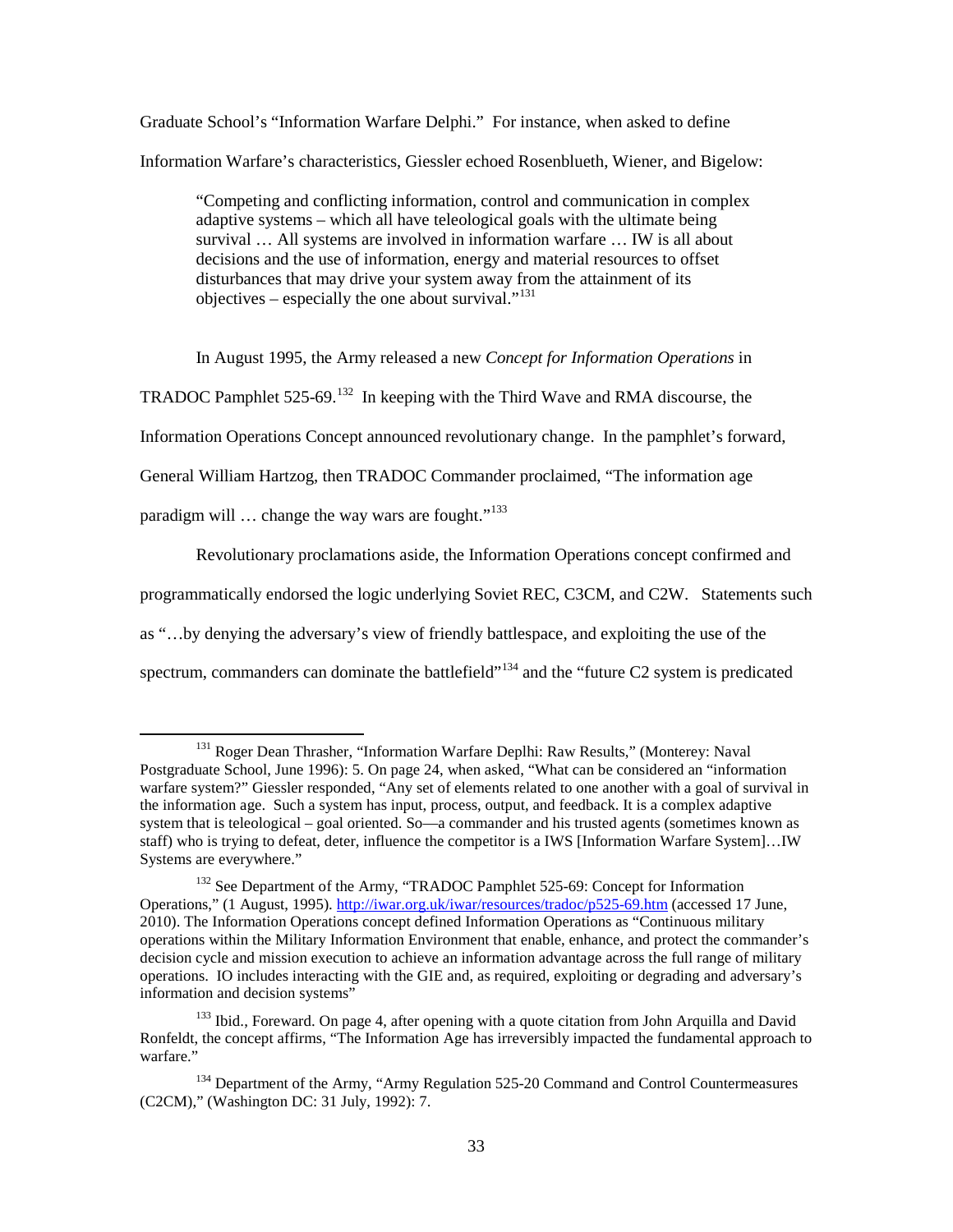Graduate School's "Information Warfare Delphi." For instance, when asked to define Information Warfare's characteristics, Giessler echoed Rosenblueth, Wiener, and Bigelow:

> "Competing and conflicting information, control and communication in complex adaptive systems – which all have teleological goals with the ultimate being survival … All systems are involved in information warfare … IW is all about decisions and the use of information, energy and material resources to offset disturbances that may drive your system away from the attainment of its objectives – especially the one about survival."[131]

In August 1995, the Army released a new *Concept for Information Operations* in TRADOC Pamphlet 525-69.[132] In keeping with the Third Wave and RMA discourse, the Information Operations Concept announced revolutionary change. In the pamphlet's forward, General William Hartzog, then TRADOC Commander proclaimed, "The information age paradigm will … change the way wars are fought."[133]

Revolutionary proclamations aside, the Information Operations concept confirmed and programmatically endorsed the logic underlying Soviet REC, C3CM, and C2W. Statements such as "…by denying the adversary's view of friendly battlespace, and exploiting the use of the spectrum, commanders can dominate the battlefield"[134] and the "future C2 system is predicated

---

[131] Roger Dean Thrasher, "Information Warfare Deplhi: Raw Results," (Monterey: Naval Postgraduate School, June 1996): 5. On page 24, when asked, "What can be considered an "information warfare system?" Giessler responded, "Any set of elements related to one another with a goal of survival in the information age. Such a system has input, process, output, and feedback. It is a complex adaptive system that is teleological – goal oriented. So—a commander and his trusted agents (sometimes known as staff) who is trying to defeat, deter, influence the competitor is a IWS [Information Warfare System]…IW Systems are everywhere."

[132] See Department of the Army, "TRADOC Pamphlet 525-69: Concept for Information Operations," (1 August, 1995). http://iwar.org.uk/iwar/resources/tradoc/p525-69.htm (accessed 17 June, 2010). The Information Operations concept defined Information Operations as "Continuous military operations within the Military Information Environment that enable, enhance, and protect the commander's decision cycle and mission execution to achieve an information advantage across the full range of military operations. IO includes interacting with the GIE and, as required, exploiting or degrading and adversary's information and decision systems"

[133] Ibid., Foreward. On page 4, after opening with a quote citation from John Arquilla and David Ronfeldt, the concept affirms, "The Information Age has irreversibly impacted the fundamental approach to warfare."

[134] Department of the Army, "Army Regulation 525-20 Command and Control Countermeasures (C2CM)," (Washington DC: 31 July, 1992): 7.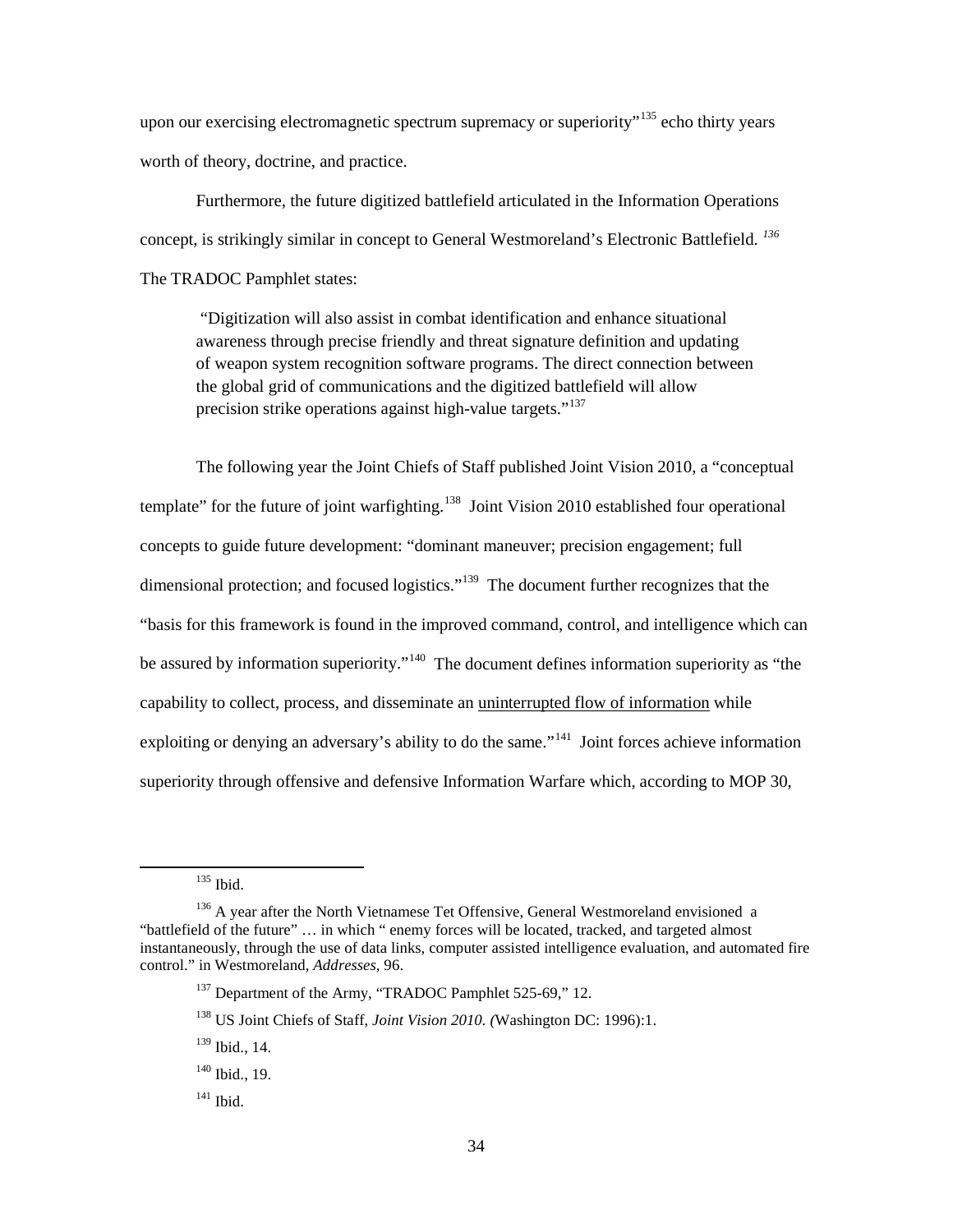upon our exercising electromagnetic spectrum supremacy or superiority"[135] echo thirty years worth of theory, doctrine, and practice.

Furthermore, the future digitized battlefield articulated in the Information Operations concept, is strikingly similar in concept to General Westmoreland's Electronic Battlefield. [136] The TRADOC Pamphlet states:

> "Digitization will also assist in combat identification and enhance situational awareness through precise friendly and threat signature definition and updating of weapon system recognition software programs. The direct connection between the global grid of communications and the digitized battlefield will allow precision strike operations against high-value targets."[137]

The following year the Joint Chiefs of Staff published Joint Vision 2010, a "conceptual template" for the future of joint warfighting.[138] Joint Vision 2010 established four operational concepts to guide future development: "dominant maneuver; precision engagement; full dimensional protection; and focused logistics."[139] The document further recognizes that the "basis for this framework is found in the improved command, control, and intelligence which can be assured by information superiority."[140] The document defines information superiority as "the capability to collect, process, and disseminate an <u>uninterrupted flow of information</u> while exploiting or denying an adversary's ability to do the same."[141] Joint forces achieve information superiority through offensive and defensive Information Warfare which, according to MOP 30,

---

[135] Ibid.

[136] A year after the North Vietnamese Tet Offensive, General Westmoreland envisioned a "battlefield of the future" … in which " enemy forces will be located, tracked, and targeted almost instantaneously, through the use of data links, computer assisted intelligence evaluation, and automated fire control." in Westmoreland, *Addresses*, 96.

[137] Department of the Army, "TRADOC Pamphlet 525-69," 12.

[138] US Joint Chiefs of Staff, *Joint Vision 2010. (*Washington DC: 1996):1.

[139] Ibid., 14.

[140] Ibid., 19.

[141] Ibid.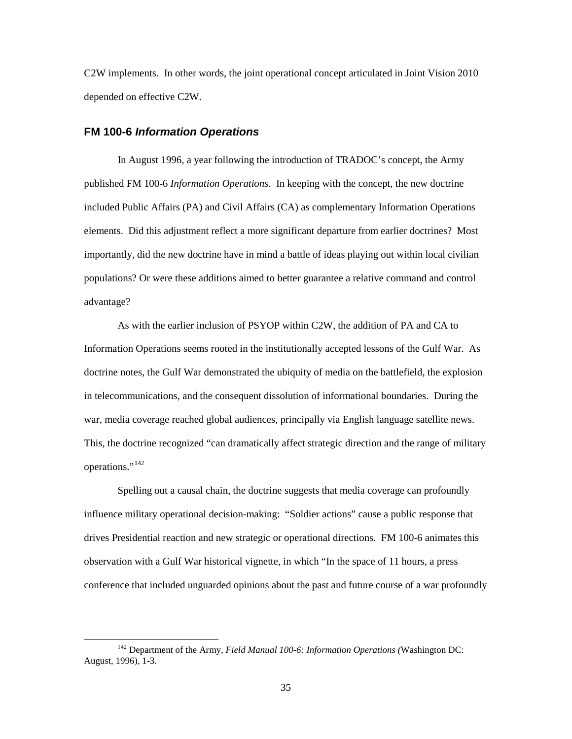C2W implements. In other words, the joint operational concept articulated in Joint Vision 2010 depended on effective C2W.

### FM 100-6 *Information Operations*

In August 1996, a year following the introduction of TRADOC's concept, the Army published FM 100-6 *Information Operations*. In keeping with the concept, the new doctrine included Public Affairs (PA) and Civil Affairs (CA) as complementary Information Operations elements. Did this adjustment reflect a more significant departure from earlier doctrines? Most importantly, did the new doctrine have in mind a battle of ideas playing out within local civilian populations? Or were these additions aimed to better guarantee a relative command and control advantage?

As with the earlier inclusion of PSYOP within C2W, the addition of PA and CA to Information Operations seems rooted in the institutionally accepted lessons of the Gulf War. As doctrine notes, the Gulf War demonstrated the ubiquity of media on the battlefield, the explosion in telecommunications, and the consequent dissolution of informational boundaries. During the war, media coverage reached global audiences, principally via English language satellite news. This, the doctrine recognized "can dramatically affect strategic direction and the range of military operations."[142]

Spelling out a causal chain, the doctrine suggests that media coverage can profoundly influence military operational decision-making: "Soldier actions" cause a public response that drives Presidential reaction and new strategic or operational directions. FM 100-6 animates this observation with a Gulf War historical vignette, in which "In the space of 11 hours, a press conference that included unguarded opinions about the past and future course of a war profoundly

[142] Department of the Army, *Field Manual 100-6: Information Operations (*Washington DC: August, 1996), 1-3.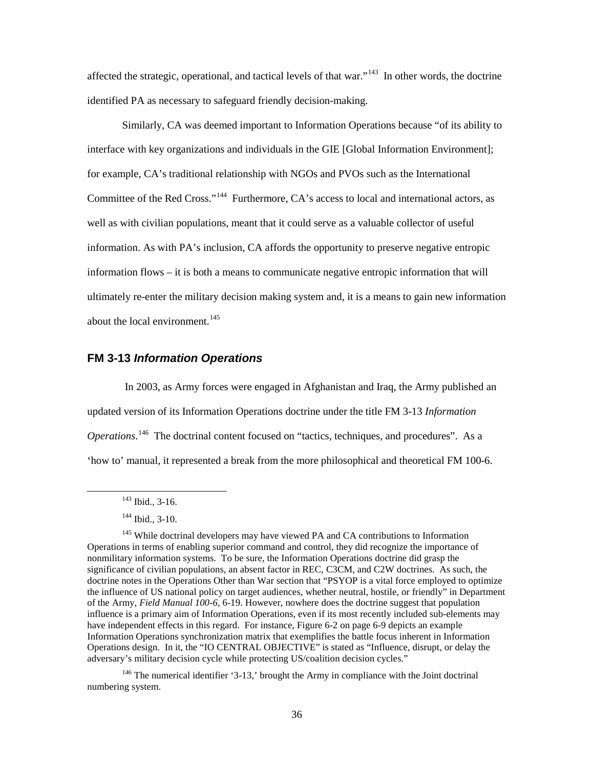affected the strategic, operational, and tactical levels of that war."[143] In other words, the doctrine identified PA as necessary to safeguard friendly decision-making.

Similarly, CA was deemed important to Information Operations because "of its ability to interface with key organizations and individuals in the GIE [Global Information Environment]; for example, CA's traditional relationship with NGOs and PVOs such as the International Committee of the Red Cross."[144] Furthermore, CA's access to local and international actors, as well as with civilian populations, meant that it could serve as a valuable collector of useful information. As with PA's inclusion, CA affords the opportunity to preserve negative entropic information flows – it is both a means to communicate negative entropic information that will ultimately re-enter the military decision making system and, it is a means to gain new information about the local environment.[145]

### FM 3-13 *Information Operations*

In 2003, as Army forces were engaged in Afghanistan and Iraq, the Army published an updated version of its Information Operations doctrine under the title FM 3-13 *Information Operations*.[146] The doctrinal content focused on "tactics, techniques, and procedures". As a 'how to' manual, it represented a break from the more philosophical and theoretical FM 100-6.

---

[143] Ibid., 3-16.

[144] Ibid., 3-10.

[145] While doctrinal developers may have viewed PA and CA contributions to Information Operations in terms of enabling superior command and control, they did recognize the importance of nonmilitary information systems. To be sure, the Information Operations doctrine did grasp the significance of civilian populations, an absent factor in REC, C3CM, and C2W doctrines. As such, the doctrine notes in the Operations Other than War section that "PSYOP is a vital force employed to optimize the influence of US national policy on target audiences, whether neutral, hostile, or friendly" in Department of the Army, *Field Manual 100-6*, 6-19. However, nowhere does the doctrine suggest that population influence is a primary aim of Information Operations, even if its most recently included sub-elements may have independent effects in this regard. For instance, Figure 6-2 on page 6-9 depicts an example Information Operations synchronization matrix that exemplifies the battle focus inherent in Information Operations design. In it, the "IO CENTRAL OBJECTIVE" is stated as "Influence, disrupt, or delay the adversary's military decision cycle while protecting US/coalition decision cycles."

[146] The numerical identifier '3-13,' brought the Army in compliance with the Joint doctrinal numbering system.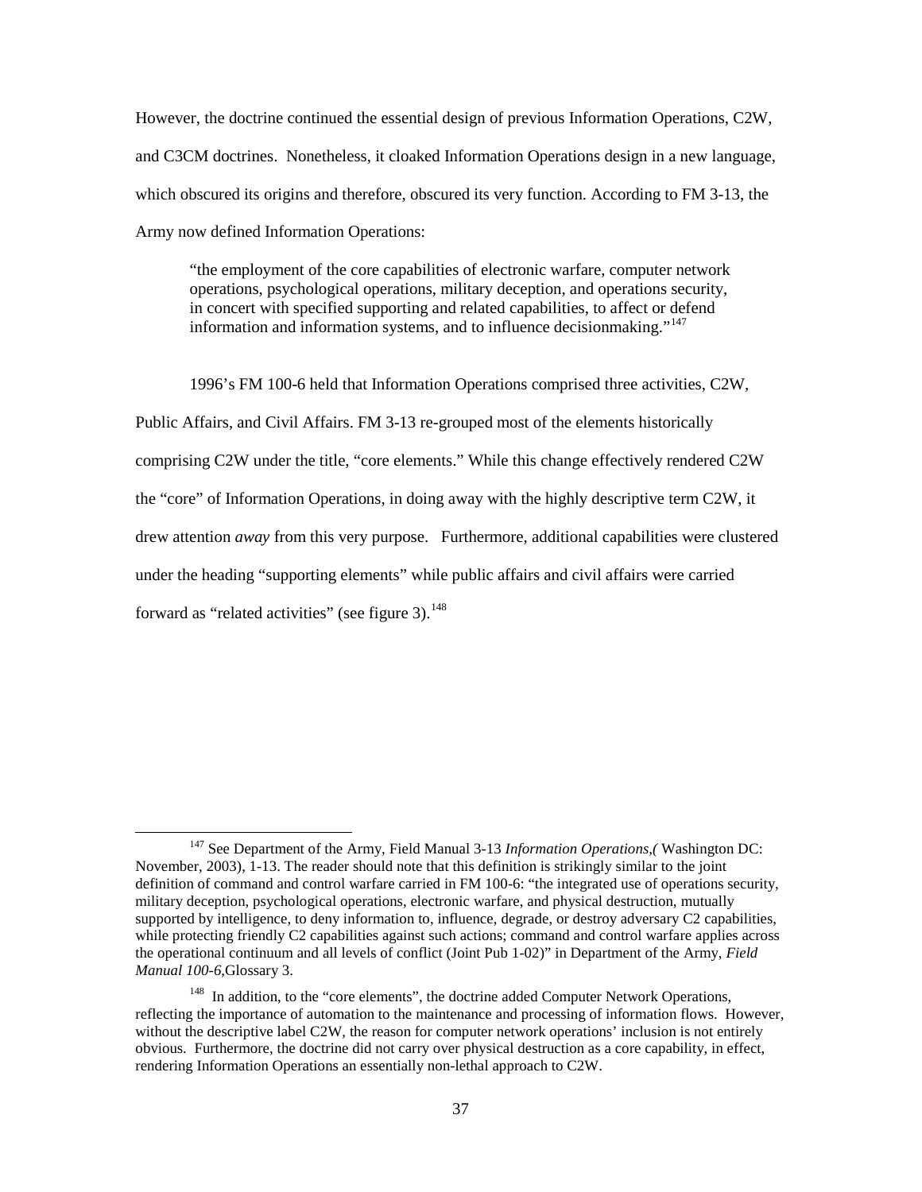However, the doctrine continued the essential design of previous Information Operations, C2W, and C3CM doctrines. Nonetheless, it cloaked Information Operations design in a new language, which obscured its origins and therefore, obscured its very function. According to FM 3-13, the Army now defined Information Operations:

> "the employment of the core capabilities of electronic warfare, computer network operations, psychological operations, military deception, and operations security, in concert with specified supporting and related capabilities, to affect or defend information and information systems, and to influence decisionmaking."[147]

1996's FM 100-6 held that Information Operations comprised three activities, C2W, Public Affairs, and Civil Affairs. FM 3-13 re-grouped most of the elements historically comprising C2W under the title, "core elements." While this change effectively rendered C2W the "core" of Information Operations, in doing away with the highly descriptive term C2W, it drew attention *away* from this very purpose. Furthermore, additional capabilities were clustered under the heading "supporting elements" while public affairs and civil affairs were carried forward as "related activities" (see figure 3).[148]

---

[147] See Department of the Army, Field Manual 3-13 *Information Operations,(* Washington DC: November, 2003), 1-13. The reader should note that this definition is strikingly similar to the joint definition of command and control warfare carried in FM 100-6: "the integrated use of operations security, military deception, psychological operations, electronic warfare, and physical destruction, mutually supported by intelligence, to deny information to, influence, degrade, or destroy adversary C2 capabilities, while protecting friendly C2 capabilities against such actions; command and control warfare applies across the operational continuum and all levels of conflict (Joint Pub 1-02)" in Department of the Army, *Field Manual 100-6,*Glossary 3.

[148] In addition, to the "core elements", the doctrine added Computer Network Operations, reflecting the importance of automation to the maintenance and processing of information flows. However, without the descriptive label C2W, the reason for computer network operations' inclusion is not entirely obvious. Furthermore, the doctrine did not carry over physical destruction as a core capability, in effect, rendering Information Operations an essentially non-lethal approach to C2W.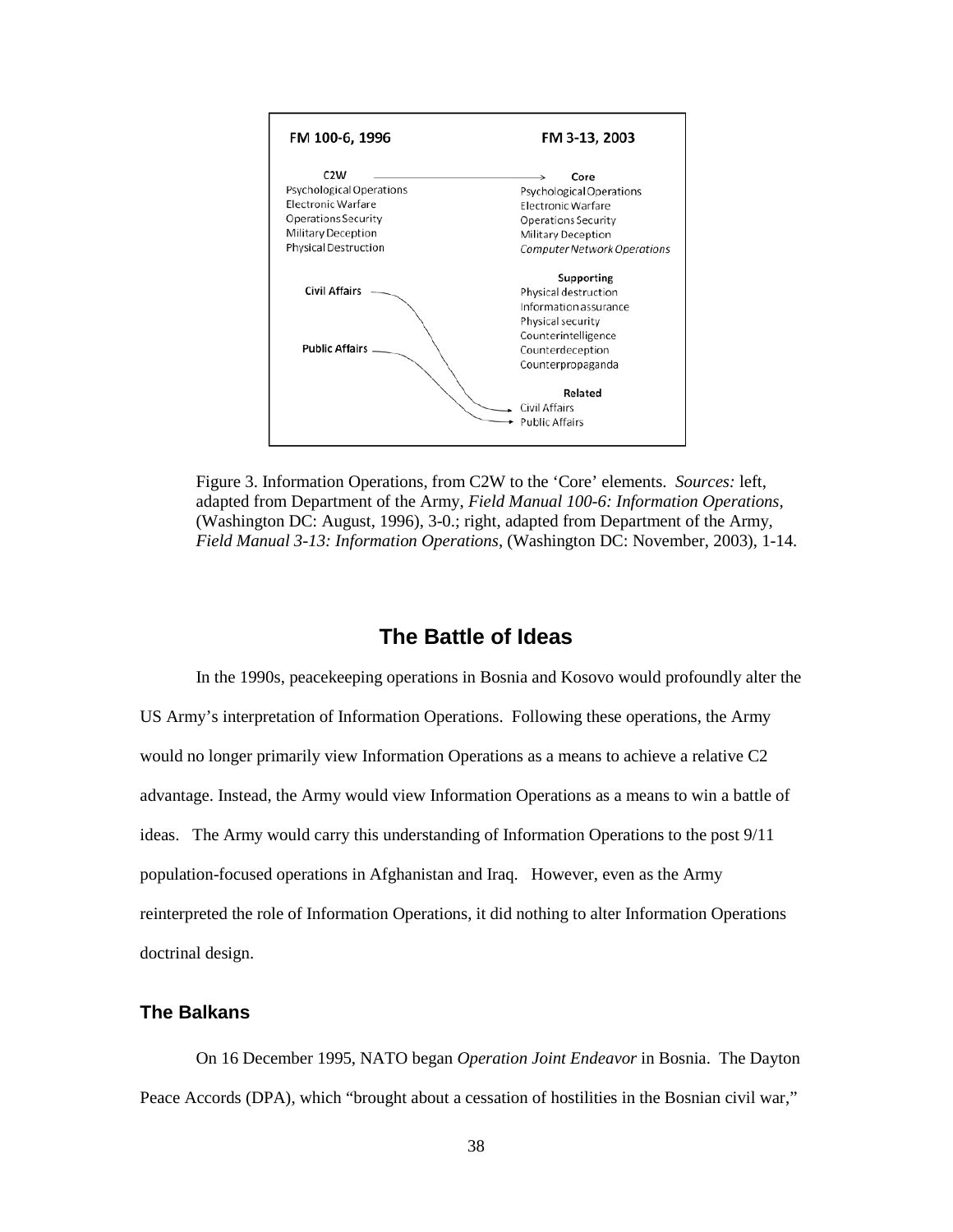| FM 100-6, 1996 | FM 3-13, 2003 |
|---|---|
| C2W → | **Core** |
| Psychological Operations | Psychological Operations |
| Electronic Warfare | Electronic Warfare |
| Operations Security | Operations Security |
| Military Deception | Military Deception |
| Physical Destruction | *Computer Network Operations* |
| | **Supporting** |
| **Civil Affairs** | Physical destruction |
| | Information assurance |
| | Physical security |
| | Counterintelligence |
| **Public Affairs** | Counterdeception |
| | Counterpropaganda |
| | **Related** |
| | Civil Affairs |
| | Public Affairs |

Figure 3. Information Operations, from C2W to the 'Core' elements. *Sources:* left, adapted from Department of the Army, *Field Manual 100-6: Information Operations*, (Washington DC: August, 1996), 3-0.; right, adapted from Department of the Army, *Field Manual 3-13: Information Operations*, (Washington DC: November, 2003), 1-14.

## The Battle of Ideas

In the 1990s, peacekeeping operations in Bosnia and Kosovo would profoundly alter the US Army's interpretation of Information Operations. Following these operations, the Army would no longer primarily view Information Operations as a means to achieve a relative C2 advantage. Instead, the Army would view Information Operations as a means to win a battle of ideas. The Army would carry this understanding of Information Operations to the post 9/11 population-focused operations in Afghanistan and Iraq. However, even as the Army reinterpreted the role of Information Operations, it did nothing to alter Information Operations doctrinal design.

### The Balkans

On 16 December 1995, NATO began *Operation Joint Endeavor* in Bosnia. The Dayton Peace Accords (DPA), which "brought about a cessation of hostilities in the Bosnian civil war,"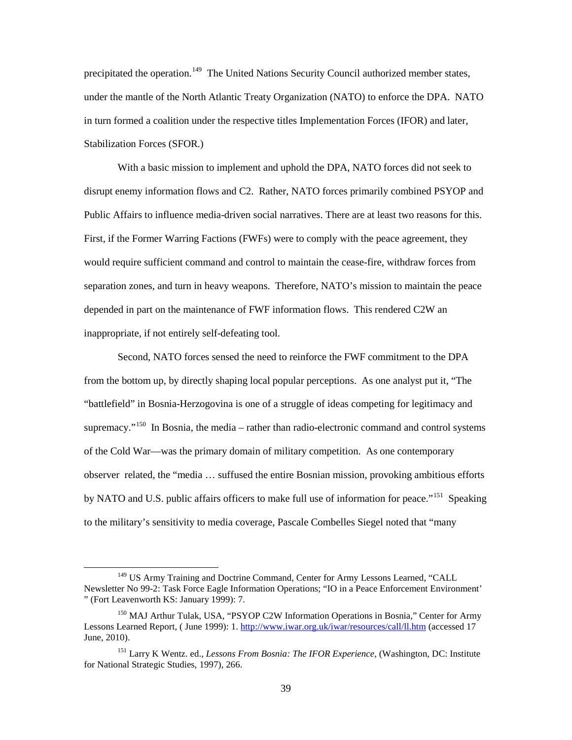precipitated the operation.[149] The United Nations Security Council authorized member states, under the mantle of the North Atlantic Treaty Organization (NATO) to enforce the DPA. NATO in turn formed a coalition under the respective titles Implementation Forces (IFOR) and later, Stabilization Forces (SFOR.)

With a basic mission to implement and uphold the DPA, NATO forces did not seek to disrupt enemy information flows and C2. Rather, NATO forces primarily combined PSYOP and Public Affairs to influence media-driven social narratives. There are at least two reasons for this. First, if the Former Warring Factions (FWFs) were to comply with the peace agreement, they would require sufficient command and control to maintain the cease-fire, withdraw forces from separation zones, and turn in heavy weapons. Therefore, NATO's mission to maintain the peace depended in part on the maintenance of FWF information flows. This rendered C2W an inappropriate, if not entirely self-defeating tool.

Second, NATO forces sensed the need to reinforce the FWF commitment to the DPA from the bottom up, by directly shaping local popular perceptions. As one analyst put it, "The "battlefield" in Bosnia-Herzogovina is one of a struggle of ideas competing for legitimacy and supremacy."[150] In Bosnia, the media – rather than radio-electronic command and control systems of the Cold War—was the primary domain of military competition. As one contemporary observer related, the "media … suffused the entire Bosnian mission, provoking ambitious efforts by NATO and U.S. public affairs officers to make full use of information for peace."[151] Speaking to the military's sensitivity to media coverage, Pascale Combelles Siegel noted that "many

---

[149] US Army Training and Doctrine Command, Center for Army Lessons Learned, "CALL Newsletter No 99-2: Task Force Eagle Information Operations; "IO in a Peace Enforcement Environment' " (Fort Leavenworth KS: January 1999): 7.

[150] MAJ Arthur Tulak, USA, "PSYOP C2W Information Operations in Bosnia," Center for Army Lessons Learned Report, ( June 1999): 1. http://www.iwar.org.uk/iwar/resources/call/ll.htm (accessed 17 June, 2010).

[151] Larry K Wentz. ed., *Lessons From Bosnia: The IFOR Experience,* (Washington, DC: Institute for National Strategic Studies, 1997), 266.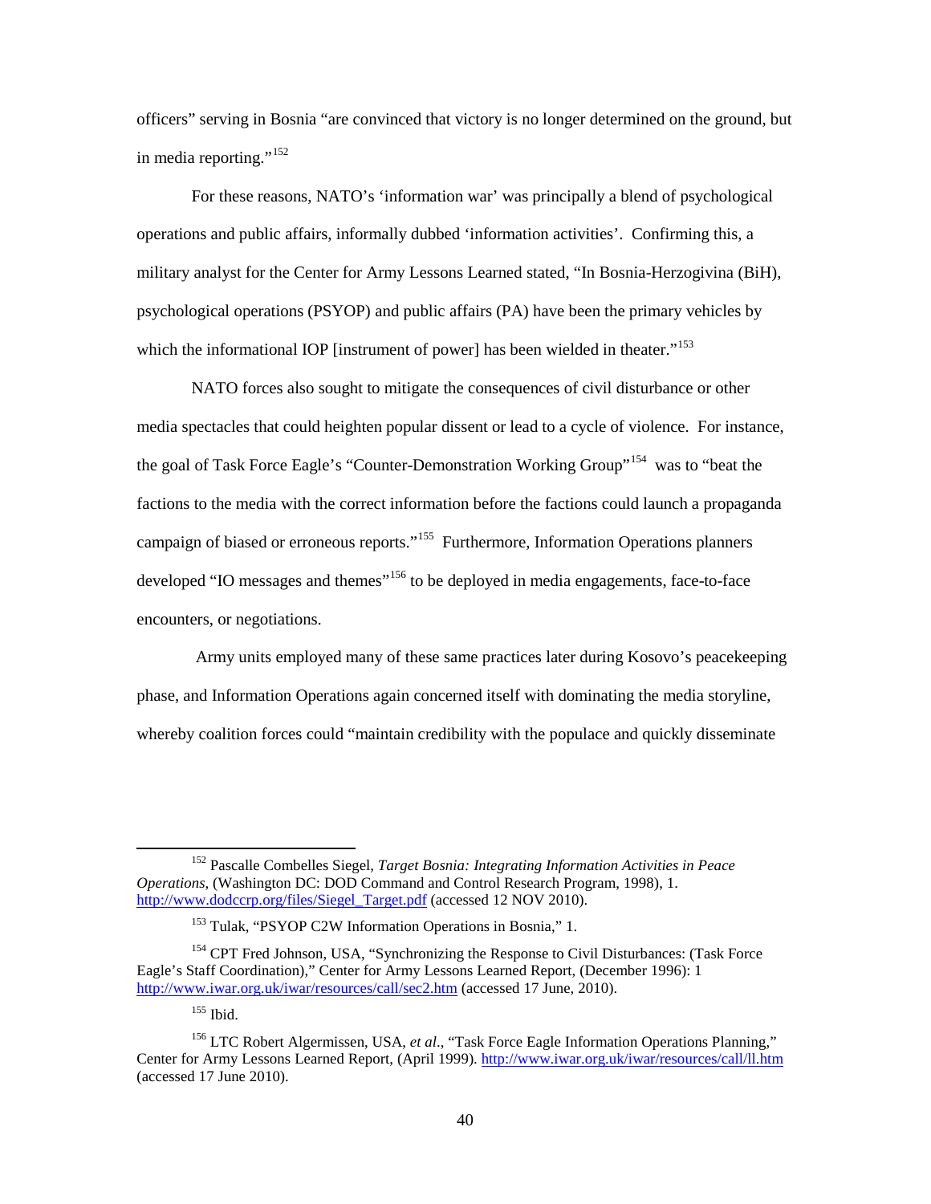officers" serving in Bosnia "are convinced that victory is no longer determined on the ground, but in media reporting."[152]

For these reasons, NATO's 'information war' was principally a blend of psychological operations and public affairs, informally dubbed 'information activities'. Confirming this, a military analyst for the Center for Army Lessons Learned stated, "In Bosnia-Herzogivina (BiH), psychological operations (PSYOP) and public affairs (PA) have been the primary vehicles by which the informational IOP [instrument of power] has been wielded in theater."[153]

NATO forces also sought to mitigate the consequences of civil disturbance or other media spectacles that could heighten popular dissent or lead to a cycle of violence. For instance, the goal of Task Force Eagle's "Counter-Demonstration Working Group"[154] was to "beat the factions to the media with the correct information before the factions could launch a propaganda campaign of biased or erroneous reports."[155] Furthermore, Information Operations planners developed "IO messages and themes"[156] to be deployed in media engagements, face-to-face encounters, or negotiations.

Army units employed many of these same practices later during Kosovo's peacekeeping phase, and Information Operations again concerned itself with dominating the media storyline, whereby coalition forces could "maintain credibility with the populace and quickly disseminate

---

[152] Pascalle Combelles Siegel, *Target Bosnia: Integrating Information Activities in Peace Operations*, (Washington DC: DOD Command and Control Research Program, 1998), 1. http://www.dodccrp.org/files/Siegel_Target.pdf (accessed 12 NOV 2010).

[153] Tulak, "PSYOP C2W Information Operations in Bosnia," 1.

[154] CPT Fred Johnson, USA, "Synchronizing the Response to Civil Disturbances: (Task Force Eagle's Staff Coordination)," Center for Army Lessons Learned Report, (December 1996): 1 http://www.iwar.org.uk/iwar/resources/call/sec2.htm (accessed 17 June, 2010).

[155] Ibid.

[156] LTC Robert Algermissen, USA, *et al*., "Task Force Eagle Information Operations Planning," Center for Army Lessons Learned Report, (April 1999). http://www.iwar.org.uk/iwar/resources/call/ll.htm (accessed 17 June 2010).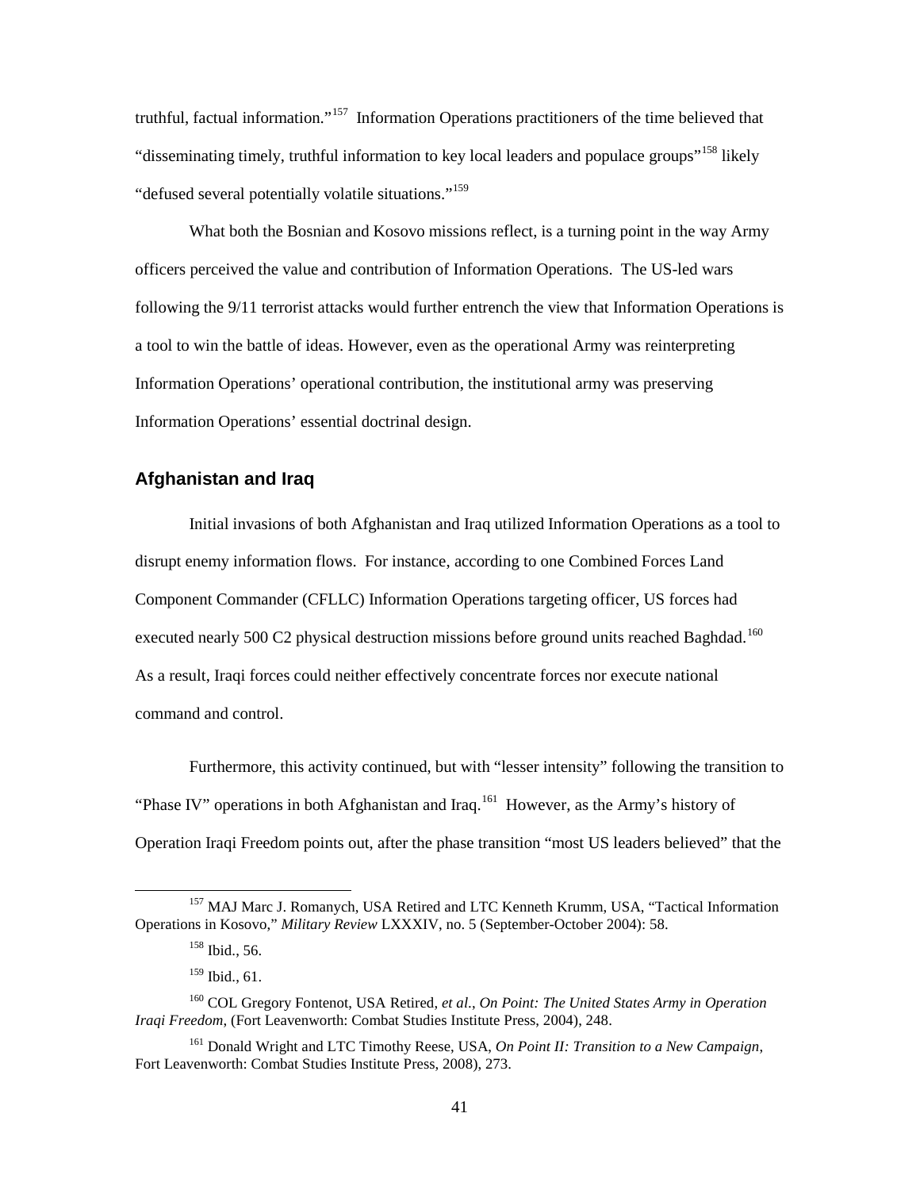truthful, factual information."[157] Information Operations practitioners of the time believed that "disseminating timely, truthful information to key local leaders and populace groups"[158] likely "defused several potentially volatile situations."[159]

What both the Bosnian and Kosovo missions reflect, is a turning point in the way Army officers perceived the value and contribution of Information Operations. The US-led wars following the 9/11 terrorist attacks would further entrench the view that Information Operations is a tool to win the battle of ideas. However, even as the operational Army was reinterpreting Information Operations' operational contribution, the institutional army was preserving Information Operations' essential doctrinal design.

## Afghanistan and Iraq

Initial invasions of both Afghanistan and Iraq utilized Information Operations as a tool to disrupt enemy information flows. For instance, according to one Combined Forces Land Component Commander (CFLLC) Information Operations targeting officer, US forces had executed nearly 500 C2 physical destruction missions before ground units reached Baghdad.[160] As a result, Iraqi forces could neither effectively concentrate forces nor execute national command and control.

Furthermore, this activity continued, but with "lesser intensity" following the transition to "Phase IV" operations in both Afghanistan and Iraq.[161] However, as the Army's history of Operation Iraqi Freedom points out, after the phase transition "most US leaders believed" that the

---

[157] MAJ Marc J. Romanych, USA Retired and LTC Kenneth Krumm, USA, "Tactical Information Operations in Kosovo," *Military Review* LXXXIV, no. 5 (September-October 2004): 58.

[158] Ibid., 56.

[159] Ibid., 61.

[160] COL Gregory Fontenot, USA Retired, *et al.*, *On Point: The United States Army in Operation Iraqi Freedom*, (Fort Leavenworth: Combat Studies Institute Press, 2004), 248.

[161] Donald Wright and LTC Timothy Reese, USA, *On Point II: Transition to a New Campaign*, Fort Leavenworth: Combat Studies Institute Press, 2008), 273.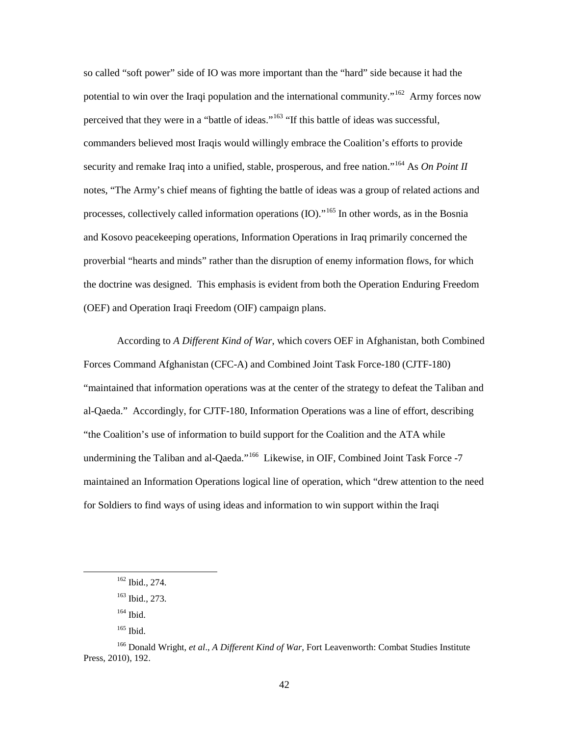so called "soft power" side of IO was more important than the "hard" side because it had the potential to win over the Iraqi population and the international community."[162] Army forces now perceived that they were in a "battle of ideas."[163] "If this battle of ideas was successful, commanders believed most Iraqis would willingly embrace the Coalition's efforts to provide security and remake Iraq into a unified, stable, prosperous, and free nation."[164] As *On Point II* notes, "The Army's chief means of fighting the battle of ideas was a group of related actions and processes, collectively called information operations (IO)."[165] In other words, as in the Bosnia and Kosovo peacekeeping operations, Information Operations in Iraq primarily concerned the proverbial "hearts and minds" rather than the disruption of enemy information flows, for which the doctrine was designed. This emphasis is evident from both the Operation Enduring Freedom (OEF) and Operation Iraqi Freedom (OIF) campaign plans.

According to *A Different Kind of War*, which covers OEF in Afghanistan, both Combined Forces Command Afghanistan (CFC-A) and Combined Joint Task Force-180 (CJTF-180) "maintained that information operations was at the center of the strategy to defeat the Taliban and al-Qaeda." Accordingly, for CJTF-180, Information Operations was a line of effort, describing "the Coalition's use of information to build support for the Coalition and the ATA while undermining the Taliban and al-Qaeda."[166] Likewise, in OIF, Combined Joint Task Force -7 maintained an Information Operations logical line of operation, which "drew attention to the need for Soldiers to find ways of using ideas and information to win support within the Iraqi

---

[162] Ibid., 274.

[163] Ibid., 273.

[164] Ibid.

[165] Ibid.

[166] Donald Wright, *et al*., *A Different Kind of War,* Fort Leavenworth: Combat Studies Institute Press, 2010), 192.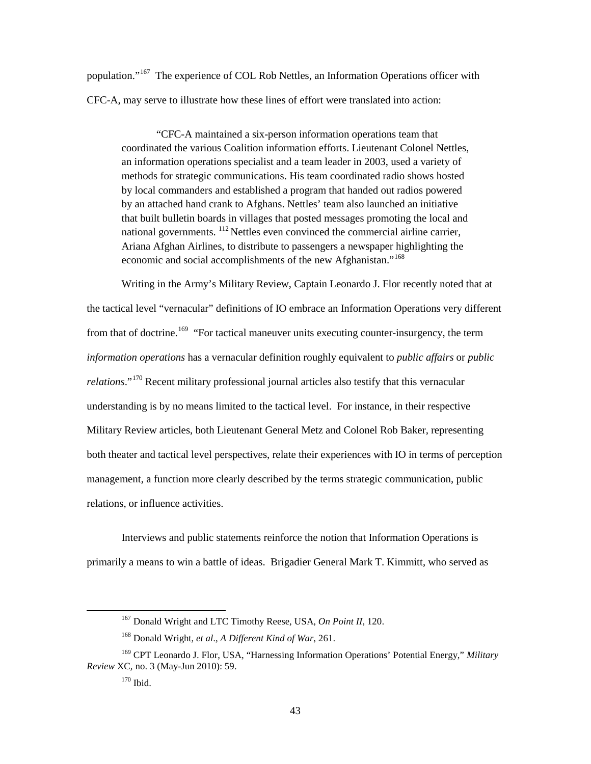population."[167] The experience of COL Rob Nettles, an Information Operations officer with CFC-A, may serve to illustrate how these lines of effort were translated into action:

> "CFC-A maintained a six-person information operations team that coordinated the various Coalition information efforts. Lieutenant Colonel Nettles, an information operations specialist and a team leader in 2003, used a variety of methods for strategic communications. His team coordinated radio shows hosted by local commanders and established a program that handed out radios powered by an attached hand crank to Afghans. Nettles' team also launched an initiative that built bulletin boards in villages that posted messages promoting the local and national governments. [112] Nettles even convinced the commercial airline carrier, Ariana Afghan Airlines, to distribute to passengers a newspaper highlighting the economic and social accomplishments of the new Afghanistan."[168]

Writing in the Army's Military Review, Captain Leonardo J. Flor recently noted that at the tactical level "vernacular" definitions of IO embrace an Information Operations very different from that of doctrine.[169] "For tactical maneuver units executing counter-insurgency, the term *information operations* has a vernacular definition roughly equivalent to *public affairs* or *public relations*."[170] Recent military professional journal articles also testify that this vernacular understanding is by no means limited to the tactical level. For instance, in their respective Military Review articles, both Lieutenant General Metz and Colonel Rob Baker, representing both theater and tactical level perspectives, relate their experiences with IO in terms of perception management, a function more clearly described by the terms strategic communication, public relations, or influence activities.

Interviews and public statements reinforce the notion that Information Operations is primarily a means to win a battle of ideas. Brigadier General Mark T. Kimmitt, who served as

---

[167] Donald Wright and LTC Timothy Reese, USA, *On Point II*, 120.

[168] Donald Wright, *et al*., *A Different Kind of War*, 261.

[169] CPT Leonardo J. Flor, USA, "Harnessing Information Operations' Potential Energy," *Military Review* XC, no. 3 (May-Jun 2010): 59.

[170] Ibid.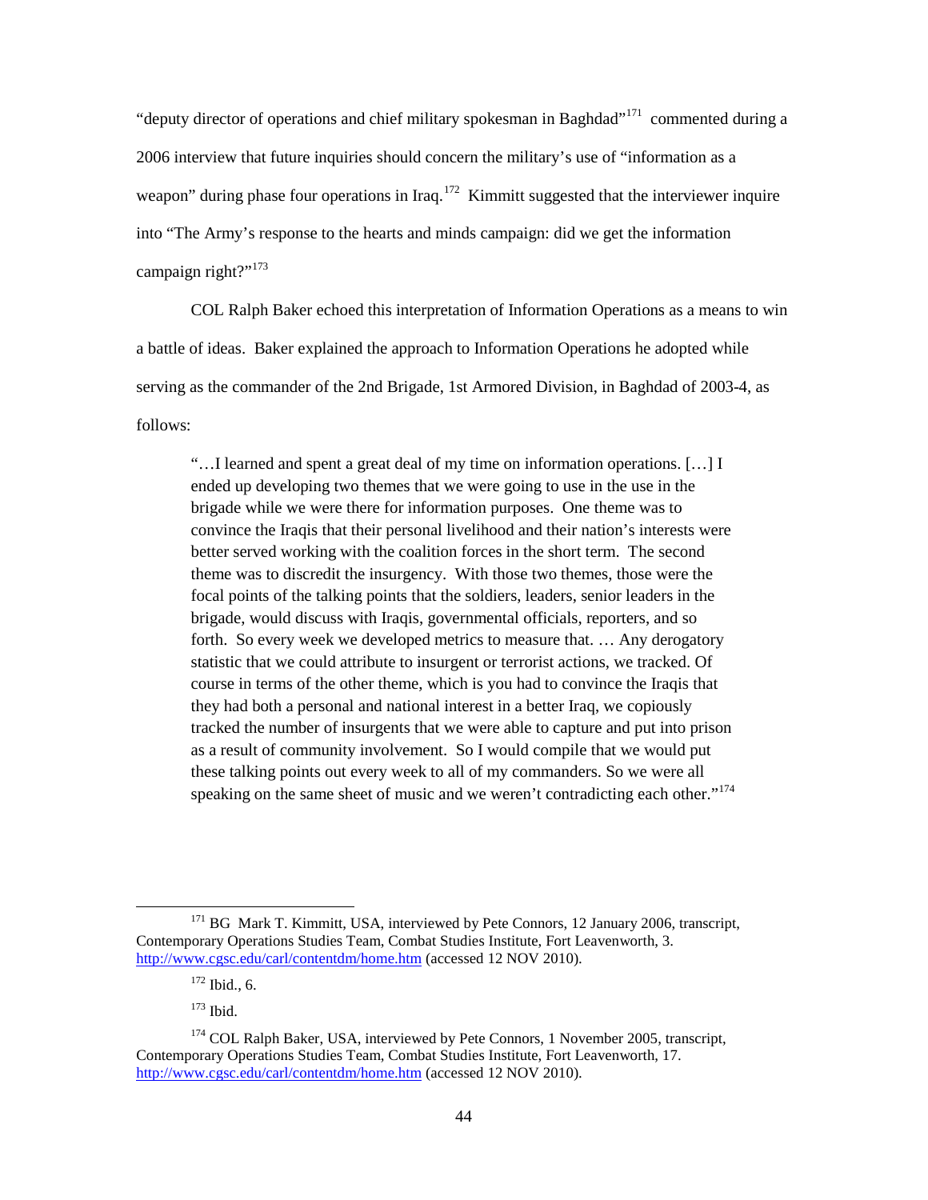"deputy director of operations and chief military spokesman in Baghdad"[171] commented during a 2006 interview that future inquiries should concern the military's use of "information as a weapon" during phase four operations in Iraq.[172] Kimmitt suggested that the interviewer inquire into "The Army's response to the hearts and minds campaign: did we get the information campaign right?"[173]

COL Ralph Baker echoed this interpretation of Information Operations as a means to win a battle of ideas. Baker explained the approach to Information Operations he adopted while serving as the commander of the 2nd Brigade, 1st Armored Division, in Baghdad of 2003-4, as follows:

> "…I learned and spent a great deal of my time on information operations. […] I ended up developing two themes that we were going to use in the use in the brigade while we were there for information purposes. One theme was to convince the Iraqis that their personal livelihood and their nation's interests were better served working with the coalition forces in the short term. The second theme was to discredit the insurgency. With those two themes, those were the focal points of the talking points that the soldiers, leaders, senior leaders in the brigade, would discuss with Iraqis, governmental officials, reporters, and so forth. So every week we developed metrics to measure that. … Any derogatory statistic that we could attribute to insurgent or terrorist actions, we tracked. Of course in terms of the other theme, which is you had to convince the Iraqis that they had both a personal and national interest in a better Iraq, we copiously tracked the number of insurgents that we were able to capture and put into prison as a result of community involvement. So I would compile that we would put these talking points out every week to all of my commanders. So we were all speaking on the same sheet of music and we weren't contradicting each other."[174]

---

[171] BG Mark T. Kimmitt, USA, interviewed by Pete Connors, 12 January 2006, transcript, Contemporary Operations Studies Team, Combat Studies Institute, Fort Leavenworth, 3. http://www.cgsc.edu/carl/contentdm/home.htm (accessed 12 NOV 2010).

[172] Ibid., 6.

[173] Ibid.

[174] COL Ralph Baker, USA, interviewed by Pete Connors, 1 November 2005, transcript, Contemporary Operations Studies Team, Combat Studies Institute, Fort Leavenworth, 17. http://www.cgsc.edu/carl/contentdm/home.htm (accessed 12 NOV 2010).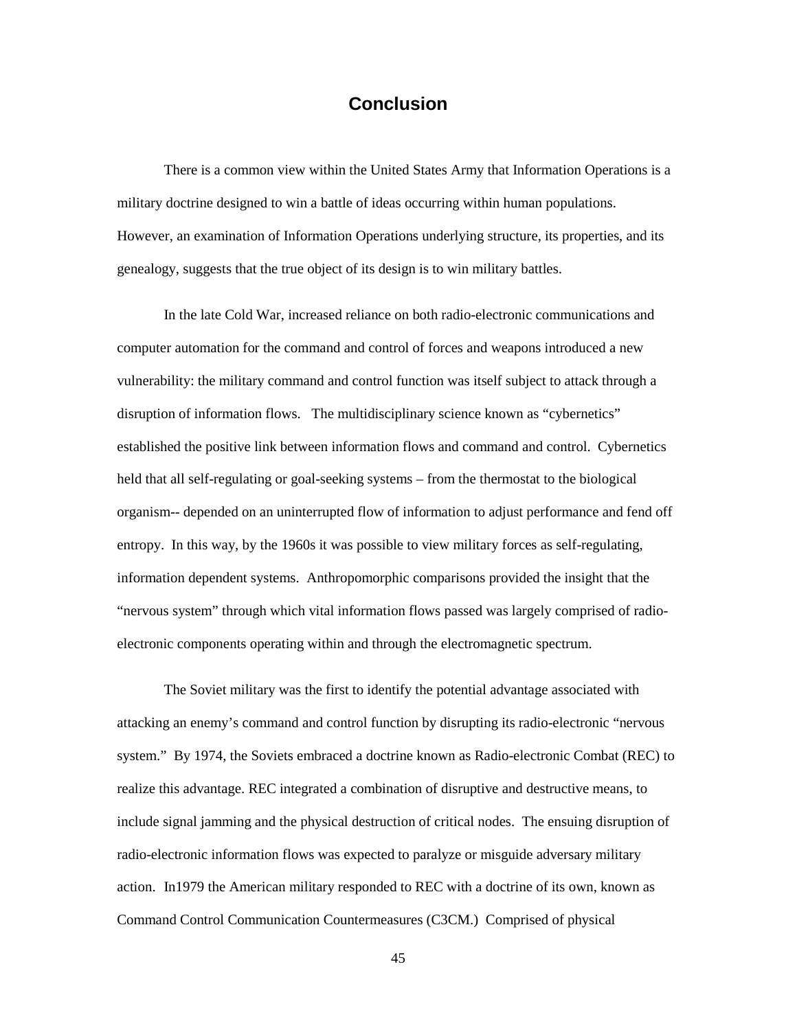# Conclusion

There is a common view within the United States Army that Information Operations is a military doctrine designed to win a battle of ideas occurring within human populations. However, an examination of Information Operations underlying structure, its properties, and its genealogy, suggests that the true object of its design is to win military battles.

In the late Cold War, increased reliance on both radio-electronic communications and computer automation for the command and control of forces and weapons introduced a new vulnerability: the military command and control function was itself subject to attack through a disruption of information flows. The multidisciplinary science known as "cybernetics" established the positive link between information flows and command and control. Cybernetics held that all self-regulating or goal-seeking systems – from the thermostat to the biological organism-- depended on an uninterrupted flow of information to adjust performance and fend off entropy. In this way, by the 1960s it was possible to view military forces as self-regulating, information dependent systems. Anthropomorphic comparisons provided the insight that the "nervous system" through which vital information flows passed was largely comprised of radio-electronic components operating within and through the electromagnetic spectrum.

The Soviet military was the first to identify the potential advantage associated with attacking an enemy's command and control function by disrupting its radio-electronic "nervous system." By 1974, the Soviets embraced a doctrine known as Radio-electronic Combat (REC) to realize this advantage. REC integrated a combination of disruptive and destructive means, to include signal jamming and the physical destruction of critical nodes. The ensuing disruption of radio-electronic information flows was expected to paralyze or misguide adversary military action. In1979 the American military responded to REC with a doctrine of its own, known as Command Control Communication Countermeasures (C3CM.) Comprised of physical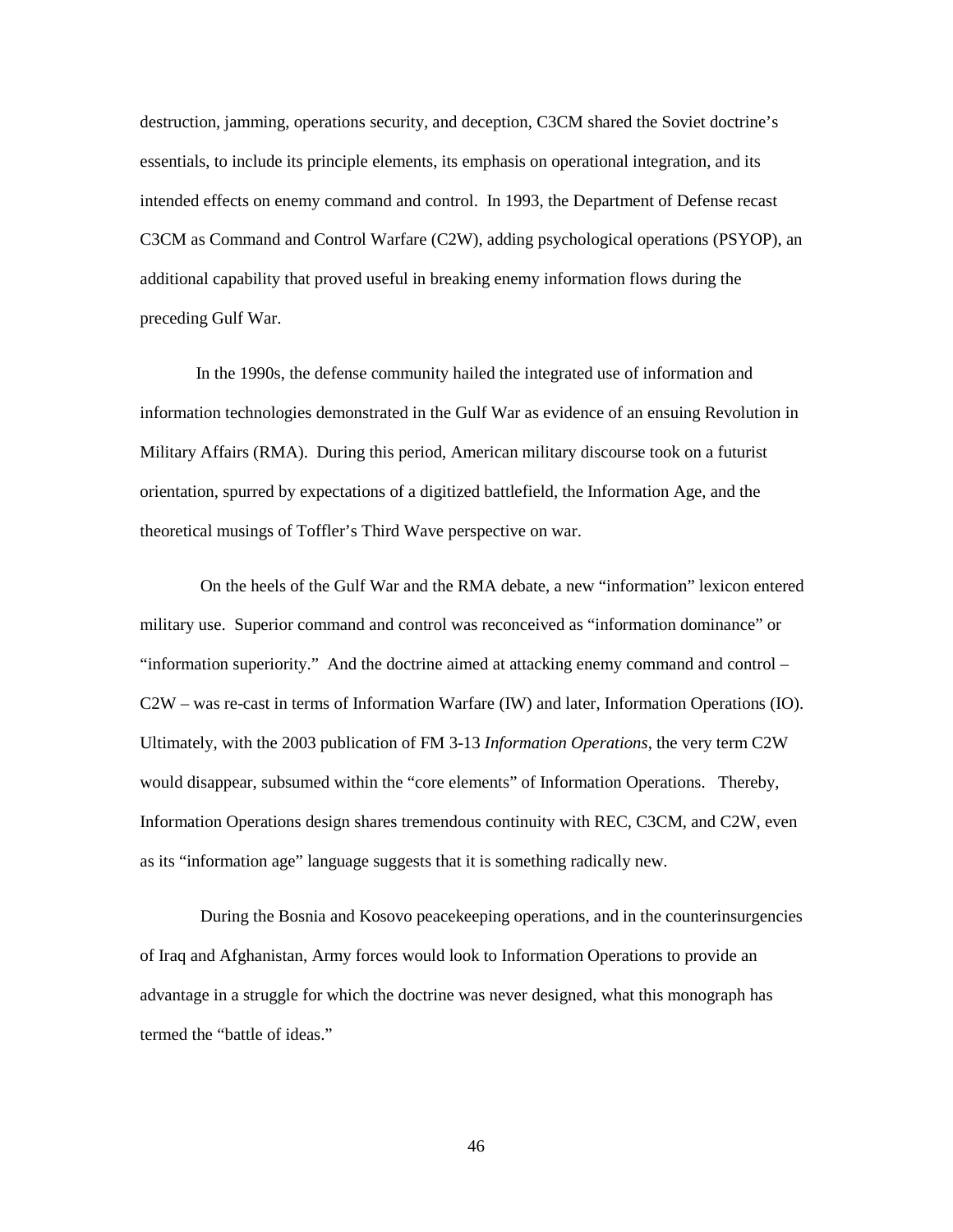destruction, jamming, operations security, and deception, C3CM shared the Soviet doctrine's essentials, to include its principle elements, its emphasis on operational integration, and its intended effects on enemy command and control. In 1993, the Department of Defense recast C3CM as Command and Control Warfare (C2W), adding psychological operations (PSYOP), an additional capability that proved useful in breaking enemy information flows during the preceding Gulf War.

In the 1990s, the defense community hailed the integrated use of information and information technologies demonstrated in the Gulf War as evidence of an ensuing Revolution in Military Affairs (RMA). During this period, American military discourse took on a futurist orientation, spurred by expectations of a digitized battlefield, the Information Age, and the theoretical musings of Toffler's Third Wave perspective on war.

On the heels of the Gulf War and the RMA debate, a new "information" lexicon entered military use. Superior command and control was reconceived as "information dominance" or "information superiority." And the doctrine aimed at attacking enemy command and control – C2W – was re-cast in terms of Information Warfare (IW) and later, Information Operations (IO). Ultimately, with the 2003 publication of FM 3-13 *Information Operations*, the very term C2W would disappear, subsumed within the "core elements" of Information Operations. Thereby, Information Operations design shares tremendous continuity with REC, C3CM, and C2W, even as its "information age" language suggests that it is something radically new.

During the Bosnia and Kosovo peacekeeping operations, and in the counterinsurgencies of Iraq and Afghanistan, Army forces would look to Information Operations to provide an advantage in a struggle for which the doctrine was never designed, what this monograph has termed the "battle of ideas."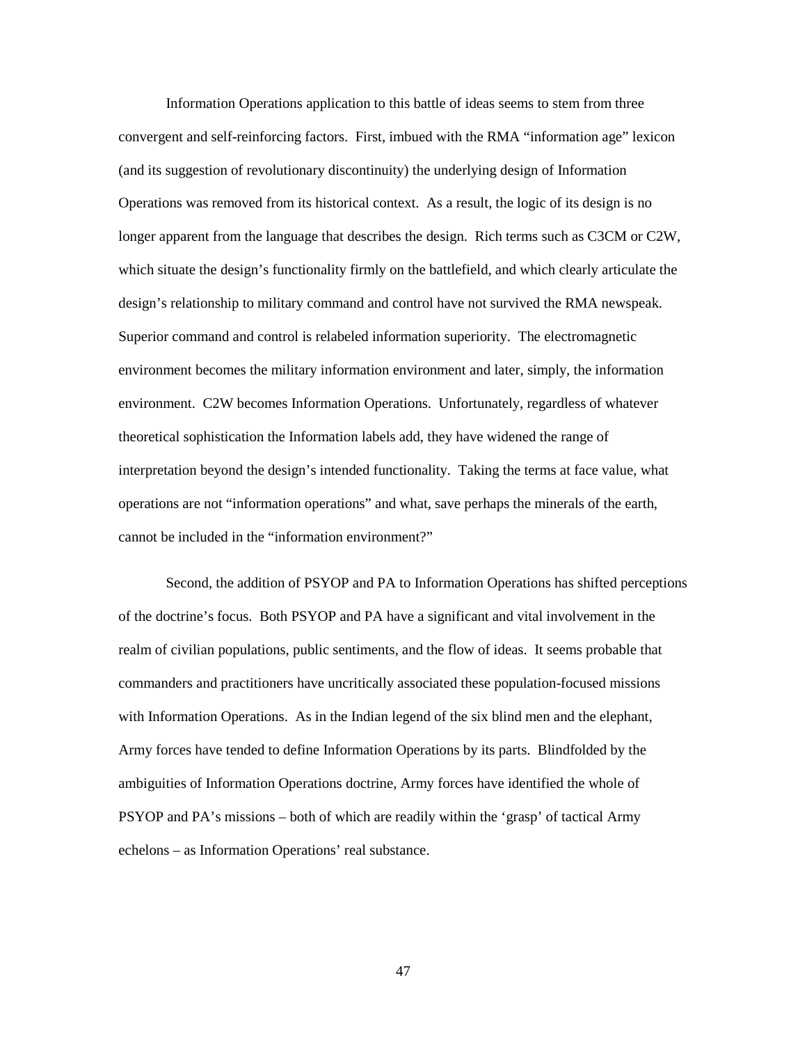Information Operations application to this battle of ideas seems to stem from three convergent and self-reinforcing factors. First, imbued with the RMA "information age" lexicon (and its suggestion of revolutionary discontinuity) the underlying design of Information Operations was removed from its historical context. As a result, the logic of its design is no longer apparent from the language that describes the design. Rich terms such as C3CM or C2W, which situate the design's functionality firmly on the battlefield, and which clearly articulate the design's relationship to military command and control have not survived the RMA newspeak. Superior command and control is relabeled information superiority. The electromagnetic environment becomes the military information environment and later, simply, the information environment. C2W becomes Information Operations. Unfortunately, regardless of whatever theoretical sophistication the Information labels add, they have widened the range of interpretation beyond the design's intended functionality. Taking the terms at face value, what operations are not "information operations" and what, save perhaps the minerals of the earth, cannot be included in the "information environment?"

Second, the addition of PSYOP and PA to Information Operations has shifted perceptions of the doctrine's focus. Both PSYOP and PA have a significant and vital involvement in the realm of civilian populations, public sentiments, and the flow of ideas. It seems probable that commanders and practitioners have uncritically associated these population-focused missions with Information Operations. As in the Indian legend of the six blind men and the elephant, Army forces have tended to define Information Operations by its parts. Blindfolded by the ambiguities of Information Operations doctrine, Army forces have identified the whole of PSYOP and PA's missions – both of which are readily within the 'grasp' of tactical Army echelons – as Information Operations' real substance.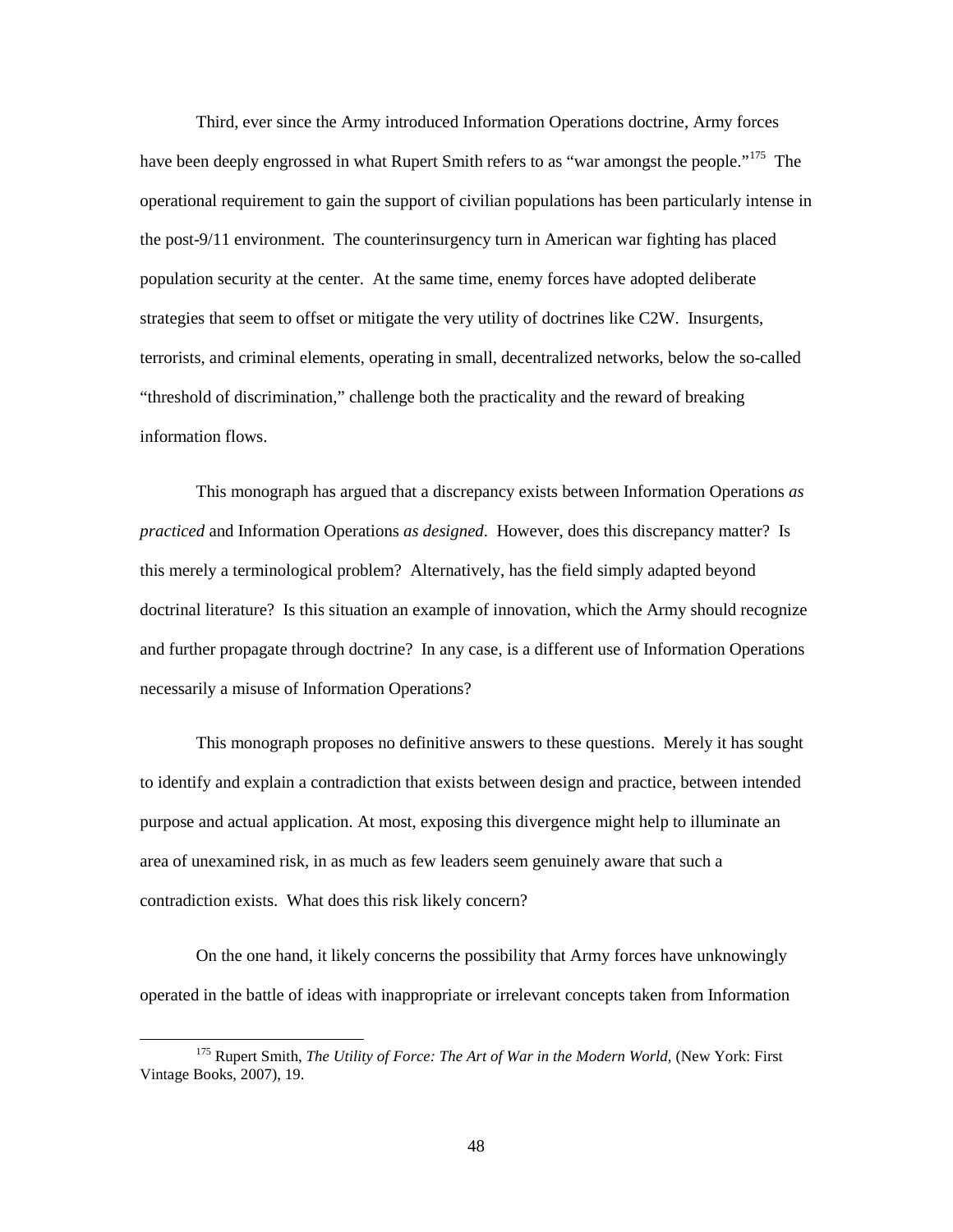Third, ever since the Army introduced Information Operations doctrine, Army forces have been deeply engrossed in what Rupert Smith refers to as "war amongst the people."[175] The operational requirement to gain the support of civilian populations has been particularly intense in the post-9/11 environment. The counterinsurgency turn in American war fighting has placed population security at the center. At the same time, enemy forces have adopted deliberate strategies that seem to offset or mitigate the very utility of doctrines like C2W. Insurgents, terrorists, and criminal elements, operating in small, decentralized networks, below the so-called "threshold of discrimination," challenge both the practicality and the reward of breaking information flows.

This monograph has argued that a discrepancy exists between Information Operations *as practiced* and Information Operations *as designed*. However, does this discrepancy matter? Is this merely a terminological problem? Alternatively, has the field simply adapted beyond doctrinal literature? Is this situation an example of innovation, which the Army should recognize and further propagate through doctrine? In any case, is a different use of Information Operations necessarily a misuse of Information Operations?

This monograph proposes no definitive answers to these questions. Merely it has sought to identify and explain a contradiction that exists between design and practice, between intended purpose and actual application. At most, exposing this divergence might help to illuminate an area of unexamined risk, in as much as few leaders seem genuinely aware that such a contradiction exists. What does this risk likely concern?

On the one hand, it likely concerns the possibility that Army forces have unknowingly operated in the battle of ideas with inappropriate or irrelevant concepts taken from Information

[175] Rupert Smith, *The Utility of Force: The Art of War in the Modern World*, (New York: First Vintage Books, 2007), 19.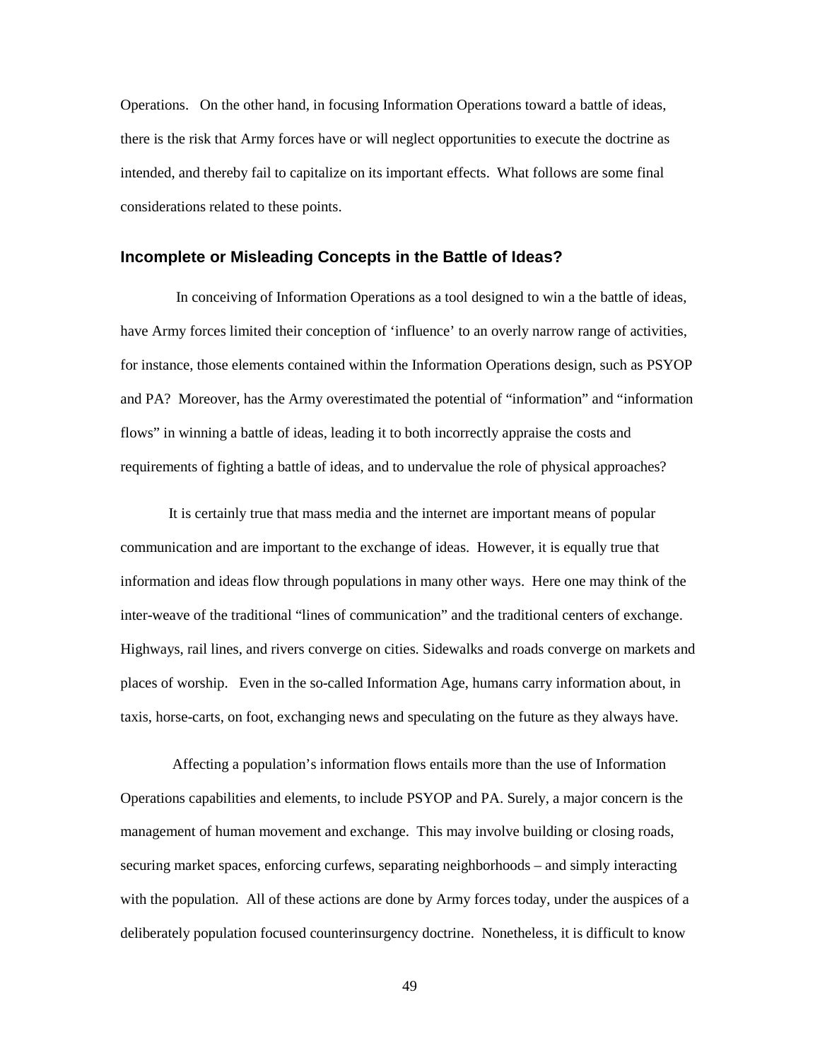Operations. On the other hand, in focusing Information Operations toward a battle of ideas, there is the risk that Army forces have or will neglect opportunities to execute the doctrine as intended, and thereby fail to capitalize on its important effects. What follows are some final considerations related to these points.

## Incomplete or Misleading Concepts in the Battle of Ideas?

In conceiving of Information Operations as a tool designed to win a the battle of ideas, have Army forces limited their conception of 'influence' to an overly narrow range of activities, for instance, those elements contained within the Information Operations design, such as PSYOP and PA? Moreover, has the Army overestimated the potential of "information" and "information flows" in winning a battle of ideas, leading it to both incorrectly appraise the costs and requirements of fighting a battle of ideas, and to undervalue the role of physical approaches?

It is certainly true that mass media and the internet are important means of popular communication and are important to the exchange of ideas. However, it is equally true that information and ideas flow through populations in many other ways. Here one may think of the inter-weave of the traditional "lines of communication" and the traditional centers of exchange. Highways, rail lines, and rivers converge on cities. Sidewalks and roads converge on markets and places of worship. Even in the so-called Information Age, humans carry information about, in taxis, horse-carts, on foot, exchanging news and speculating on the future as they always have.

Affecting a population's information flows entails more than the use of Information Operations capabilities and elements, to include PSYOP and PA. Surely, a major concern is the management of human movement and exchange. This may involve building or closing roads, securing market spaces, enforcing curfews, separating neighborhoods – and simply interacting with the population. All of these actions are done by Army forces today, under the auspices of a deliberately population focused counterinsurgency doctrine. Nonetheless, it is difficult to know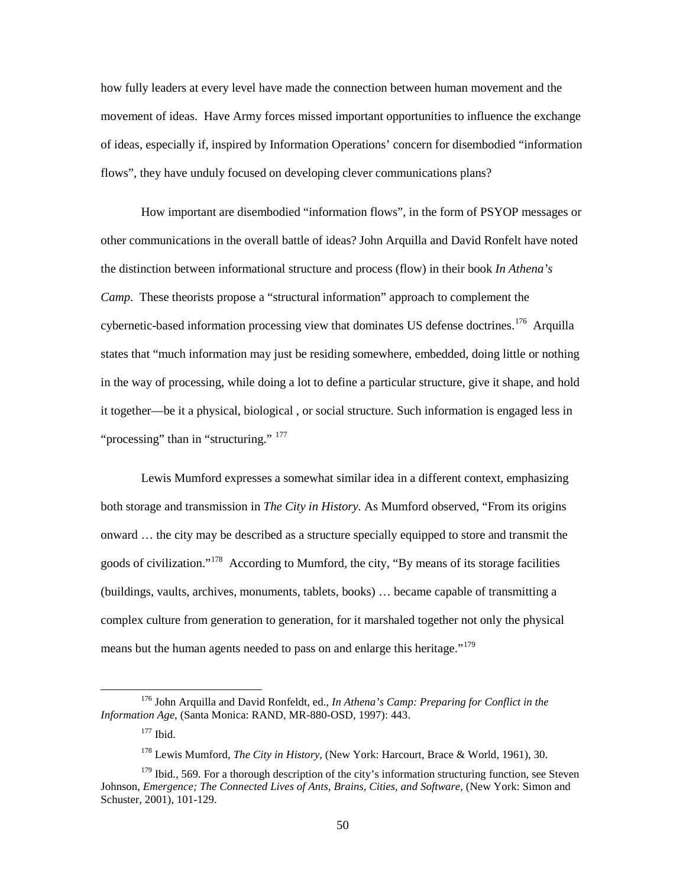how fully leaders at every level have made the connection between human movement and the movement of ideas. Have Army forces missed important opportunities to influence the exchange of ideas, especially if, inspired by Information Operations' concern for disembodied "information flows", they have unduly focused on developing clever communications plans?

How important are disembodied "information flows", in the form of PSYOP messages or other communications in the overall battle of ideas? John Arquilla and David Ronfelt have noted the distinction between informational structure and process (flow) in their book *In Athena's Camp*. These theorists propose a "structural information" approach to complement the cybernetic-based information processing view that dominates US defense doctrines.[176] Arquilla states that "much information may just be residing somewhere, embedded, doing little or nothing in the way of processing, while doing a lot to define a particular structure, give it shape, and hold it together—be it a physical, biological , or social structure. Such information is engaged less in "processing" than in "structuring." [177]

Lewis Mumford expresses a somewhat similar idea in a different context, emphasizing both storage and transmission in *The City in History*. As Mumford observed, "From its origins onward … the city may be described as a structure specially equipped to store and transmit the goods of civilization."[178] According to Mumford, the city, "By means of its storage facilities (buildings, vaults, archives, monuments, tablets, books) … became capable of transmitting a complex culture from generation to generation, for it marshaled together not only the physical means but the human agents needed to pass on and enlarge this heritage."[179]

---

[176] John Arquilla and David Ronfeldt, ed., *In Athena's Camp: Preparing for Conflict in the Information Age*, (Santa Monica: RAND, MR-880-OSD, 1997): 443.

[177] Ibid.

[178] Lewis Mumford, *The City in History*, (New York: Harcourt, Brace & World, 1961), 30.

[179] Ibid., 569. For a thorough description of the city's information structuring function, see Steven Johnson, *Emergence; The Connected Lives of Ants, Brains, Cities, and Software*, (New York: Simon and Schuster, 2001), 101-129.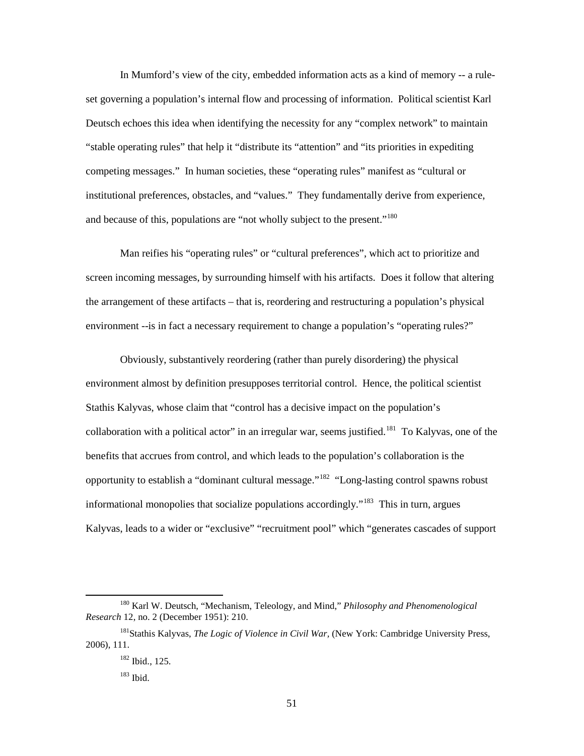In Mumford's view of the city, embedded information acts as a kind of memory -- a rule-set governing a population's internal flow and processing of information. Political scientist Karl Deutsch echoes this idea when identifying the necessity for any "complex network" to maintain "stable operating rules" that help it "distribute its "attention" and "its priorities in expediting competing messages." In human societies, these "operating rules" manifest as "cultural or institutional preferences, obstacles, and "values." They fundamentally derive from experience, and because of this, populations are "not wholly subject to the present."[180]

Man reifies his "operating rules" or "cultural preferences", which act to prioritize and screen incoming messages, by surrounding himself with his artifacts. Does it follow that altering the arrangement of these artifacts – that is, reordering and restructuring a population's physical environment --is in fact a necessary requirement to change a population's "operating rules?"

Obviously, substantively reordering (rather than purely disordering) the physical environment almost by definition presupposes territorial control. Hence, the political scientist Stathis Kalyvas, whose claim that "control has a decisive impact on the population's collaboration with a political actor" in an irregular war, seems justified.[181] To Kalyvas, one of the benefits that accrues from control, and which leads to the population's collaboration is the opportunity to establish a "dominant cultural message."[182] "Long-lasting control spawns robust informational monopolies that socialize populations accordingly."[183] This in turn, argues Kalyvas, leads to a wider or "exclusive" "recruitment pool" which "generates cascades of support

---

[180] Karl W. Deutsch, "Mechanism, Teleology, and Mind," *Philosophy and Phenomenological Research* 12, no. 2 (December 1951): 210.

[181] Stathis Kalyvas, *The Logic of Violence in Civil War,* (New York: Cambridge University Press, 2006), 111.

[182] Ibid., 125.

[183] Ibid.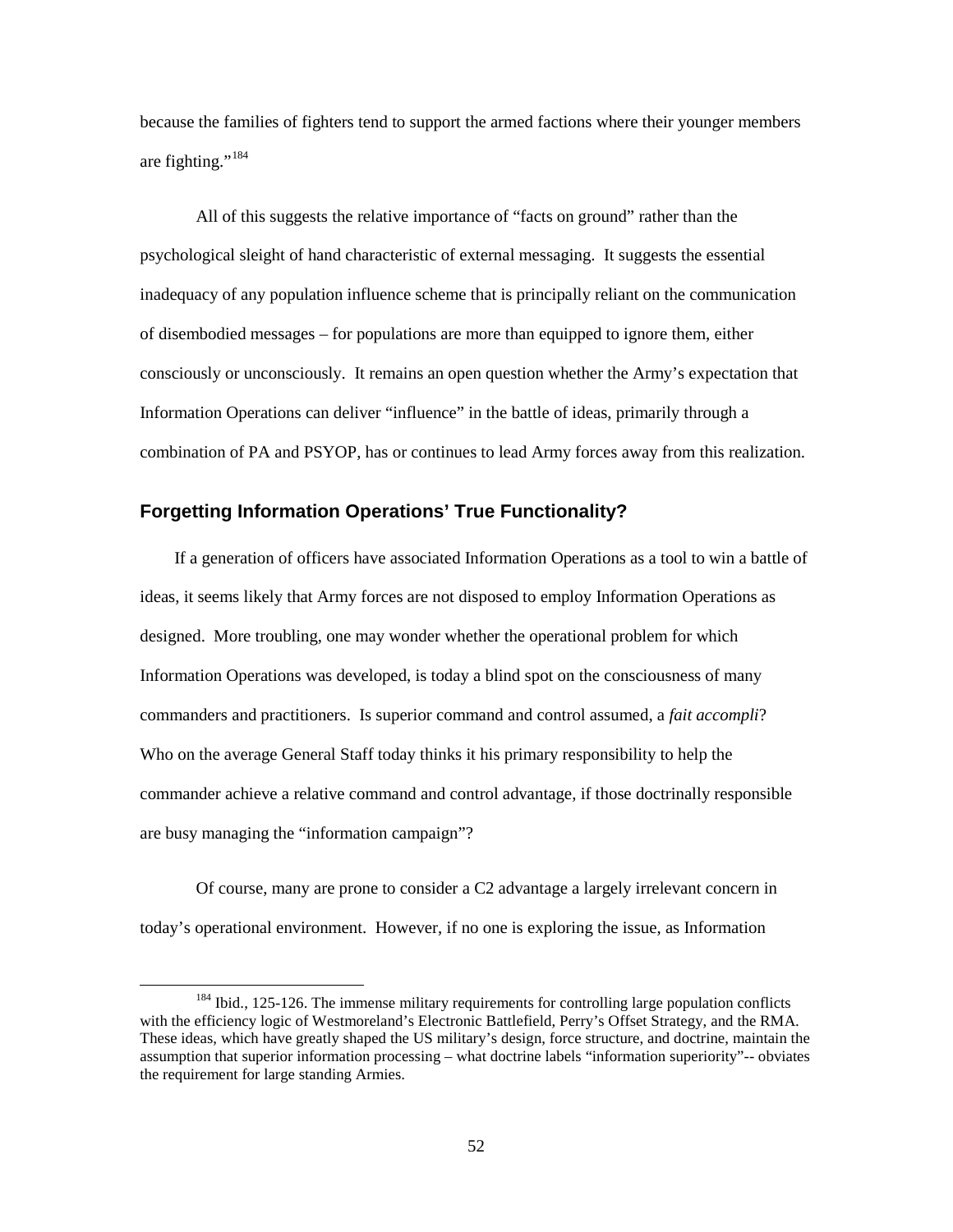because the families of fighters tend to support the armed factions where their younger members are fighting."[184]

All of this suggests the relative importance of "facts on ground" rather than the psychological sleight of hand characteristic of external messaging. It suggests the essential inadequacy of any population influence scheme that is principally reliant on the communication of disembodied messages – for populations are more than equipped to ignore them, either consciously or unconsciously. It remains an open question whether the Army's expectation that Information Operations can deliver "influence" in the battle of ideas, primarily through a combination of PA and PSYOP, has or continues to lead Army forces away from this realization.

## Forgetting Information Operations' True Functionality?

If a generation of officers have associated Information Operations as a tool to win a battle of ideas, it seems likely that Army forces are not disposed to employ Information Operations as designed. More troubling, one may wonder whether the operational problem for which Information Operations was developed, is today a blind spot on the consciousness of many commanders and practitioners. Is superior command and control assumed, a *fait accompli*? Who on the average General Staff today thinks it his primary responsibility to help the commander achieve a relative command and control advantage, if those doctrinally responsible are busy managing the "information campaign"?

Of course, many are prone to consider a C2 advantage a largely irrelevant concern in today's operational environment. However, if no one is exploring the issue, as Information

---

[184] Ibid., 125-126. The immense military requirements for controlling large population conflicts with the efficiency logic of Westmoreland's Electronic Battlefield, Perry's Offset Strategy, and the RMA. These ideas, which have greatly shaped the US military's design, force structure, and doctrine, maintain the assumption that superior information processing – what doctrine labels "information superiority"-- obviates the requirement for large standing Armies.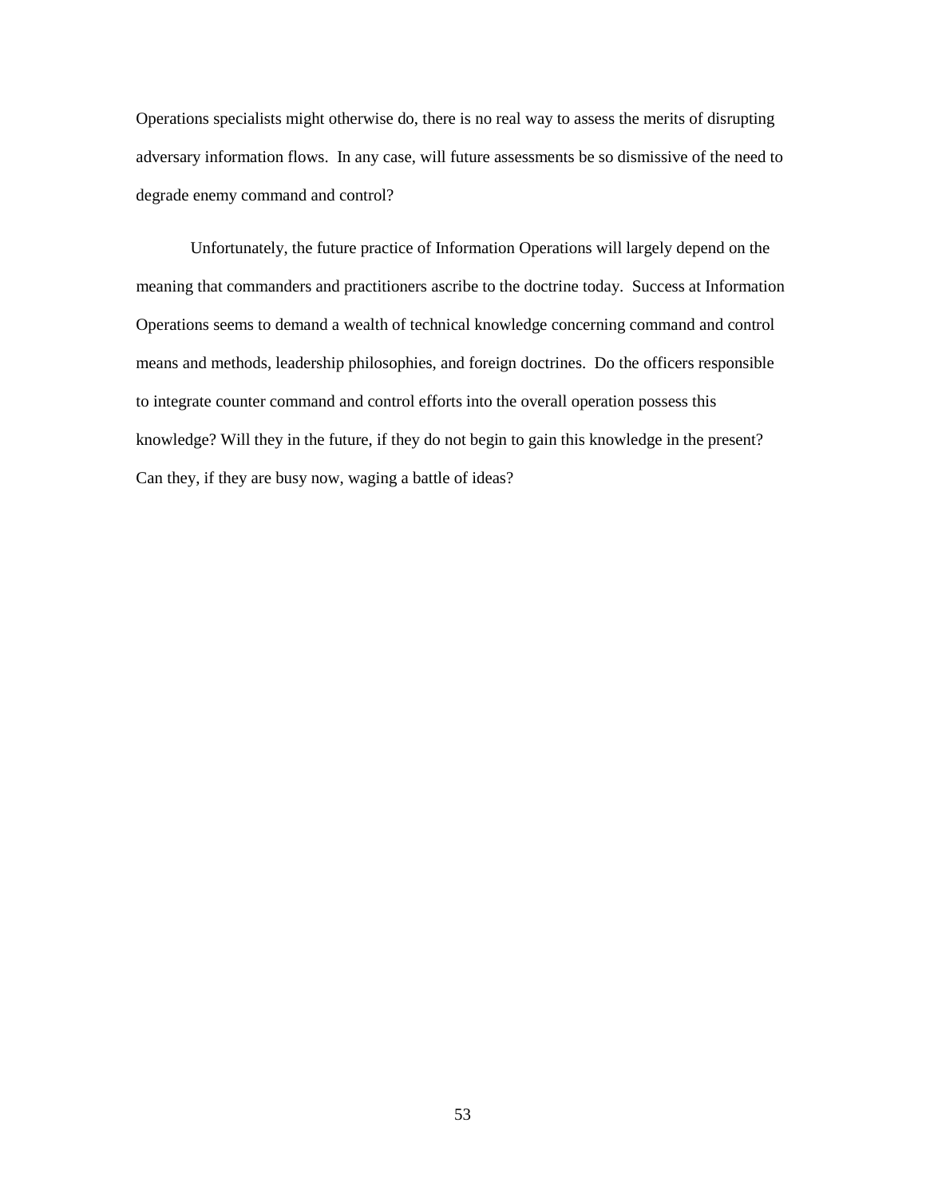Operations specialists might otherwise do, there is no real way to assess the merits of disrupting adversary information flows. In any case, will future assessments be so dismissive of the need to degrade enemy command and control?

Unfortunately, the future practice of Information Operations will largely depend on the meaning that commanders and practitioners ascribe to the doctrine today. Success at Information Operations seems to demand a wealth of technical knowledge concerning command and control means and methods, leadership philosophies, and foreign doctrines. Do the officers responsible to integrate counter command and control efforts into the overall operation possess this knowledge? Will they in the future, if they do not begin to gain this knowledge in the present? Can they, if they are busy now, waging a battle of ideas?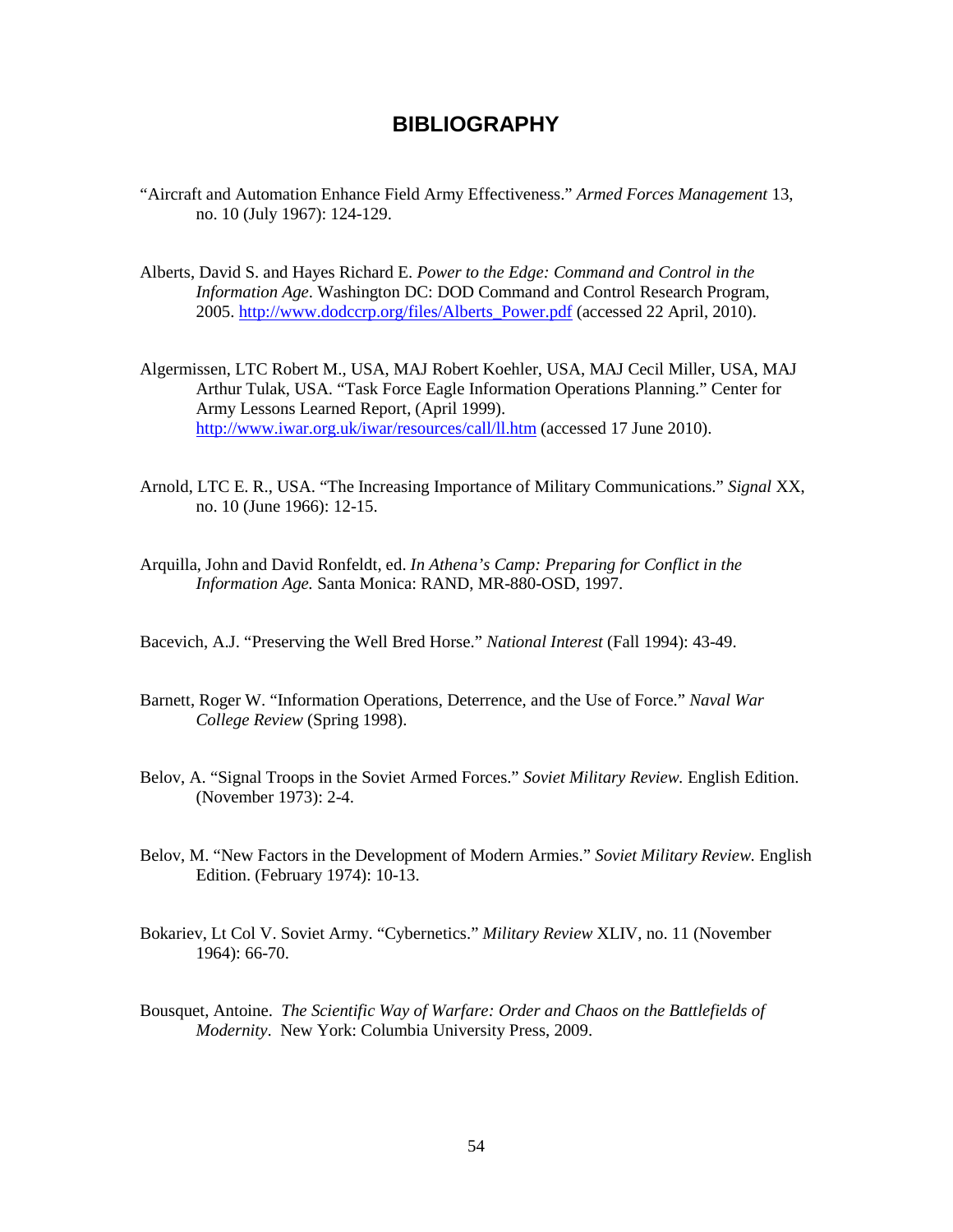# BIBLIOGRAPHY

"Aircraft and Automation Enhance Field Army Effectiveness." *Armed Forces Management* 13, no. 10 (July 1967): 124-129.

Alberts, David S. and Hayes Richard E. *Power to the Edge: Command and Control in the Information Age*. Washington DC: DOD Command and Control Research Program, 2005. http://www.dodccrp.org/files/Alberts_Power.pdf (accessed 22 April, 2010).

Algermissen, LTC Robert M., USA, MAJ Robert Koehler, USA, MAJ Cecil Miller, USA, MAJ Arthur Tulak, USA. "Task Force Eagle Information Operations Planning." Center for Army Lessons Learned Report, (April 1999). http://www.iwar.org.uk/iwar/resources/call/ll.htm (accessed 17 June 2010).

Arnold, LTC E. R., USA. "The Increasing Importance of Military Communications." *Signal* XX, no. 10 (June 1966): 12-15.

Arquilla, John and David Ronfeldt, ed. *In Athena's Camp: Preparing for Conflict in the Information Age.* Santa Monica: RAND, MR-880-OSD, 1997.

Bacevich, A.J. "Preserving the Well Bred Horse." *National Interest* (Fall 1994): 43-49.

Barnett, Roger W. "Information Operations, Deterrence, and the Use of Force." *Naval War College Review* (Spring 1998).

Belov, A. "Signal Troops in the Soviet Armed Forces." *Soviet Military Review.* English Edition. (November 1973): 2-4.

Belov, M. "New Factors in the Development of Modern Armies." *Soviet Military Review.* English Edition. (February 1974): 10-13.

Bokariev, Lt Col V. Soviet Army. "Cybernetics." *Military Review* XLIV, no. 11 (November 1964): 66-70.

Bousquet, Antoine. *The Scientific Way of Warfare: Order and Chaos on the Battlefields of Modernity*. New York: Columbia University Press, 2009.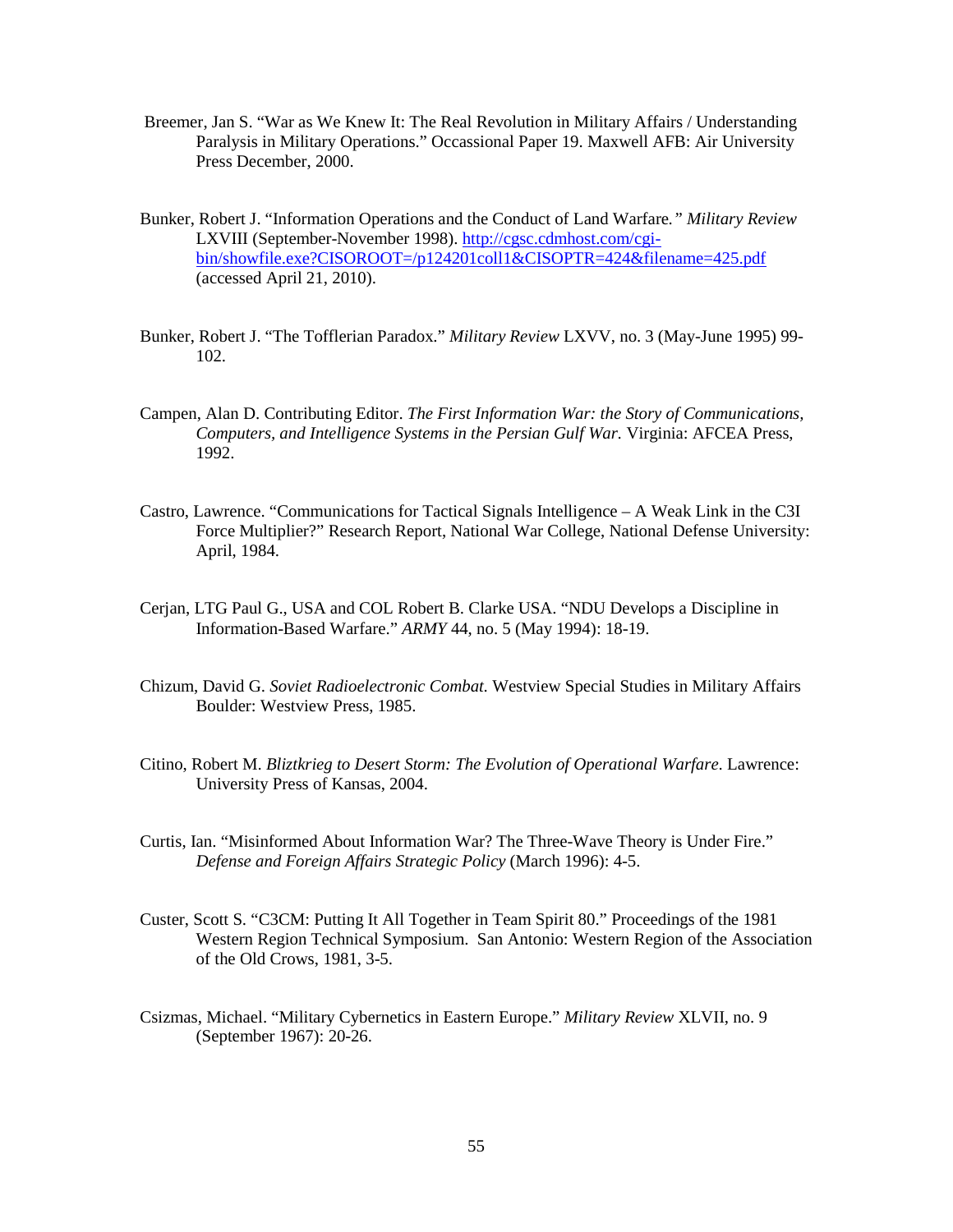Breemer, Jan S. "War as We Knew It: The Real Revolution in Military Affairs / Understanding Paralysis in Military Operations." Occassional Paper 19. Maxwell AFB: Air University Press December, 2000.

Bunker, Robert J. "Information Operations and the Conduct of Land Warfare." *Military Review* LXVIII (September-November 1998). http://cgsc.cdmhost.com/cgi-bin/showfile.exe?CISOROOT=/p124201coll1&CISOPTR=424&filename=425.pdf (accessed April 21, 2010).

Bunker, Robert J. "The Tofflerian Paradox." *Military Review* LXVV, no. 3 (May-June 1995) 99-102.

Campen, Alan D. Contributing Editor. *The First Information War: the Story of Communications, Computers, and Intelligence Systems in the Persian Gulf War.* Virginia: AFCEA Press, 1992.

Castro, Lawrence. "Communications for Tactical Signals Intelligence – A Weak Link in the C3I Force Multiplier?" Research Report, National War College, National Defense University: April, 1984.

Cerjan, LTG Paul G., USA and COL Robert B. Clarke USA. "NDU Develops a Discipline in Information-Based Warfare." *ARMY* 44, no. 5 (May 1994): 18-19.

Chizum, David G. *Soviet Radioelectronic Combat.* Westview Special Studies in Military Affairs Boulder: Westview Press, 1985.

Citino, Robert M. *Bliztkrieg to Desert Storm: The Evolution of Operational Warfare.* Lawrence: University Press of Kansas, 2004.

Curtis, Ian. "Misinformed About Information War? The Three-Wave Theory is Under Fire." *Defense and Foreign Affairs Strategic Policy* (March 1996): 4-5.

Custer, Scott S. "C3CM: Putting It All Together in Team Spirit 80." Proceedings of the 1981 Western Region Technical Symposium. San Antonio: Western Region of the Association of the Old Crows, 1981, 3-5.

Csizmas, Michael. "Military Cybernetics in Eastern Europe." *Military Review* XLVII, no. 9 (September 1967): 20-26.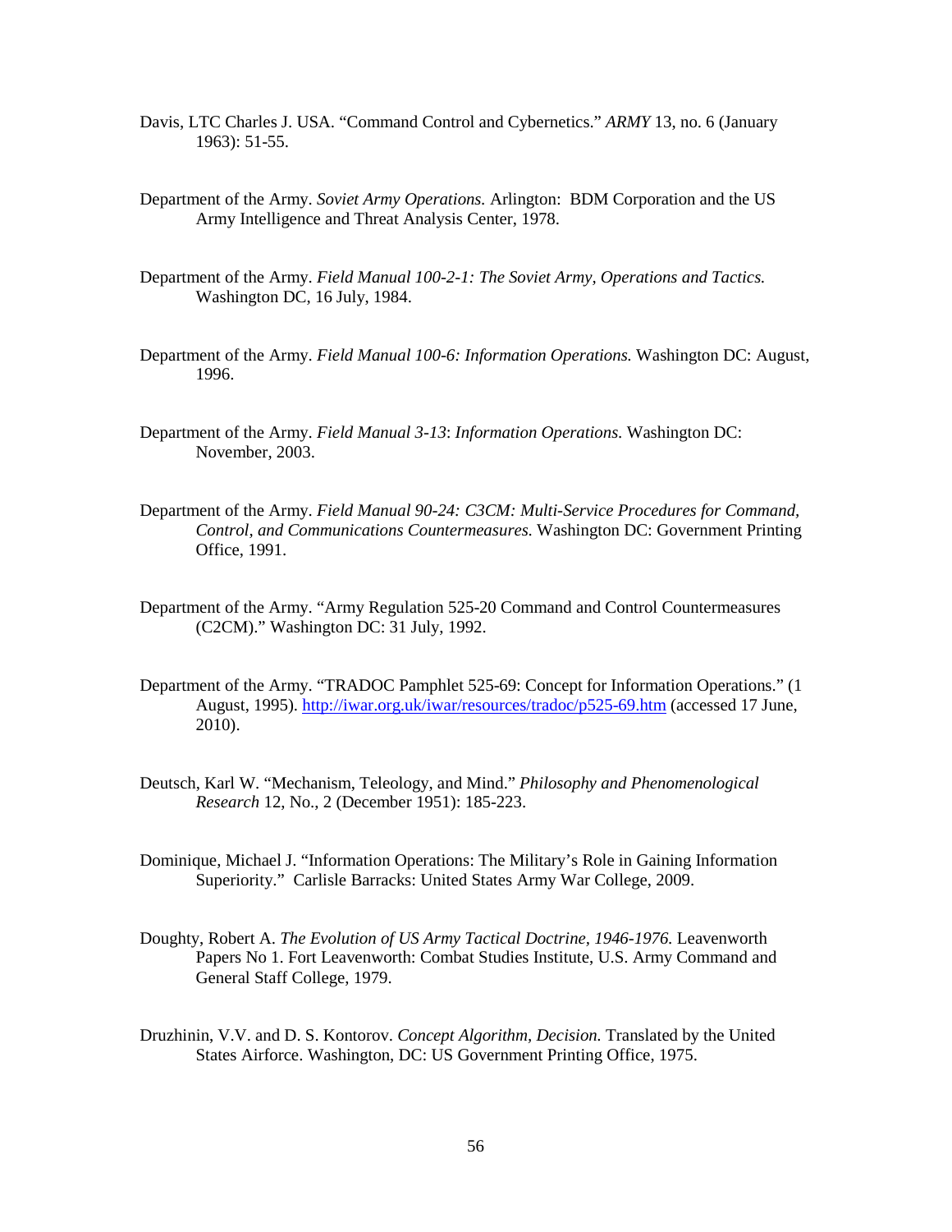Davis, LTC Charles J. USA. "Command Control and Cybernetics." *ARMY* 13, no. 6 (January 1963): 51-55.

Department of the Army. *Soviet Army Operations.* Arlington: BDM Corporation and the US Army Intelligence and Threat Analysis Center, 1978.

Department of the Army. *Field Manual 100-2-1: The Soviet Army, Operations and Tactics.* Washington DC, 16 July, 1984.

Department of the Army. *Field Manual 100-6: Information Operations.* Washington DC: August, 1996.

Department of the Army. *Field Manual 3-13*: *Information Operations.* Washington DC: November, 2003.

Department of the Army. *Field Manual 90-24: C3CM: Multi-Service Procedures for Command, Control, and Communications Countermeasures.* Washington DC: Government Printing Office, 1991.

Department of the Army. "Army Regulation 525-20 Command and Control Countermeasures (C2CM)." Washington DC: 31 July, 1992.

Department of the Army. "TRADOC Pamphlet 525-69: Concept for Information Operations." (1 August, 1995). http://iwar.org.uk/iwar/resources/tradoc/p525-69.htm (accessed 17 June, 2010).

Deutsch, Karl W. "Mechanism, Teleology, and Mind." *Philosophy and Phenomenological Research* 12, No., 2 (December 1951): 185-223.

Dominique, Michael J. "Information Operations: The Military's Role in Gaining Information Superiority." Carlisle Barracks: United States Army War College, 2009.

Doughty, Robert A. *The Evolution of US Army Tactical Doctrine, 1946-1976.* Leavenworth Papers No 1. Fort Leavenworth: Combat Studies Institute, U.S. Army Command and General Staff College, 1979.

Druzhinin, V.V. and D. S. Kontorov. *Concept Algorithm, Decision.* Translated by the United States Airforce. Washington, DC: US Government Printing Office, 1975.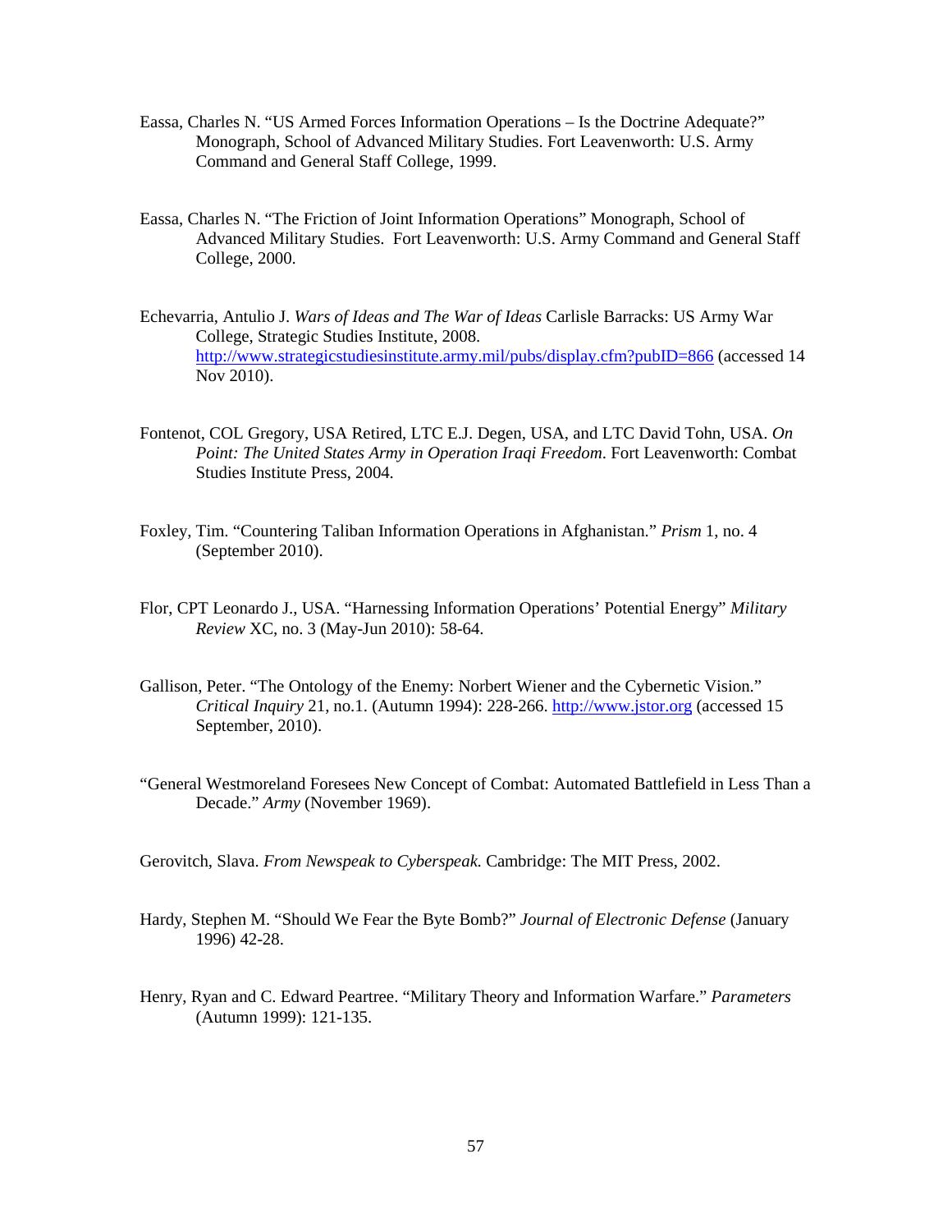Eassa, Charles N. "US Armed Forces Information Operations – Is the Doctrine Adequate?" Monograph, School of Advanced Military Studies. Fort Leavenworth: U.S. Army Command and General Staff College, 1999.

Eassa, Charles N. "The Friction of Joint Information Operations" Monograph, School of Advanced Military Studies. Fort Leavenworth: U.S. Army Command and General Staff College, 2000.

Echevarria, Antulio J. *Wars of Ideas and The War of Ideas* Carlisle Barracks: US Army War College, Strategic Studies Institute, 2008. http://www.strategicstudiesinstitute.army.mil/pubs/display.cfm?pubID=866 (accessed 14 Nov 2010).

Fontenot, COL Gregory, USA Retired, LTC E.J. Degen, USA, and LTC David Tohn, USA. *On Point: The United States Army in Operation Iraqi Freedom*. Fort Leavenworth: Combat Studies Institute Press, 2004.

Foxley, Tim. "Countering Taliban Information Operations in Afghanistan." *Prism* 1, no. 4 (September 2010).

Flor, CPT Leonardo J., USA. "Harnessing Information Operations' Potential Energy" *Military Review* XC, no. 3 (May-Jun 2010): 58-64.

Gallison, Peter. "The Ontology of the Enemy: Norbert Wiener and the Cybernetic Vision." *Critical Inquiry* 21, no.1. (Autumn 1994): 228-266. http://www.jstor.org (accessed 15 September, 2010).

"General Westmoreland Foresees New Concept of Combat: Automated Battlefield in Less Than a Decade." *Army* (November 1969).

Gerovitch, Slava. *From Newspeak to Cyberspeak.* Cambridge: The MIT Press, 2002.

Hardy, Stephen M. "Should We Fear the Byte Bomb?" *Journal of Electronic Defense* (January 1996) 42-28.

Henry, Ryan and C. Edward Peartree. "Military Theory and Information Warfare." *Parameters* (Autumn 1999): 121-135.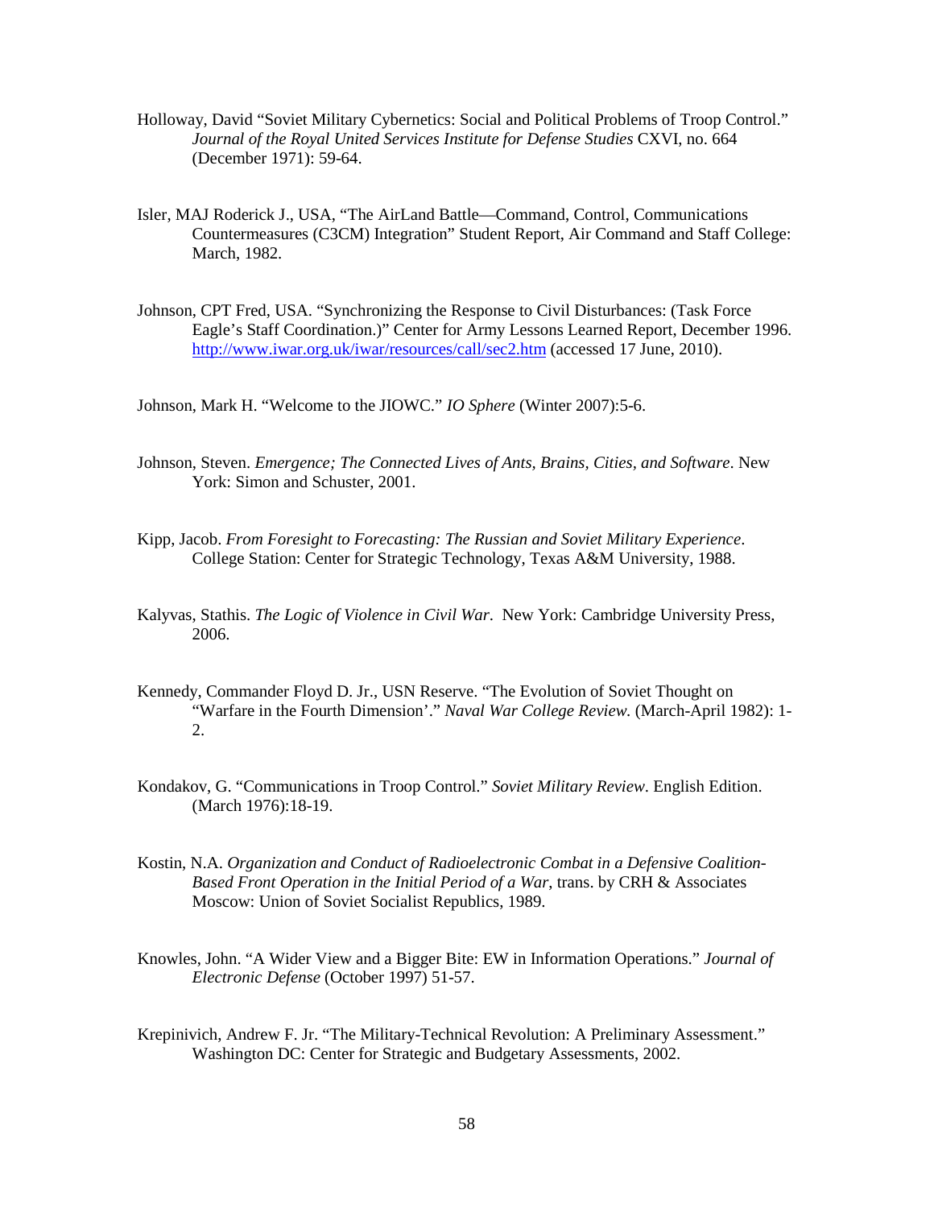Holloway, David "Soviet Military Cybernetics: Social and Political Problems of Troop Control." *Journal of the Royal United Services Institute for Defense Studies* CXVI, no. 664 (December 1971): 59-64.

Isler, MAJ Roderick J., USA, "The AirLand Battle—Command, Control, Communications Countermeasures (C3CM) Integration" Student Report, Air Command and Staff College: March, 1982.

Johnson, CPT Fred, USA. "Synchronizing the Response to Civil Disturbances: (Task Force Eagle's Staff Coordination.)" Center for Army Lessons Learned Report, December 1996. http://www.iwar.org.uk/iwar/resources/call/sec2.htm (accessed 17 June, 2010).

Johnson, Mark H. "Welcome to the JIOWC." *IO Sphere* (Winter 2007):5-6.

Johnson, Steven. *Emergence; The Connected Lives of Ants, Brains, Cities, and Software*. New York: Simon and Schuster, 2001.

Kipp, Jacob. *From Foresight to Forecasting: The Russian and Soviet Military Experience*. College Station: Center for Strategic Technology, Texas A&M University, 1988.

Kalyvas, Stathis. *The Logic of Violence in Civil War*. New York: Cambridge University Press, 2006.

Kennedy, Commander Floyd D. Jr., USN Reserve. "The Evolution of Soviet Thought on "Warfare in the Fourth Dimension'." *Naval War College Review.* (March-April 1982): 1-2.

Kondakov, G. "Communications in Troop Control." *Soviet Military Review*. English Edition. (March 1976):18-19.

Kostin, N.A. *Organization and Conduct of Radioelectronic Combat in a Defensive Coalition-Based Front Operation in the Initial Period of a War*, trans. by CRH & Associates Moscow: Union of Soviet Socialist Republics, 1989.

Knowles, John. "A Wider View and a Bigger Bite: EW in Information Operations." *Journal of Electronic Defense* (October 1997) 51-57.

Krepinivich, Andrew F. Jr. "The Military-Technical Revolution: A Preliminary Assessment." Washington DC: Center for Strategic and Budgetary Assessments, 2002.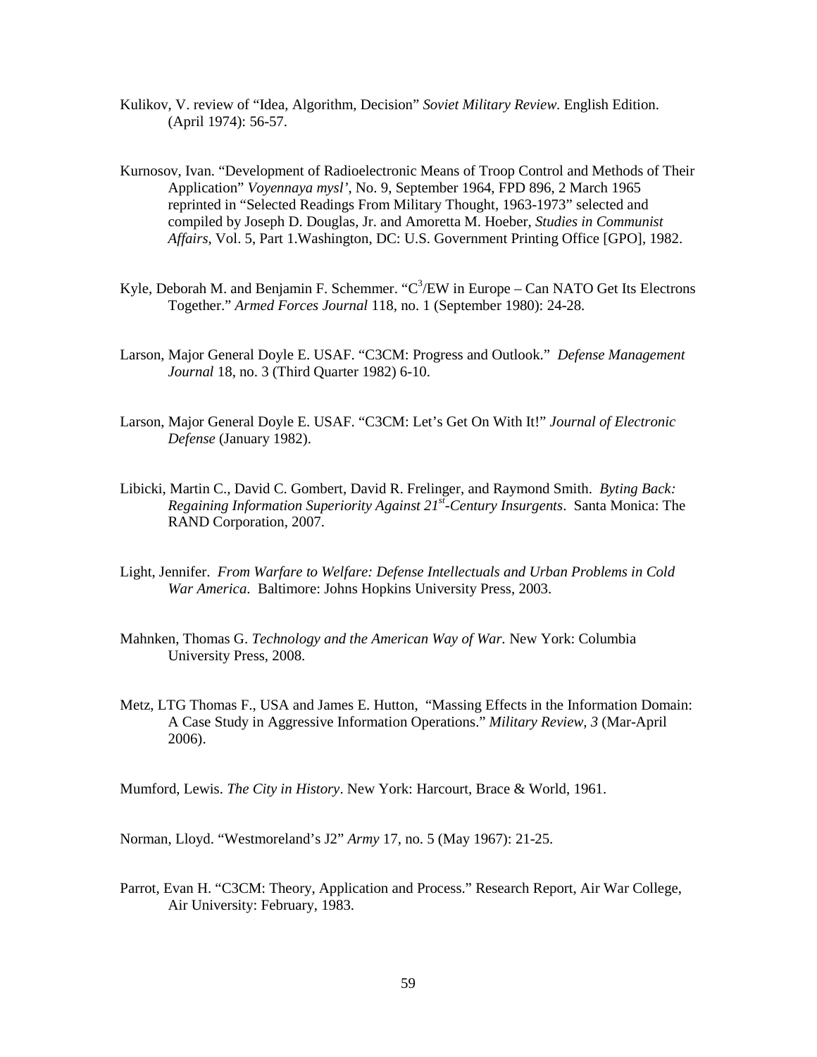Kulikov, V. review of "Idea, Algorithm, Decision" *Soviet Military Review.* English Edition. (April 1974): 56-57.

Kurnosov, Ivan. "Development of Radioelectronic Means of Troop Control and Methods of Their Application" *Voyennaya mysl'*, No. 9, September 1964, FPD 896, 2 March 1965 reprinted in "Selected Readings From Military Thought, 1963-1973" selected and compiled by Joseph D. Douglas, Jr. and Amoretta M. Hoeber, *Studies in Communist Affairs*, Vol. 5, Part 1.Washington, DC: U.S. Government Printing Office [GPO], 1982.

Kyle, Deborah M. and Benjamin F. Schemmer. "$C^3$/EW in Europe – Can NATO Get Its Electrons Together." *Armed Forces Journal* 118, no. 1 (September 1980): 24-28.

Larson, Major General Doyle E. USAF. "C3CM: Progress and Outlook." *Defense Management Journal* 18, no. 3 (Third Quarter 1982) 6-10.

Larson, Major General Doyle E. USAF. "C3CM: Let's Get On With It!" *Journal of Electronic Defense* (January 1982).

Libicki, Martin C., David C. Gombert, David R. Frelinger, and Raymond Smith. *Byting Back: Regaining Information Superiority Against 21st-Century Insurgents*. Santa Monica: The RAND Corporation, 2007.

Light, Jennifer. *From Warfare to Welfare: Defense Intellectuals and Urban Problems in Cold War America*. Baltimore: Johns Hopkins University Press, 2003.

Mahnken, Thomas G. *Technology and the American Way of War.* New York: Columbia University Press, 2008.

Metz, LTG Thomas F., USA and James E. Hutton, "Massing Effects in the Information Domain: A Case Study in Aggressive Information Operations." *Military Review, 3* (Mar-April 2006).

Mumford, Lewis. *The City in History*. New York: Harcourt, Brace & World, 1961.

Norman, Lloyd. "Westmoreland's J2" *Army* 17, no. 5 (May 1967): 21-25.

Parrot, Evan H. "C3CM: Theory, Application and Process." Research Report, Air War College, Air University: February, 1983.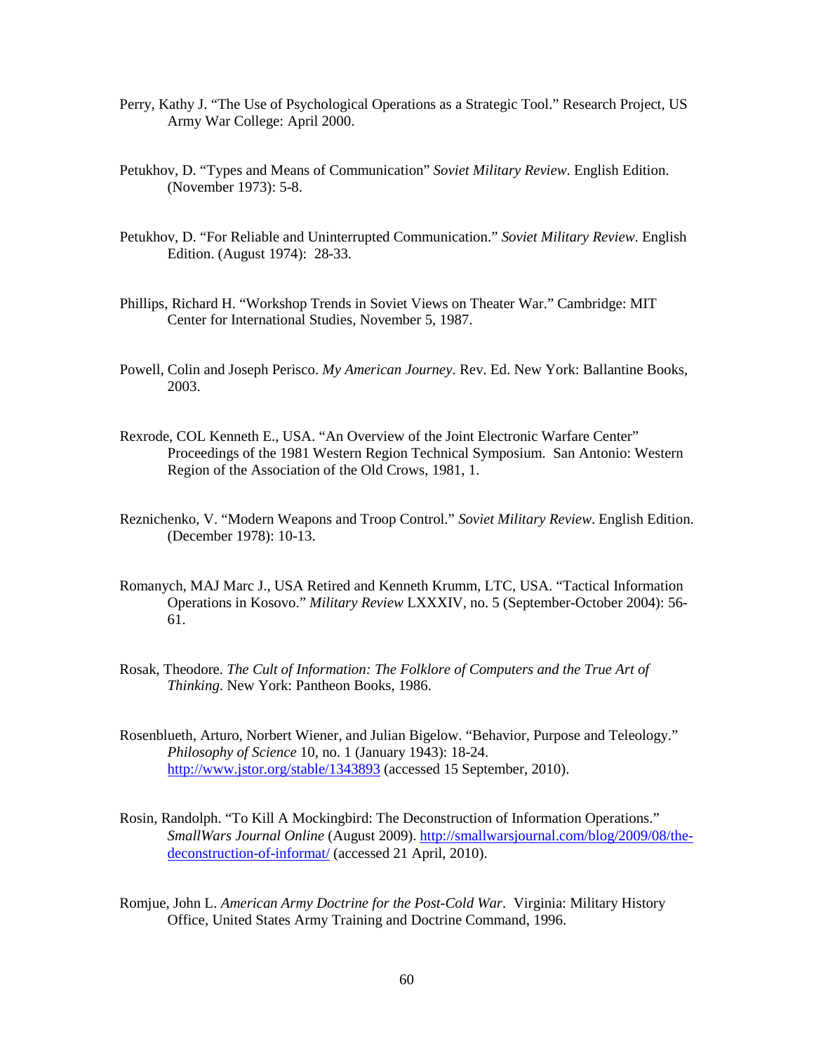Perry, Kathy J. "The Use of Psychological Operations as a Strategic Tool." Research Project, US Army War College: April 2000.

Petukhov, D. "Types and Means of Communication" *Soviet Military Review*. English Edition. (November 1973): 5-8.

Petukhov, D. "For Reliable and Uninterrupted Communication." *Soviet Military Review*. English Edition. (August 1974): 28-33.

Phillips, Richard H. "Workshop Trends in Soviet Views on Theater War." Cambridge: MIT Center for International Studies, November 5, 1987.

Powell, Colin and Joseph Perisco. *My American Journey*. Rev. Ed. New York: Ballantine Books, 2003.

Rexrode, COL Kenneth E., USA. "An Overview of the Joint Electronic Warfare Center" Proceedings of the 1981 Western Region Technical Symposium. San Antonio: Western Region of the Association of the Old Crows, 1981, 1.

Reznichenko, V. "Modern Weapons and Troop Control." *Soviet Military Review*. English Edition. (December 1978): 10-13.

Romanych, MAJ Marc J., USA Retired and Kenneth Krumm, LTC, USA. "Tactical Information Operations in Kosovo." *Military Review* LXXXIV, no. 5 (September-October 2004): 56-61.

Rosak, Theodore. *The Cult of Information: The Folklore of Computers and the True Art of Thinking*. New York: Pantheon Books, 1986.

Rosenblueth, Arturo, Norbert Wiener, and Julian Bigelow. "Behavior, Purpose and Teleology." *Philosophy of Science* 10, no. 1 (January 1943): 18-24. http://www.jstor.org/stable/1343893 (accessed 15 September, 2010).

Rosin, Randolph. "To Kill A Mockingbird: The Deconstruction of Information Operations." *SmallWars Journal Online* (August 2009). http://smallwarsjournal.com/blog/2009/08/the-deconstruction-of-informat/ (accessed 21 April, 2010).

Romjue, John L. *American Army Doctrine for the Post-Cold War*. Virginia: Military History Office, United States Army Training and Doctrine Command, 1996.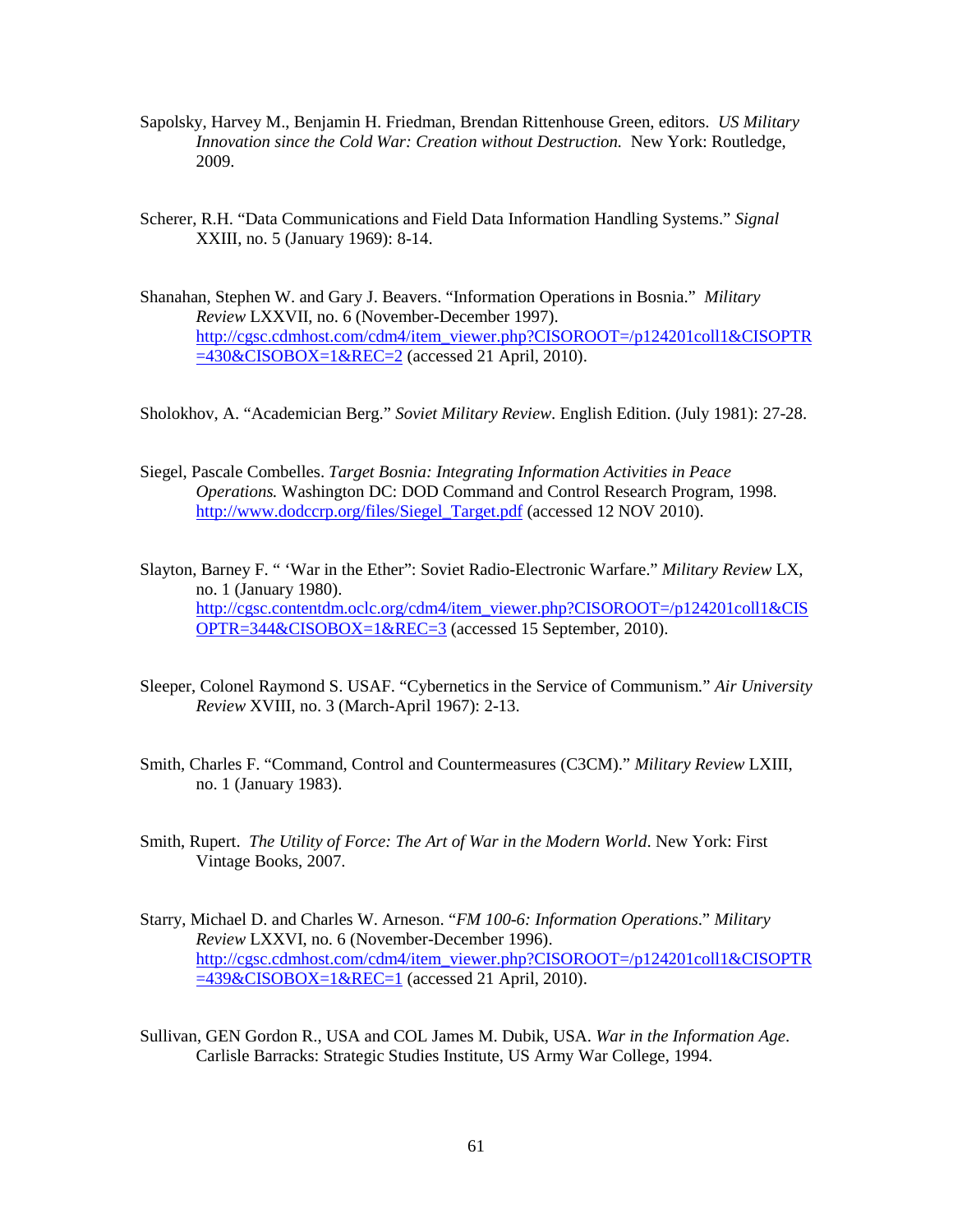Sapolsky, Harvey M., Benjamin H. Friedman, Brendan Rittenhouse Green, editors. *US Military Innovation since the Cold War: Creation without Destruction.* New York: Routledge, 2009.

Scherer, R.H. "Data Communications and Field Data Information Handling Systems." *Signal* XXIII, no. 5 (January 1969): 8-14.

Shanahan, Stephen W. and Gary J. Beavers. "Information Operations in Bosnia." *Military Review* LXXVII, no. 6 (November-December 1997). http://cgsc.cdmhost.com/cdm4/item_viewer.php?CISOROOT=/p124201coll1&CISOPTR=430&CISOBOX=1&REC=2 (accessed 21 April, 2010).

Sholokhov, A. "Academician Berg." *Soviet Military Review*. English Edition. (July 1981): 27-28.

Siegel, Pascale Combelles. *Target Bosnia: Integrating Information Activities in Peace Operations.* Washington DC: DOD Command and Control Research Program, 1998. http://www.dodccrp.org/files/Siegel_Target.pdf (accessed 12 NOV 2010).

Slayton, Barney F. " 'War in the Ether": Soviet Radio-Electronic Warfare." *Military Review* LX, no. 1 (January 1980). http://cgsc.contentdm.oclc.org/cdm4/item_viewer.php?CISOROOT=/p124201coll1&CISOPTR=344&CISOBOX=1&REC=3 (accessed 15 September, 2010).

Sleeper, Colonel Raymond S. USAF. "Cybernetics in the Service of Communism." *Air University Review* XVIII, no. 3 (March-April 1967): 2-13.

Smith, Charles F. "Command, Control and Countermeasures (C3CM)." *Military Review* LXIII, no. 1 (January 1983).

Smith, Rupert. *The Utility of Force: The Art of War in the Modern World*. New York: First Vintage Books, 2007.

Starry, Michael D. and Charles W. Arneson. "*FM 100-6: Information Operations*." *Military Review* LXXVI, no. 6 (November-December 1996). http://cgsc.cdmhost.com/cdm4/item_viewer.php?CISOROOT=/p124201coll1&CISOPTR=439&CISOBOX=1&REC=1 (accessed 21 April, 2010).

Sullivan, GEN Gordon R., USA and COL James M. Dubik, USA. *War in the Information Age*. Carlisle Barracks: Strategic Studies Institute, US Army War College, 1994.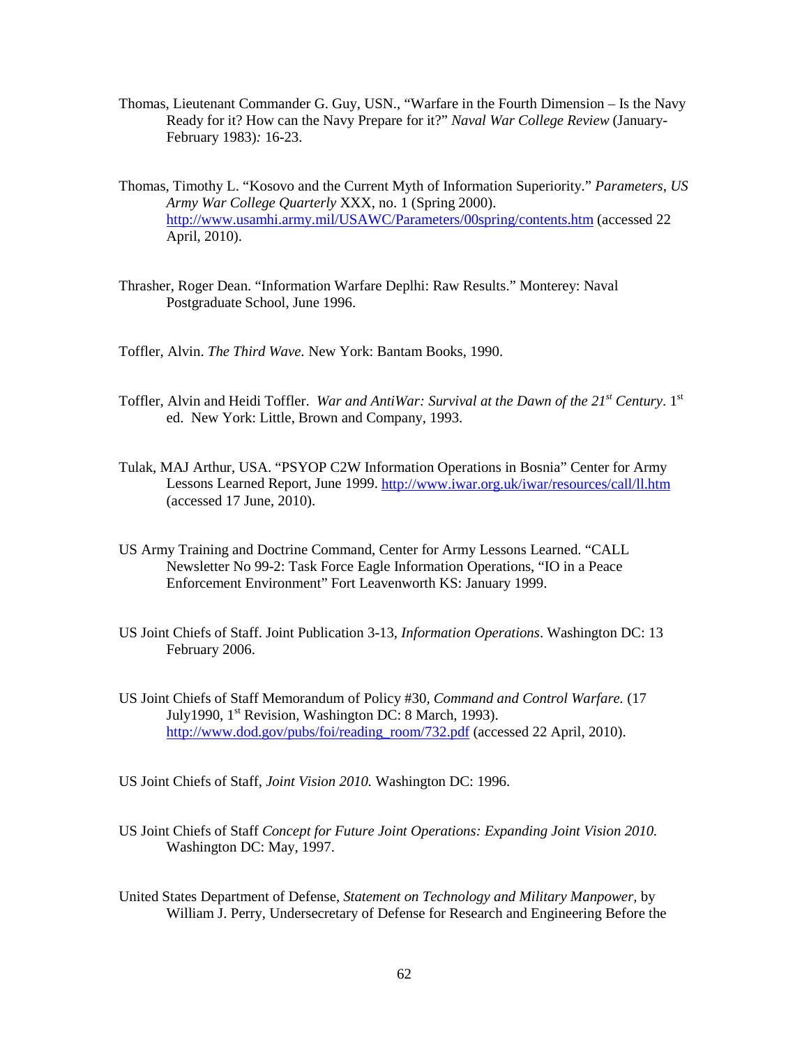Thomas, Lieutenant Commander G. Guy, USN., "Warfare in the Fourth Dimension – Is the Navy Ready for it? How can the Navy Prepare for it?" *Naval War College Review* (January-February 1983)*:* 16-23.

Thomas, Timothy L. "Kosovo and the Current Myth of Information Superiority." *Parameters, US Army War College Quarterly* XXX, no. 1 (Spring 2000). http://www.usamhi.army.mil/USAWC/Parameters/00spring/contents.htm (accessed 22 April, 2010).

Thrasher, Roger Dean. "Information Warfare Deplhi: Raw Results." Monterey: Naval Postgraduate School, June 1996.

Toffler, Alvin. *The Third Wave.* New York: Bantam Books, 1990.

Toffler, Alvin and Heidi Toffler. *War and AntiWar: Survival at the Dawn of the 21st Century*. 1st ed. New York: Little, Brown and Company, 1993.

Tulak, MAJ Arthur, USA. "PSYOP C2W Information Operations in Bosnia" Center for Army Lessons Learned Report, June 1999. http://www.iwar.org.uk/iwar/resources/call/ll.htm (accessed 17 June, 2010).

US Army Training and Doctrine Command, Center for Army Lessons Learned. "CALL Newsletter No 99-2: Task Force Eagle Information Operations, "IO in a Peace Enforcement Environment" Fort Leavenworth KS: January 1999.

US Joint Chiefs of Staff. Joint Publication 3-13, *Information Operations*. Washington DC: 13 February 2006.

US Joint Chiefs of Staff Memorandum of Policy #30, *Command and Control Warfare.* (17 July1990, 1st Revision, Washington DC: 8 March, 1993). http://www.dod.gov/pubs/foi/reading_room/732.pdf (accessed 22 April, 2010).

US Joint Chiefs of Staff, *Joint Vision 2010.* Washington DC: 1996.

US Joint Chiefs of Staff *Concept for Future Joint Operations: Expanding Joint Vision 2010.* Washington DC: May, 1997.

United States Department of Defense, *Statement on Technology and Military Manpower*, by William J. Perry, Undersecretary of Defense for Research and Engineering Before the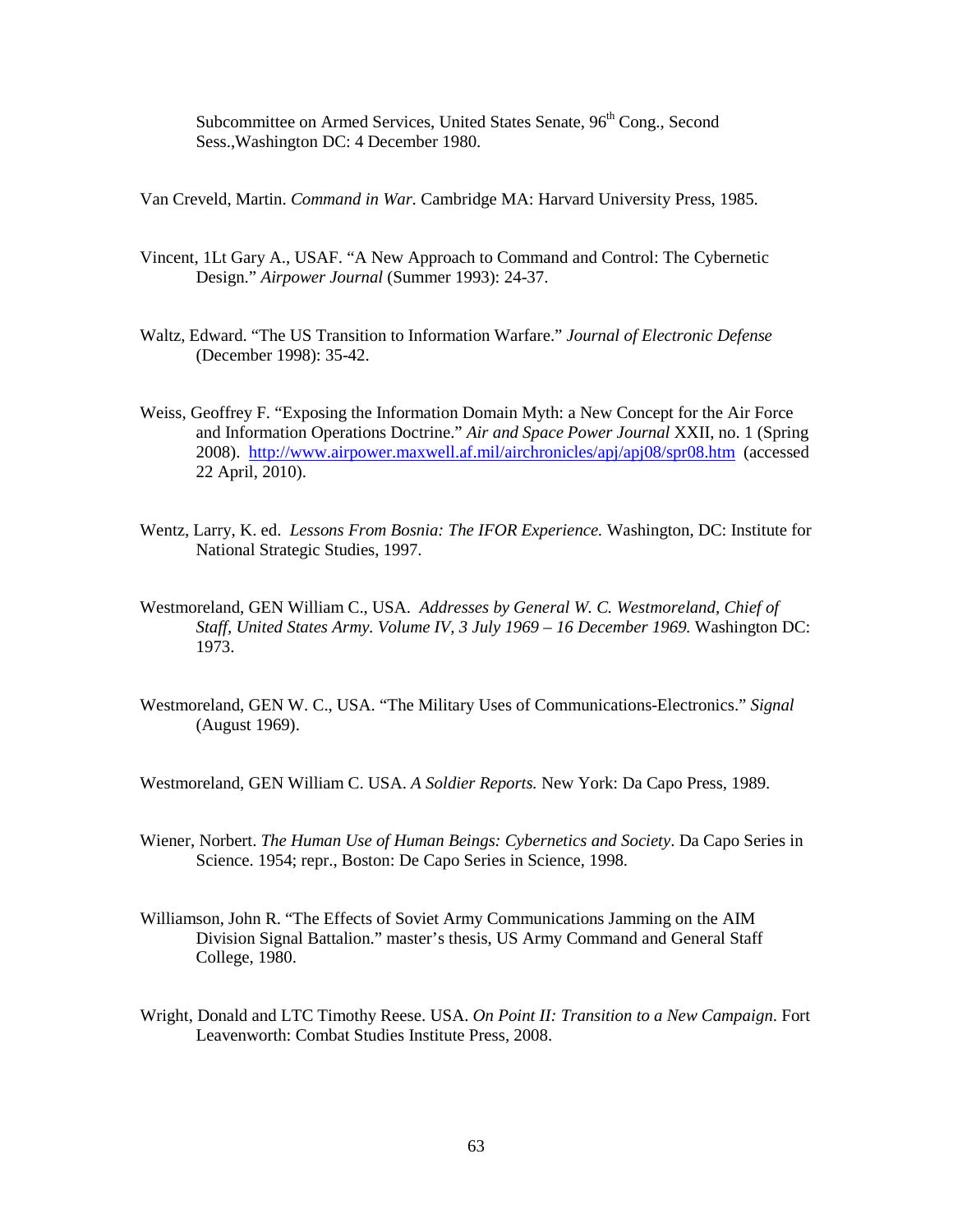Subcommittee on Armed Services, United States Senate, 96th Cong., Second Sess.,Washington DC: 4 December 1980.

Van Creveld, Martin. *Command in War.* Cambridge MA: Harvard University Press, 1985.

Vincent, 1Lt Gary A., USAF. "A New Approach to Command and Control: The Cybernetic Design." *Airpower Journal* (Summer 1993): 24-37.

Waltz, Edward. "The US Transition to Information Warfare." *Journal of Electronic Defense* (December 1998): 35-42.

Weiss, Geoffrey F. "Exposing the Information Domain Myth: a New Concept for the Air Force and Information Operations Doctrine." *Air and Space Power Journal* XXII, no. 1 (Spring 2008). http://www.airpower.maxwell.af.mil/airchronicles/apj/apj08/spr08.htm (accessed 22 April, 2010).

Wentz, Larry, K. ed. *Lessons From Bosnia: The IFOR Experience.* Washington, DC: Institute for National Strategic Studies, 1997.

Westmoreland, GEN William C., USA. *Addresses by General W. C. Westmoreland, Chief of Staff, United States Army. Volume IV, 3 July 1969 – 16 December 1969.* Washington DC: 1973.

Westmoreland, GEN W. C., USA. "The Military Uses of Communications-Electronics." *Signal* (August 1969).

Westmoreland, GEN William C. USA. *A Soldier Reports.* New York: Da Capo Press, 1989.

Wiener, Norbert. *The Human Use of Human Beings: Cybernetics and Society*. Da Capo Series in Science. 1954; repr., Boston: De Capo Series in Science, 1998.

Williamson, John R. "The Effects of Soviet Army Communications Jamming on the AIM Division Signal Battalion." master's thesis, US Army Command and General Staff College, 1980.

Wright, Donald and LTC Timothy Reese. USA. *On Point II: Transition to a New Campaign.* Fort Leavenworth: Combat Studies Institute Press, 2008.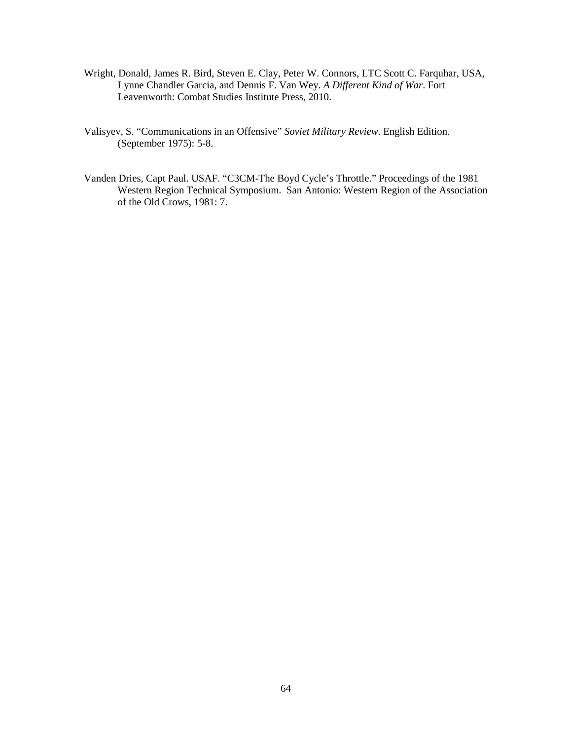Wright, Donald, James R. Bird, Steven E. Clay, Peter W. Connors, LTC Scott C. Farquhar, USA, Lynne Chandler Garcia, and Dennis F. Van Wey. *A Different Kind of War*. Fort Leavenworth: Combat Studies Institute Press, 2010.

Valisyev, S. "Communications in an Offensive" *Soviet Military Review*. English Edition. (September 1975): 5-8.

Vanden Dries, Capt Paul. USAF. "C3CM-The Boyd Cycle's Throttle." Proceedings of the 1981 Western Region Technical Symposium. San Antonio: Western Region of the Association of the Old Crows, 1981: 7.